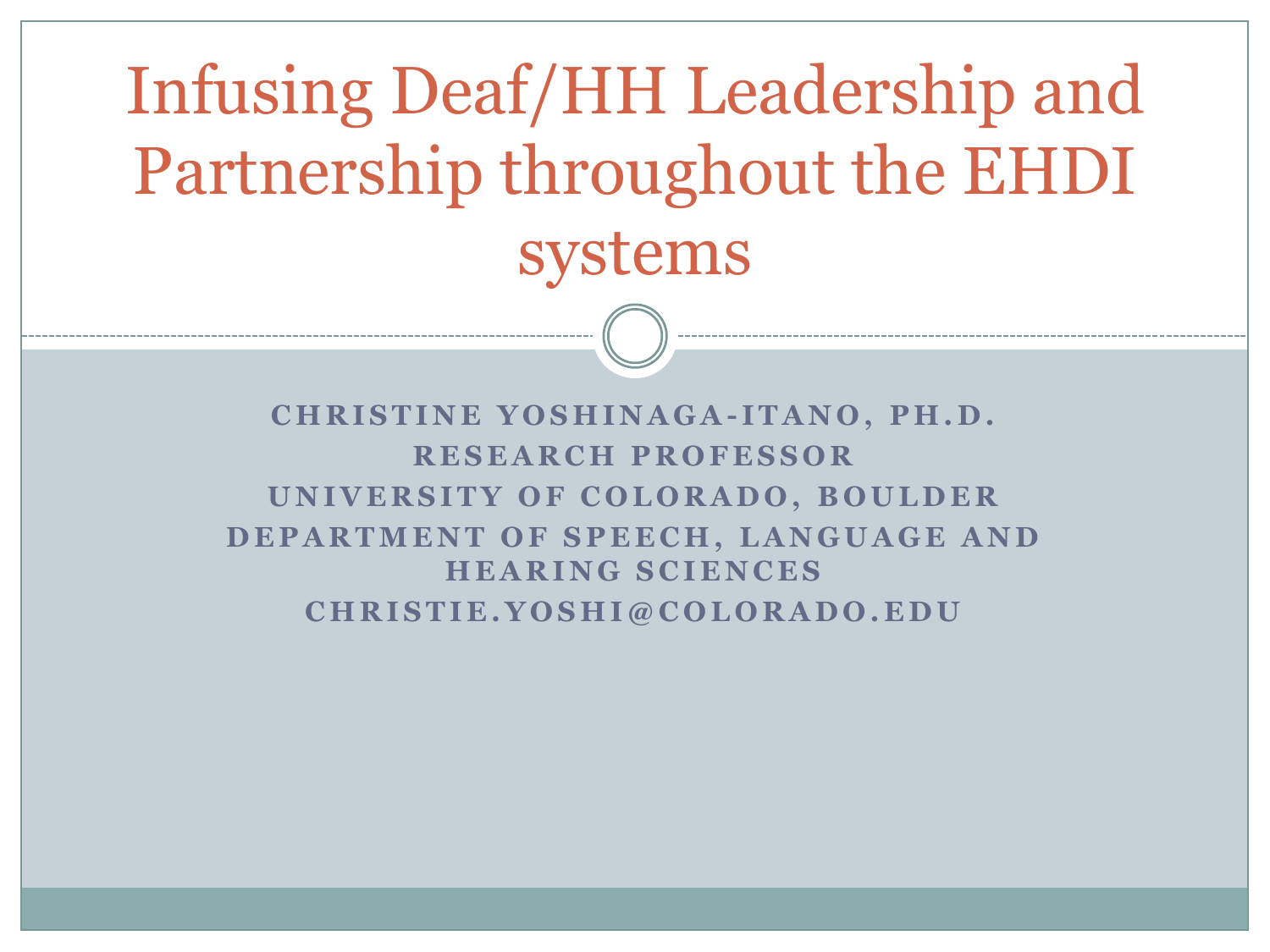# Infusing Deaf/HH Leadership and Partnership throughout the EHDI systems

**CHRISTINE YOSHINAGA-ITANO, PH.D.**

**RESEARCH PROFESSOR**

**UNIVERSITY OF COLORADO, BOULDER**

**DEPARTMENT OF SPEECH, LANGUAGE AND HEARING SCIENCES**

**CHRISTIE.YOSHI@COLORADO.EDU**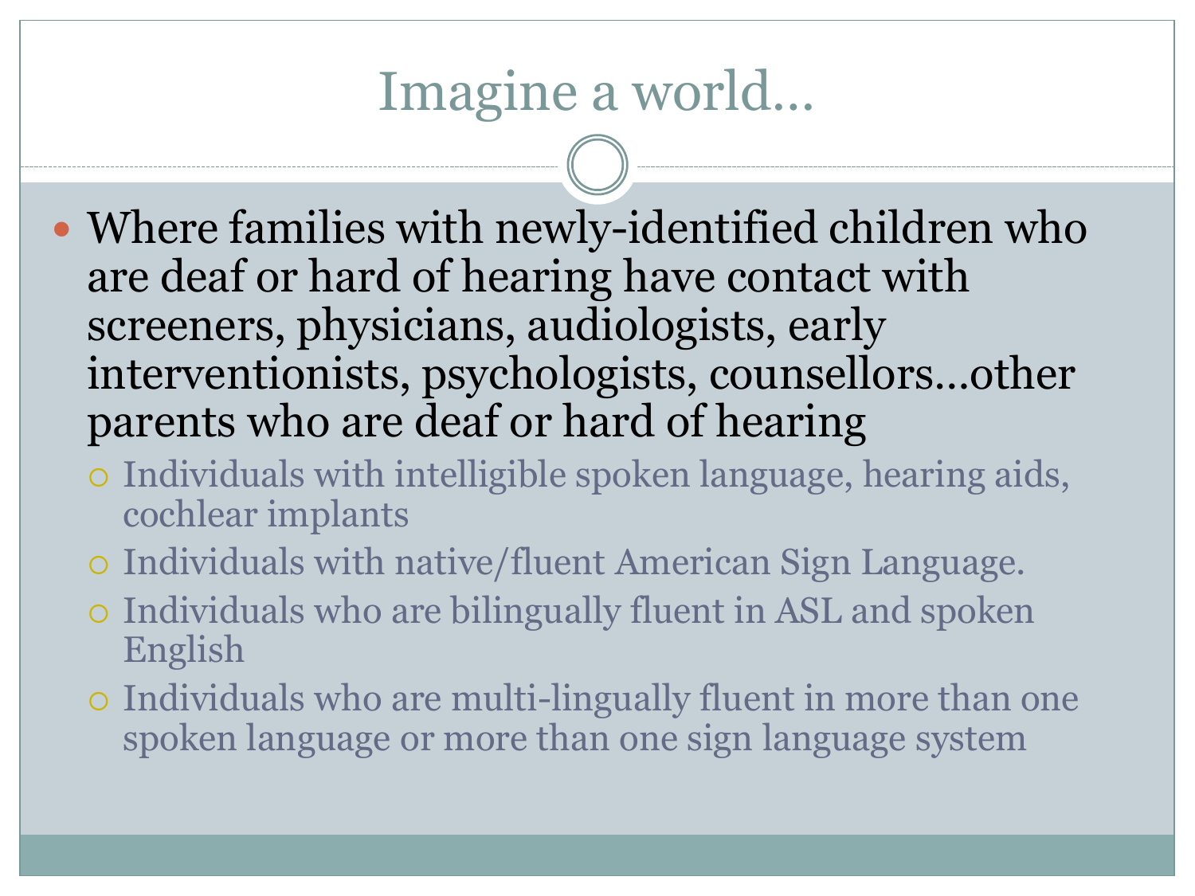# Imagine a world…

- Where families with newly-identified children who are deaf or hard of hearing have contact with screeners, physicians, audiologists, early interventionists, psychologists, counsellors…other parents who are deaf or hard of hearing
  - Individuals with intelligible spoken language, hearing aids, cochlear implants
  - Individuals with native/fluent American Sign Language.
  - Individuals who are bilingually fluent in ASL and spoken English
  - Individuals who are multi-lingually fluent in more than one spoken language or more than one sign language system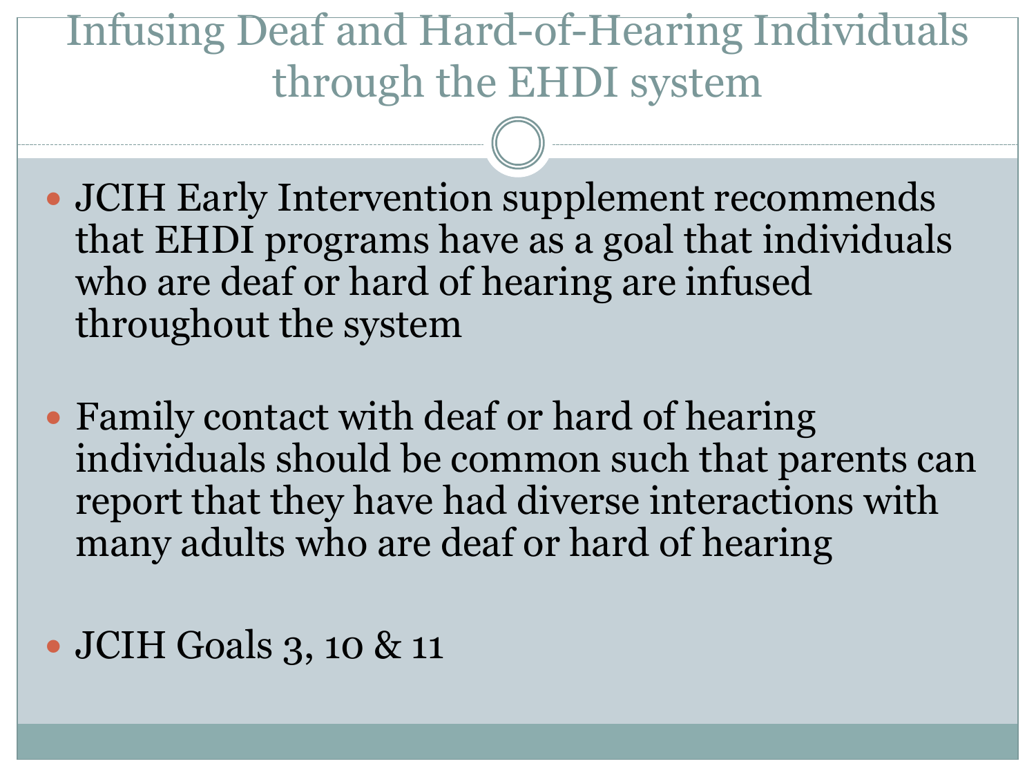# Infusing Deaf and Hard-of-Hearing Individuals through the EHDI system

- JCIH Early Intervention supplement recommends that EHDI programs have as a goal that individuals who are deaf or hard of hearing are infused throughout the system
- Family contact with deaf or hard of hearing individuals should be common such that parents can report that they have had diverse interactions with many adults who are deaf or hard of hearing
- JCIH Goals 3, 10 & 11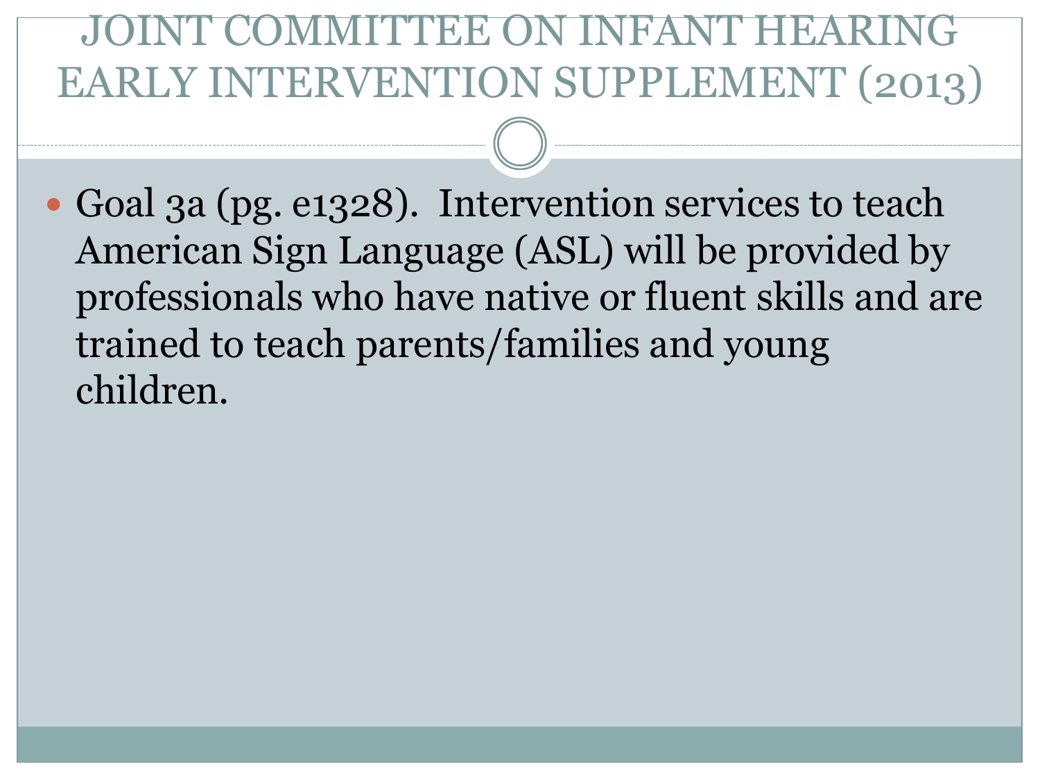# JOINT COMMITTEE ON INFANT HEARING EARLY INTERVENTION SUPPLEMENT (2013)

- Goal 3a (pg. e1328). Intervention services to teach American Sign Language (ASL) will be provided by professionals who have native or fluent skills and are trained to teach parents/families and young children.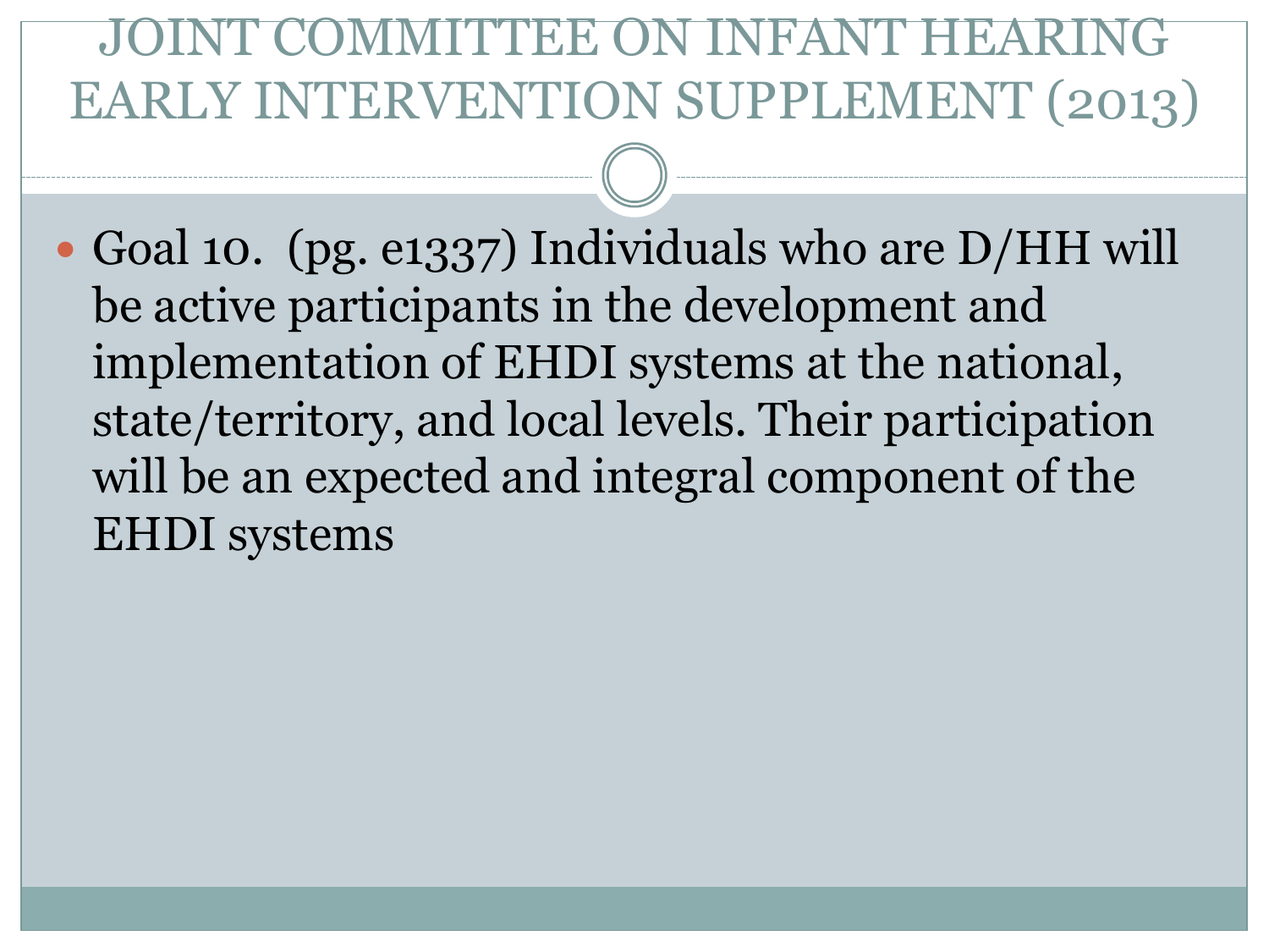# JOINT COMMITTEE ON INFANT HEARING EARLY INTERVENTION SUPPLEMENT (2013)

- Goal 10. (pg. e1337) Individuals who are D/HH will be active participants in the development and implementation of EHDI systems at the national, state/territory, and local levels. Their participation will be an expected and integral component of the EHDI systems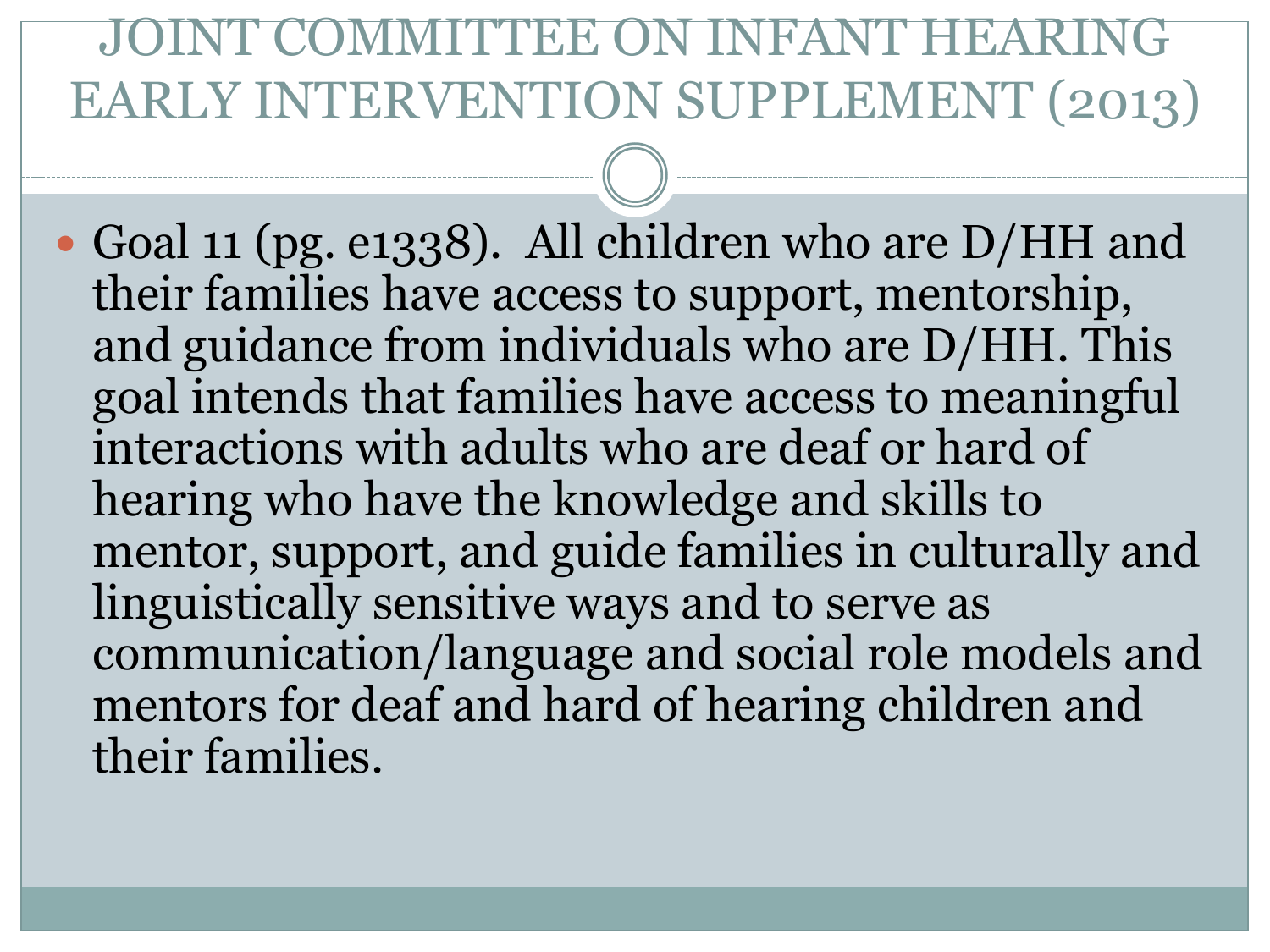# JOINT COMMITTEE ON INFANT HEARING EARLY INTERVENTION SUPPLEMENT (2013)

- Goal 11 (pg. e1338). All children who are D/HH and their families have access to support, mentorship, and guidance from individuals who are D/HH. This goal intends that families have access to meaningful interactions with adults who are deaf or hard of hearing who have the knowledge and skills to mentor, support, and guide families in culturally and linguistically sensitive ways and to serve as communication/language and social role models and mentors for deaf and hard of hearing children and their families.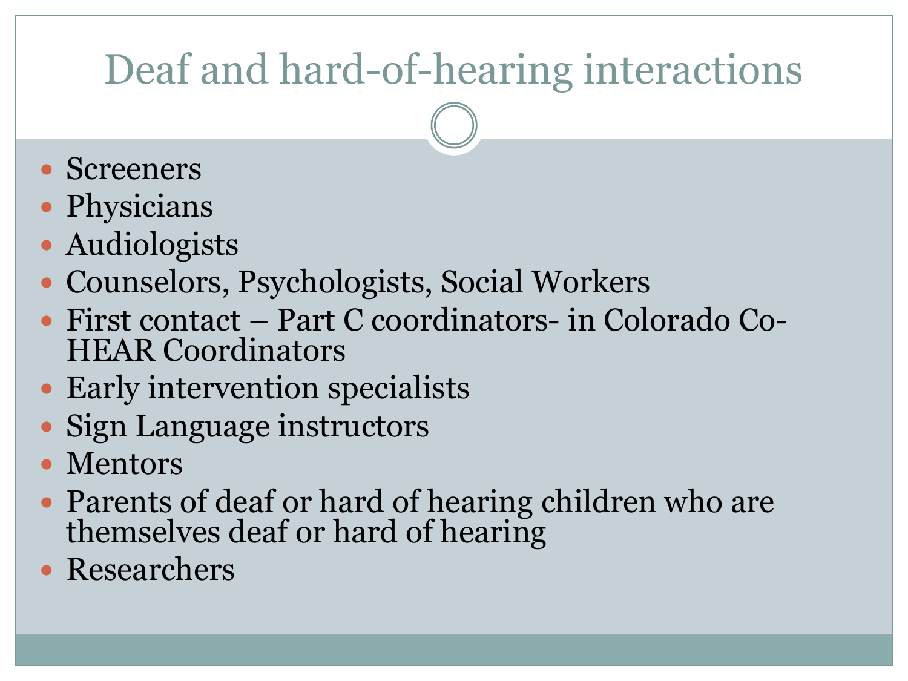# Deaf and hard-of-hearing interactions

- Screeners
- Physicians
- Audiologists
- Counselors, Psychologists, Social Workers
- First contact – Part C coordinators- in Colorado Co-HEAR Coordinators
- Early intervention specialists
- Sign Language instructors
- Mentors
- Parents of deaf or hard of hearing children who are themselves deaf or hard of hearing
- Researchers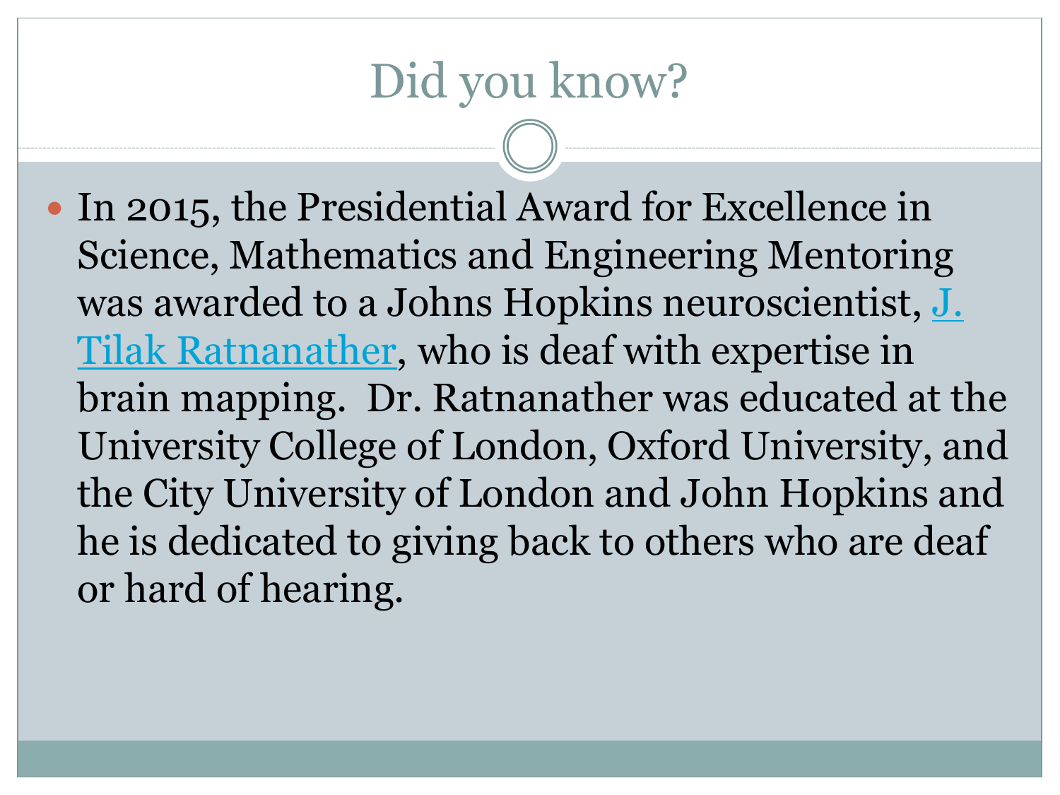# Did you know?

- In 2015, the Presidential Award for Excellence in Science, Mathematics and Engineering Mentoring was awarded to a Johns Hopkins neuroscientist, J. Tilak Ratnanather, who is deaf with expertise in brain mapping. Dr. Ratnanather was educated at the University College of London, Oxford University, and the City University of London and John Hopkins and he is dedicated to giving back to others who are deaf or hard of hearing.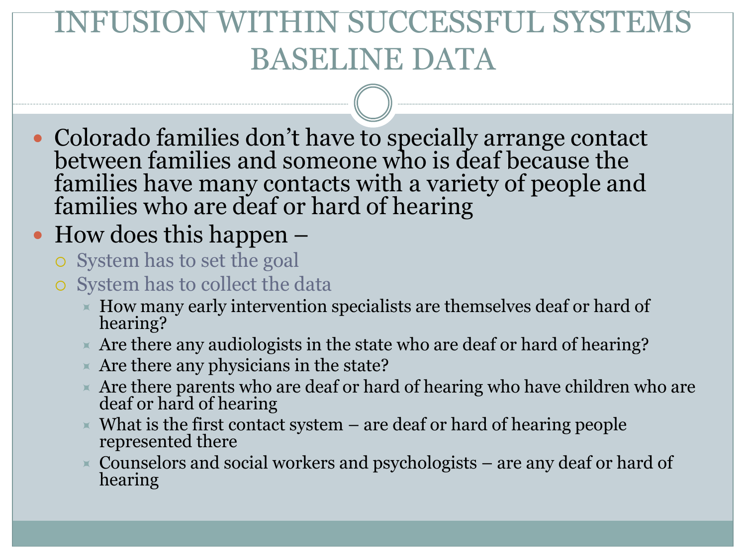# INFUSION WITHIN SUCCESSFUL SYSTEMS BASELINE DATA

- Colorado families don't have to specially arrange contact between families and someone who is deaf because the families have many contacts with a variety of people and families who are deaf or hard of hearing
- How does this happen –
  - System has to set the goal
  - System has to collect the data
    - How many early intervention specialists are themselves deaf or hard of hearing?
    - Are there any audiologists in the state who are deaf or hard of hearing?
    - Are there any physicians in the state?
    - Are there parents who are deaf or hard of hearing who have children who are deaf or hard of hearing
    - What is the first contact system – are deaf or hard of hearing people represented there
    - Counselors and social workers and psychologists – are any deaf or hard of hearing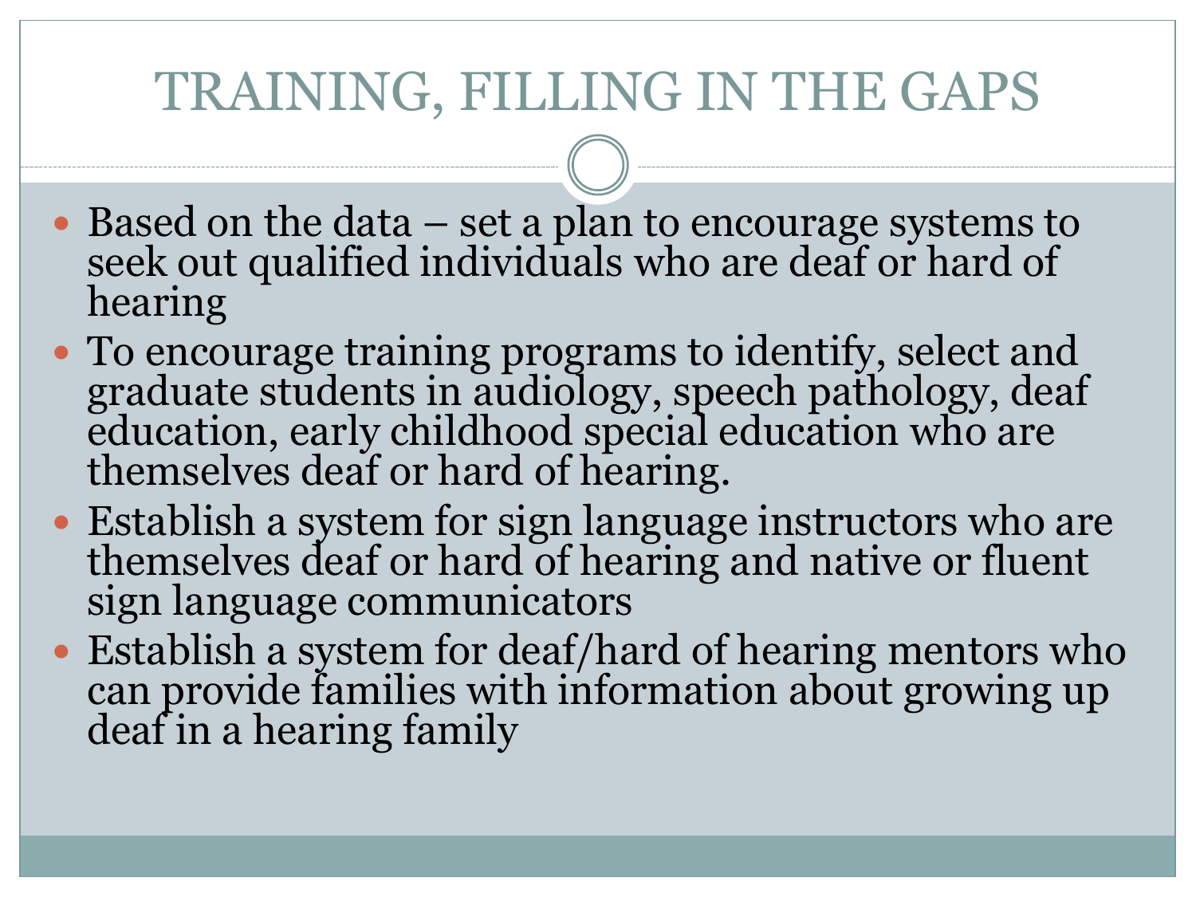# TRAINING, FILLING IN THE GAPS

- Based on the data – set a plan to encourage systems to seek out qualified individuals who are deaf or hard of hearing
- To encourage training programs to identify, select and graduate students in audiology, speech pathology, deaf education, early childhood special education who are themselves deaf or hard of hearing.
- Establish a system for sign language instructors who are themselves deaf or hard of hearing and native or fluent sign language communicators
- Establish a system for deaf/hard of hearing mentors who can provide families with information about growing up deaf in a hearing family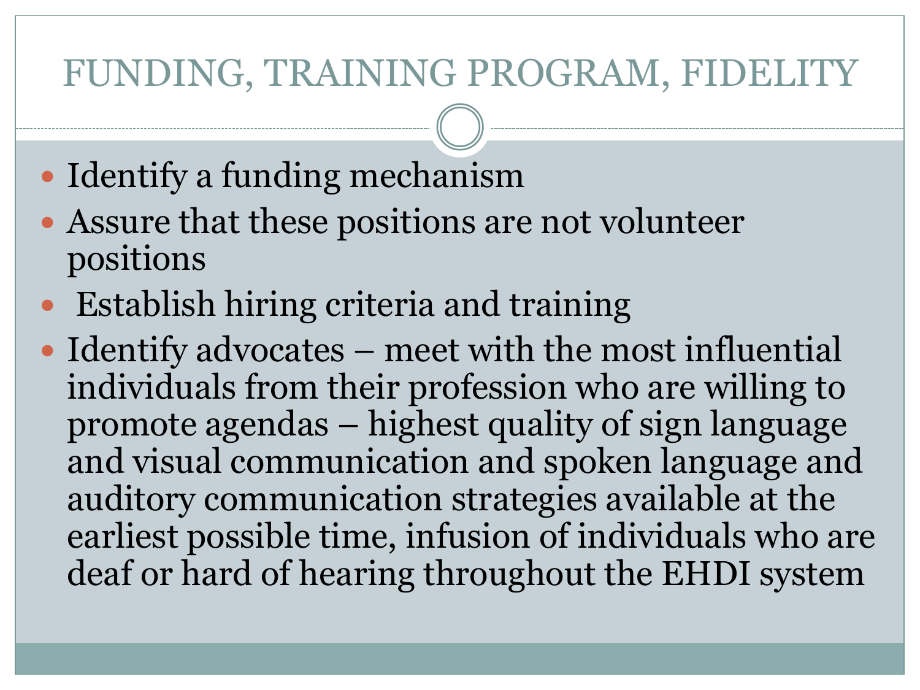# FUNDING, TRAINING PROGRAM, FIDELITY

- Identify a funding mechanism
- Assure that these positions are not volunteer positions
- Establish hiring criteria and training
- Identify advocates – meet with the most influential individuals from their profession who are willing to promote agendas – highest quality of sign language and visual communication and spoken language and auditory communication strategies available at the earliest possible time, infusion of individuals who are deaf or hard of hearing throughout the EHDI system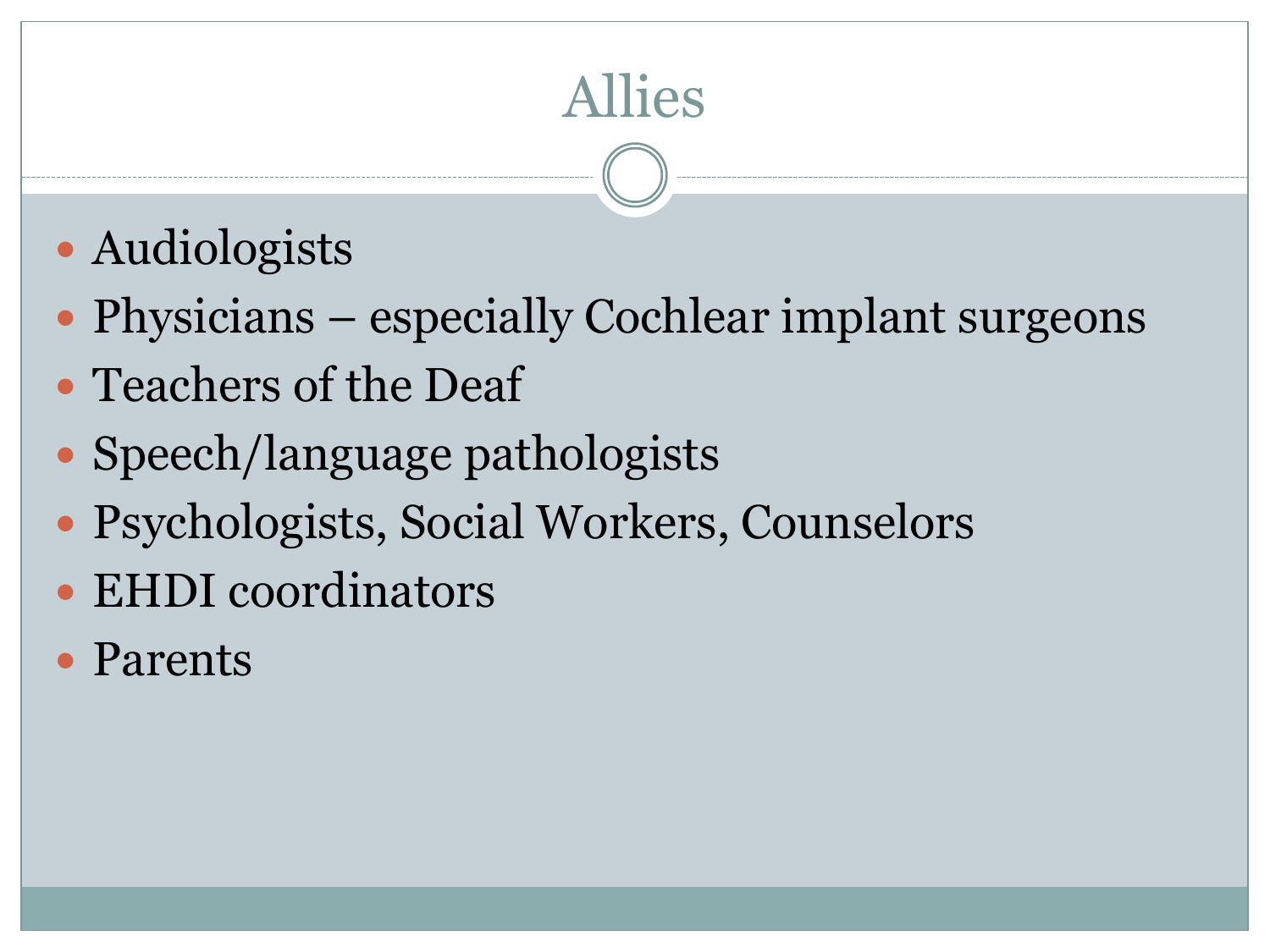# Allies

- Audiologists
- Physicians – especially Cochlear implant surgeons
- Teachers of the Deaf
- Speech/language pathologists
- Psychologists, Social Workers, Counselors
- EHDI coordinators
- Parents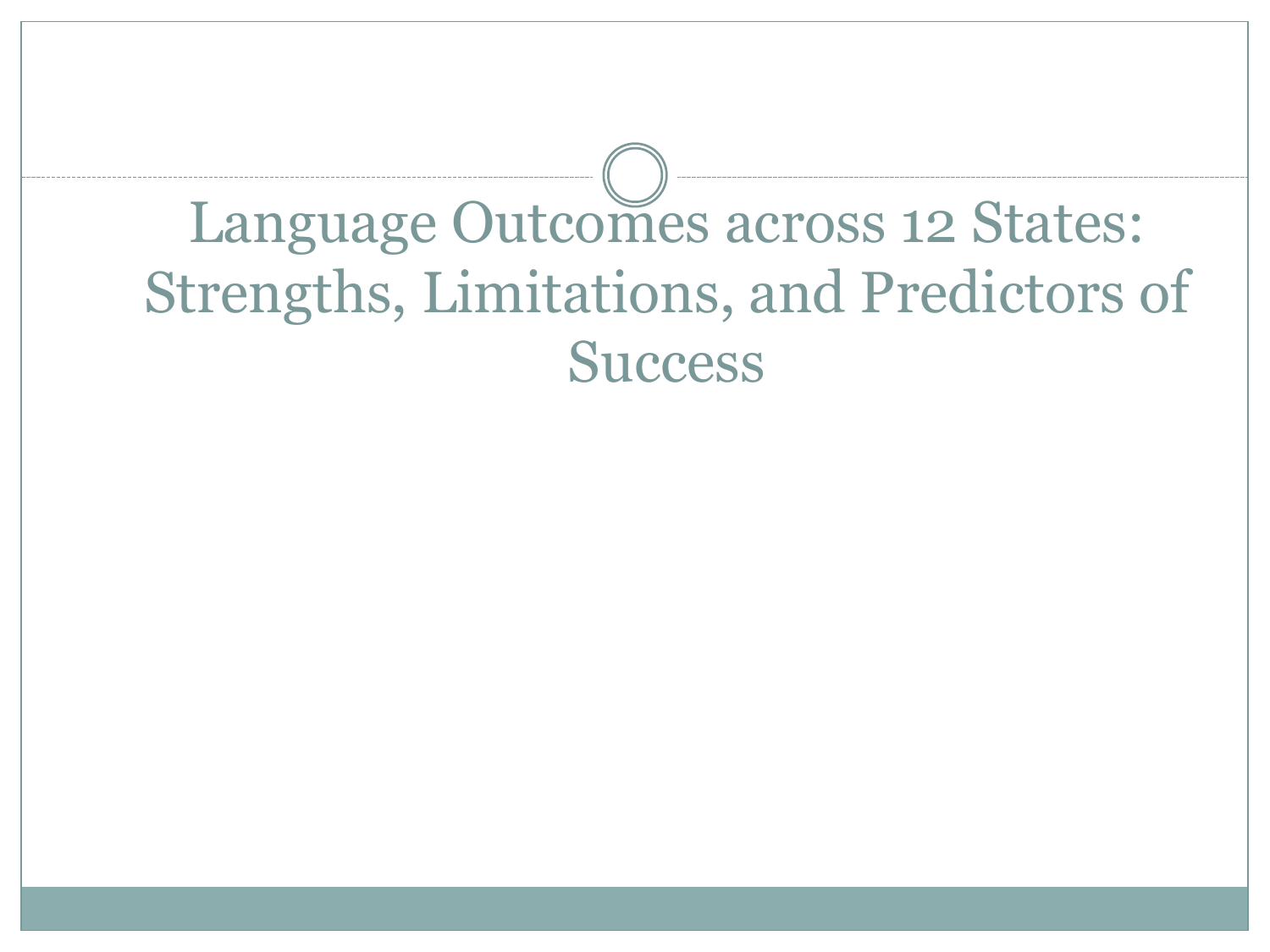# Language Outcomes across 12 States: Strengths, Limitations, and Predictors of Success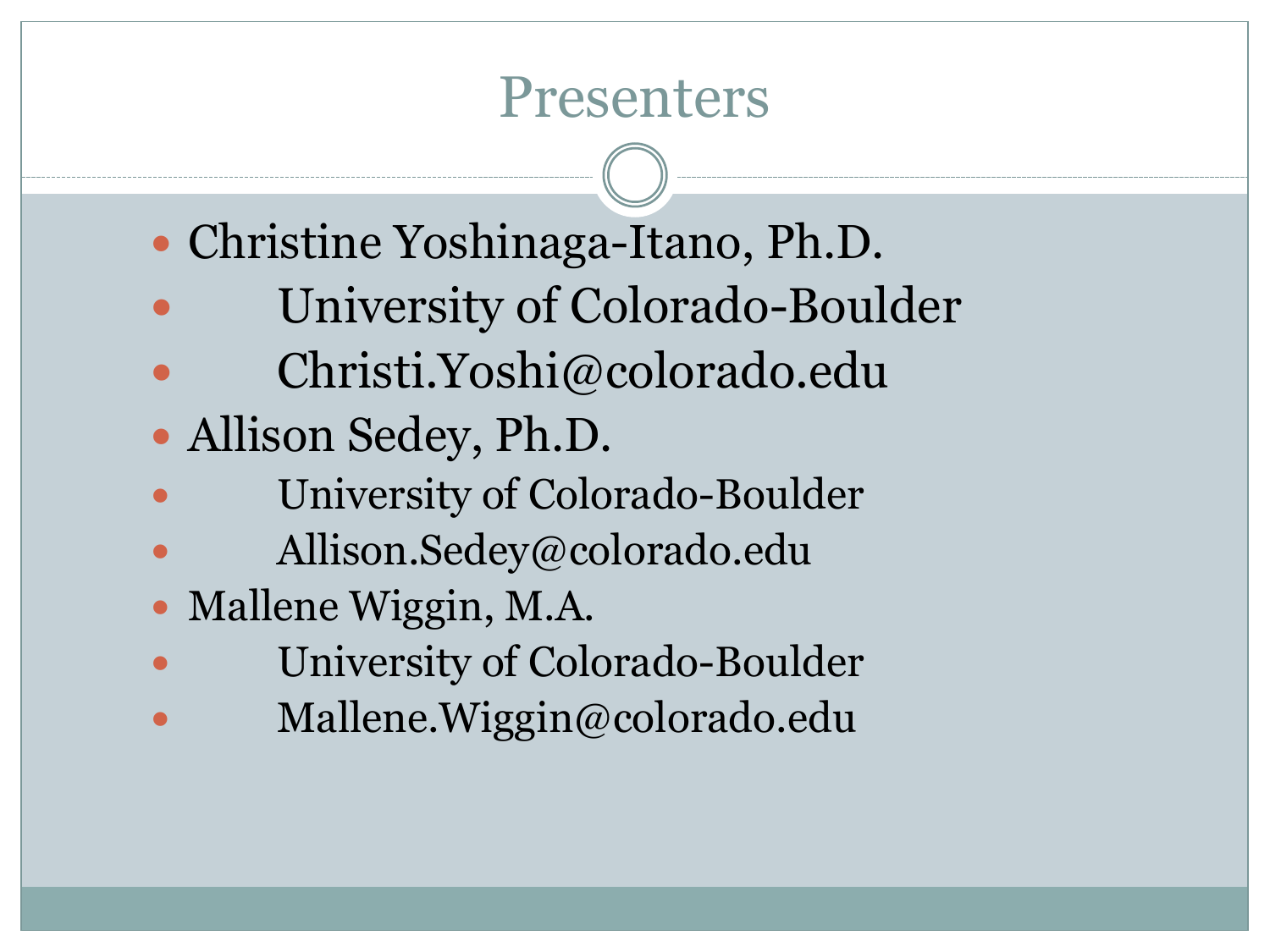# Presenters

- Christine Yoshinaga-Itano, Ph.D.
  - University of Colorado-Boulder
  - Christi.Yoshi@colorado.edu
- Allison Sedey, Ph.D.
  - University of Colorado-Boulder
  - Allison.Sedey@colorado.edu
- Mallene Wiggin, M.A.
  - University of Colorado-Boulder
  - Mallene.Wiggin@colorado.edu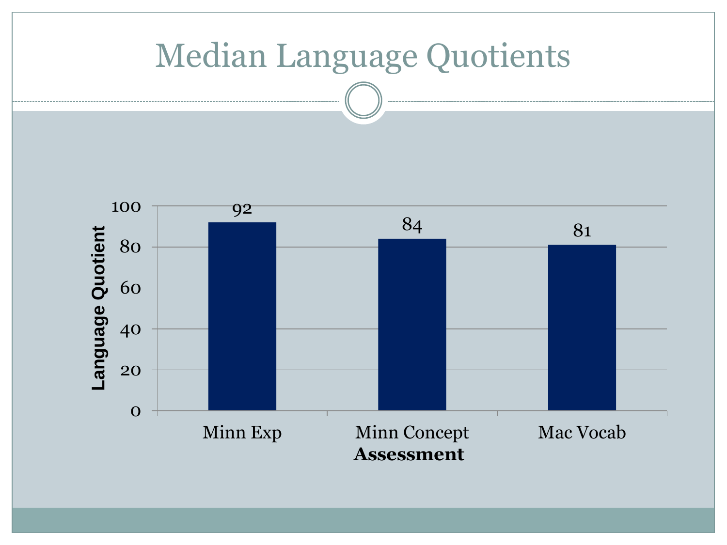# Median Language Quotients

| Assessment | Language Quotient |
|---|---|
| Minn Exp | 92 |
| Minn Concept | 84 |
| Mac Vocab | 81 |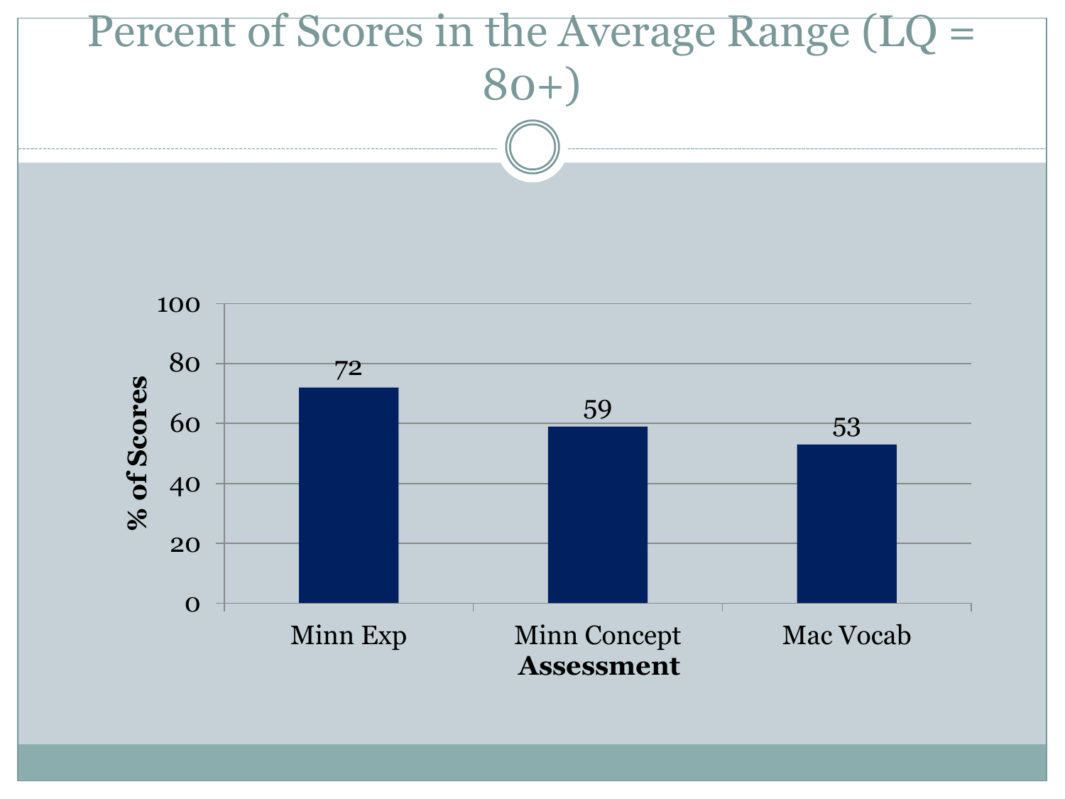# Percent of Scores in the Average Range (LQ = 80+)

| Assessment | % of Scores |
| --- | --- |
| Minn Exp | 72 |
| Minn Concept | 59 |
| Mac Vocab | 53 |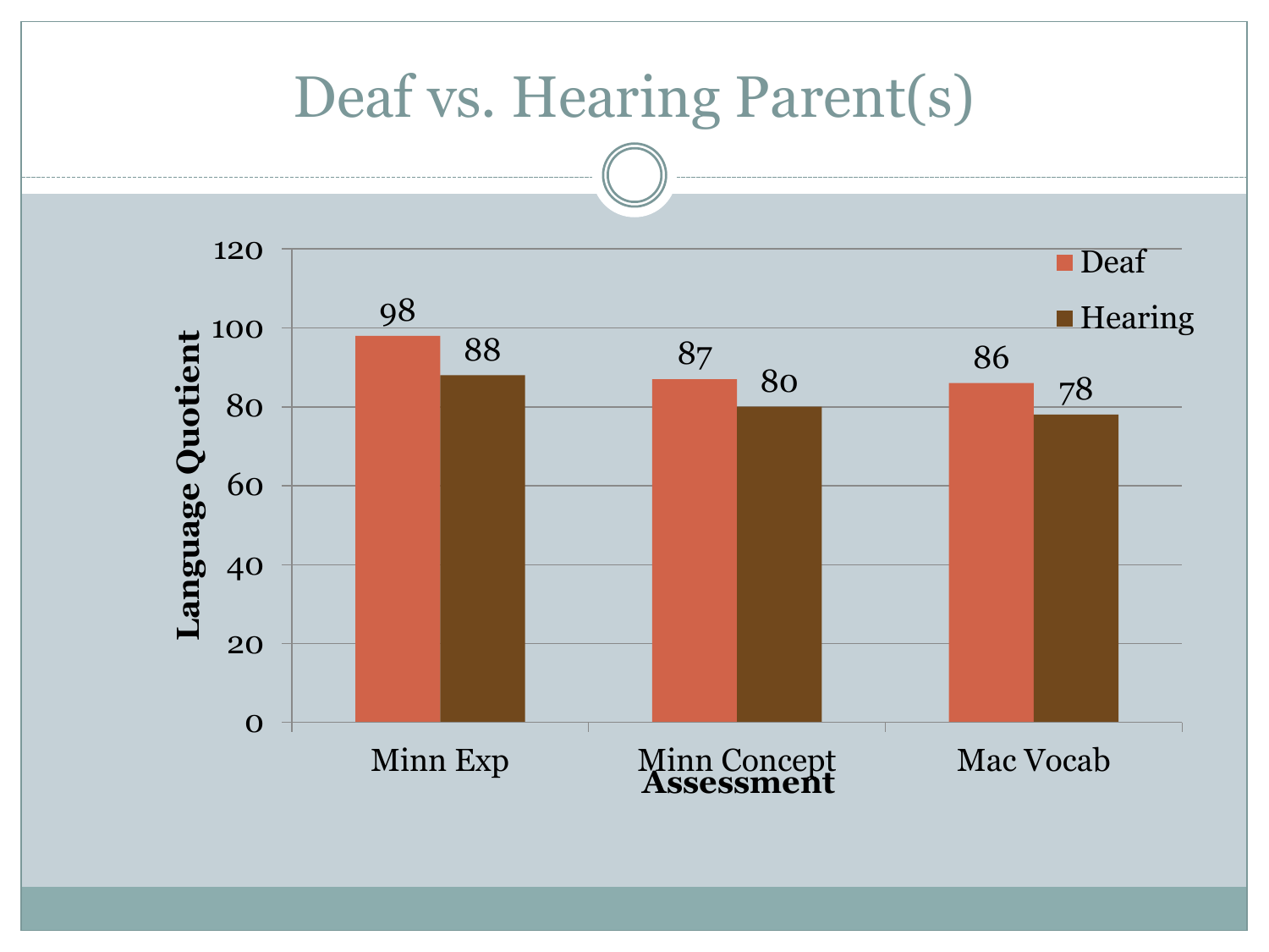# Deaf vs. Hearing Parent(s)

| Assessment | Deaf | Hearing |
|---|---|---|
| Minn Exp | 98 | 88 |
| Minn Concept | 87 | 80 |
| Mac Vocab | 86 | 78 |

Language Quotient (y-axis, 0–120); Assessment (x-axis)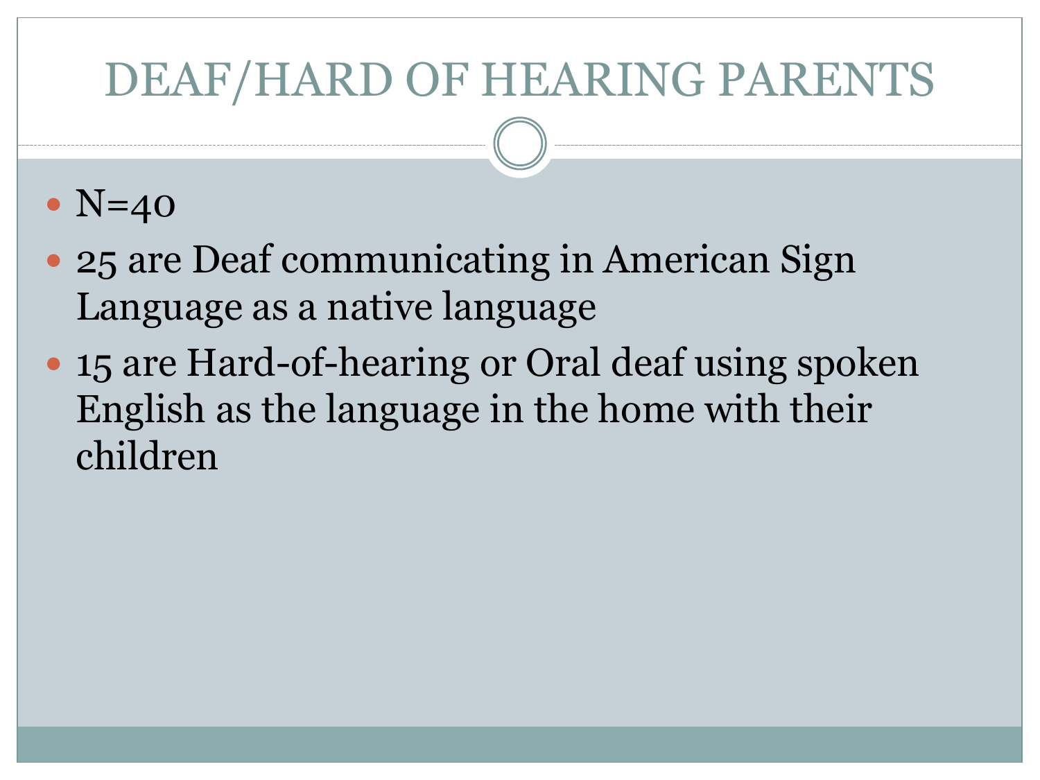# DEAF/HARD OF HEARING PARENTS

- N=40
- 25 are Deaf communicating in American Sign Language as a native language
- 15 are Hard-of-hearing or Oral deaf using spoken English as the language in the home with their children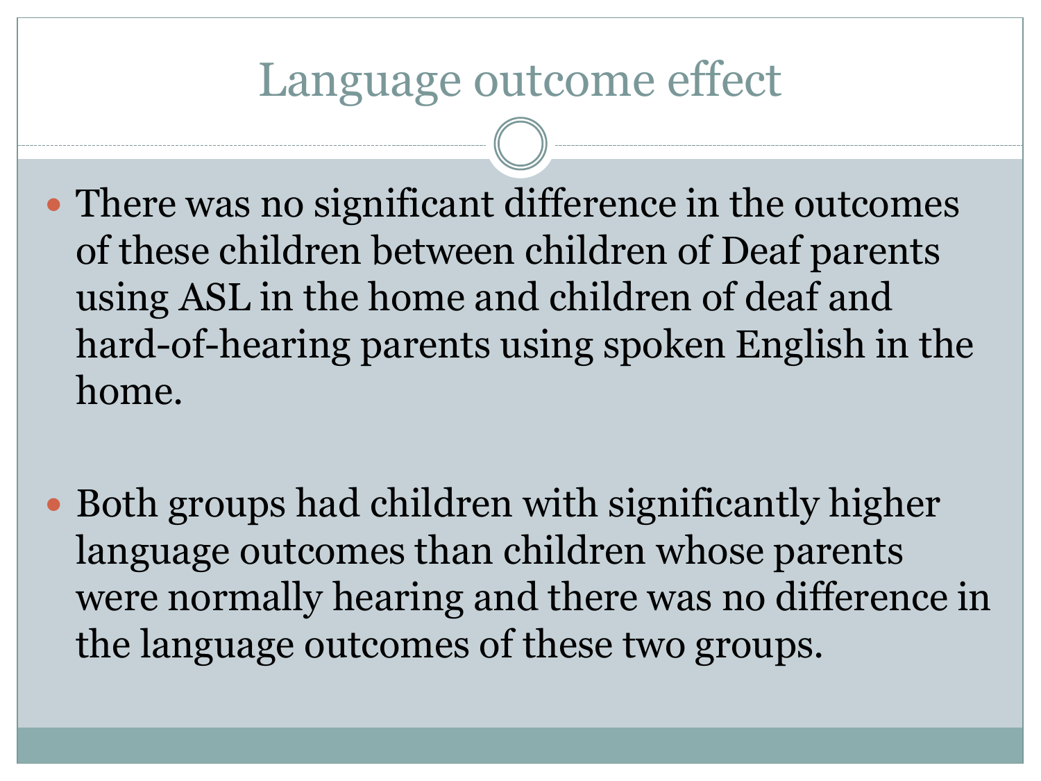# Language outcome effect

- There was no significant difference in the outcomes of these children between children of Deaf parents using ASL in the home and children of deaf and hard-of-hearing parents using spoken English in the home.

- Both groups had children with significantly higher language outcomes than children whose parents were normally hearing and there was no difference in the language outcomes of these two groups.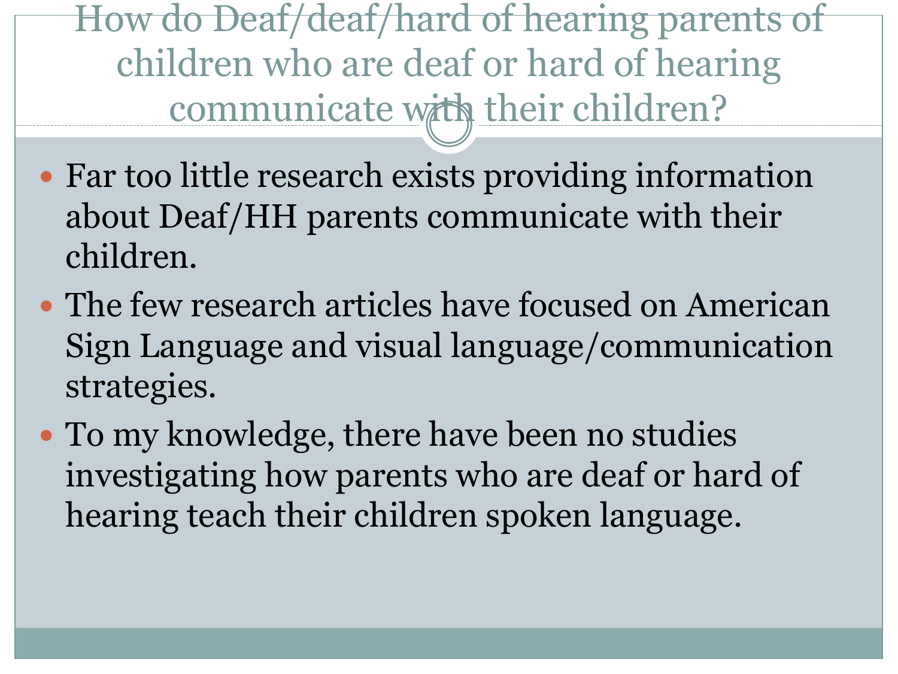# How do Deaf/deaf/hard of hearing parents of children who are deaf or hard of hearing communicate with their children?

- Far too little research exists providing information about Deaf/HH parents communicate with their children.
- The few research articles have focused on American Sign Language and visual language/communication strategies.
- To my knowledge, there have been no studies investigating how parents who are deaf or hard of hearing teach their children spoken language.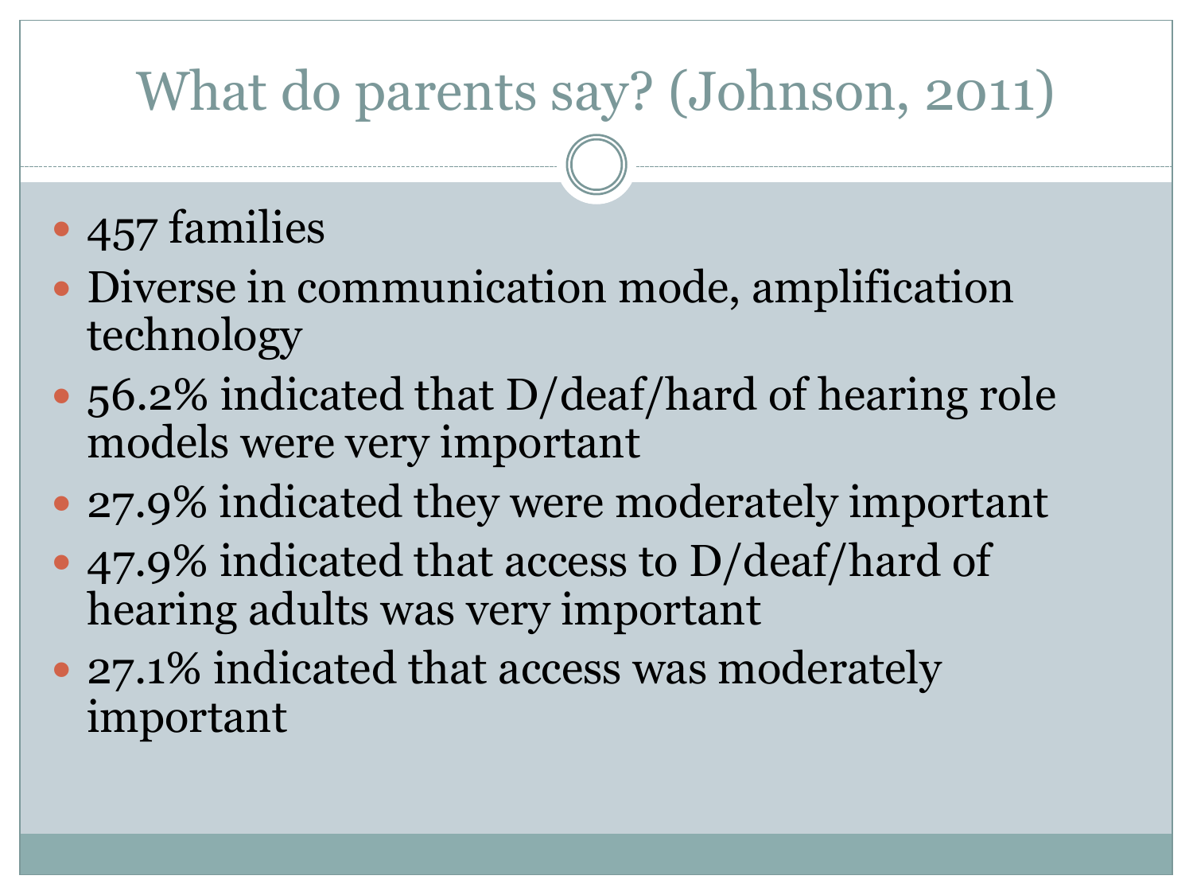# What do parents say? (Johnson, 2011)

- 457 families
- Diverse in communication mode, amplification technology
- 56.2% indicated that D/deaf/hard of hearing role models were very important
- 27.9% indicated they were moderately important
- 47.9% indicated that access to D/deaf/hard of hearing adults was very important
- 27.1% indicated that access was moderately important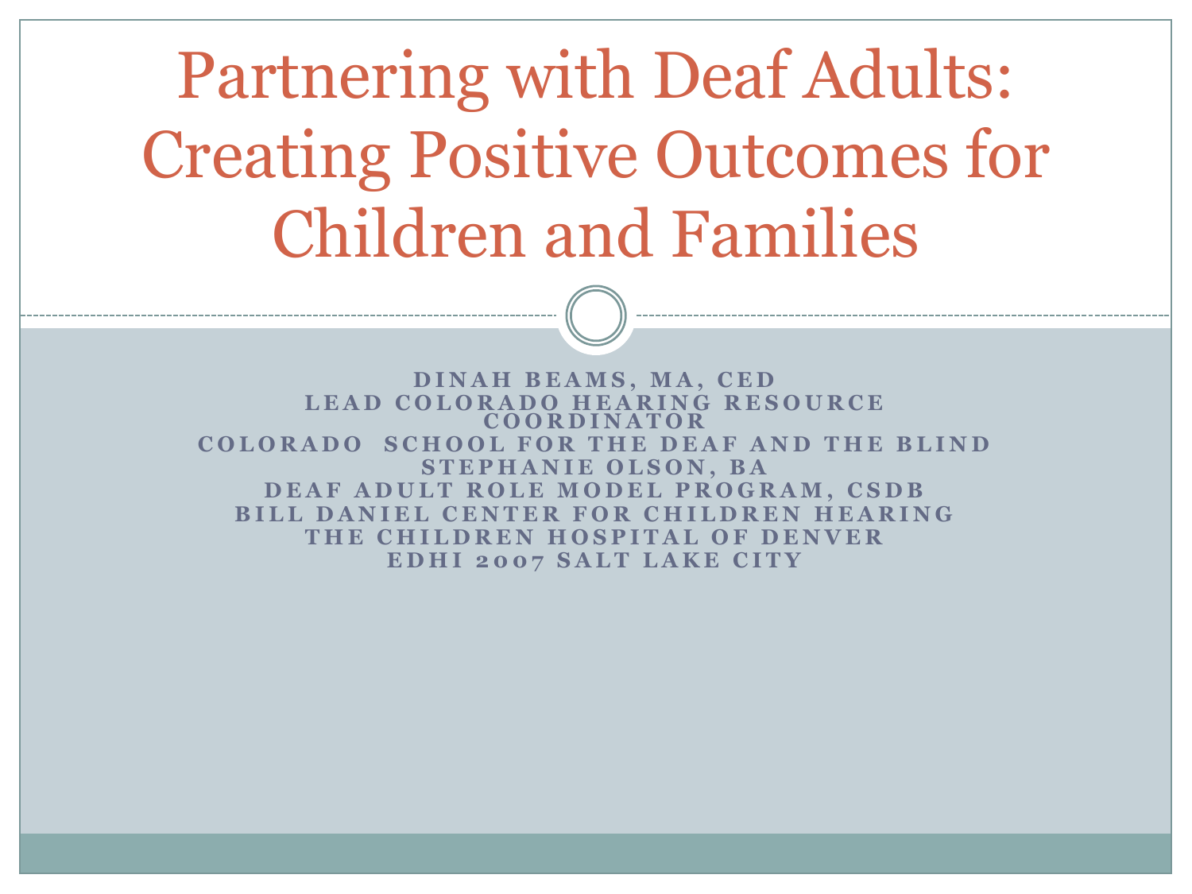# Partnering with Deaf Adults: Creating Positive Outcomes for Children and Families

**DINAH BEAMS, MA, CED**
**LEAD COLORADO HEARING RESOURCE COORDINATOR**
**COLORADO SCHOOL FOR THE DEAF AND THE BLIND**
**STEPHANIE OLSON, BA**
**DEAF ADULT ROLE MODEL PROGRAM, CSDB**
**BILL DANIEL CENTER FOR CHILDREN HEARING**
**THE CHILDREN HOSPITAL OF DENVER**
**EDHI 2007 SALT LAKE CITY**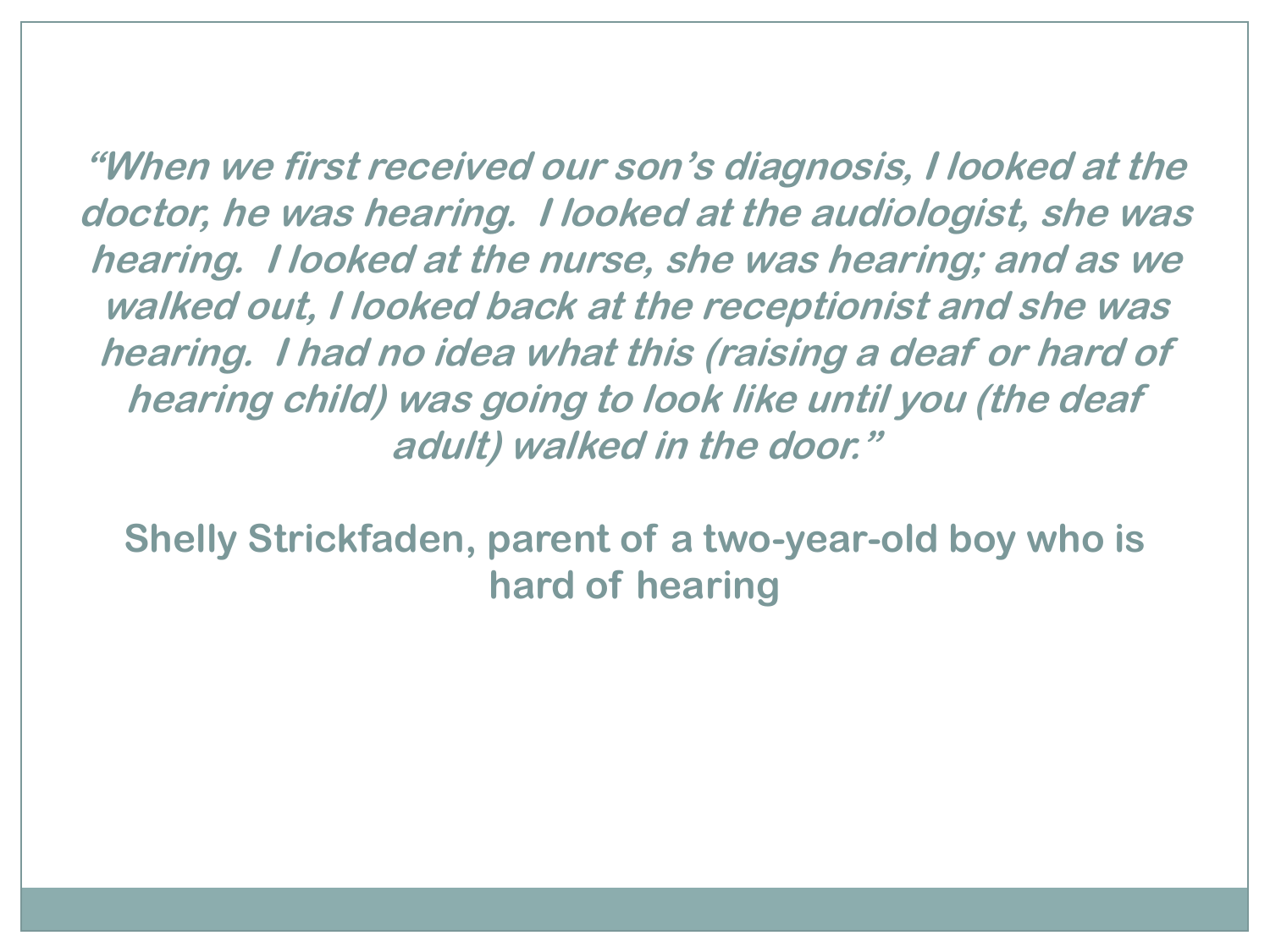***"When we first received our son's diagnosis, I looked at the doctor, he was hearing. I looked at the audiologist, she was hearing. I looked at the nurse, she was hearing; and as we walked out, I looked back at the receptionist and she was hearing. I had no idea what this (raising a deaf or hard of hearing child) was going to look like until you (the deaf adult) walked in the door."***

**Shelly Strickfaden, parent of a two-year-old boy who is hard of hearing**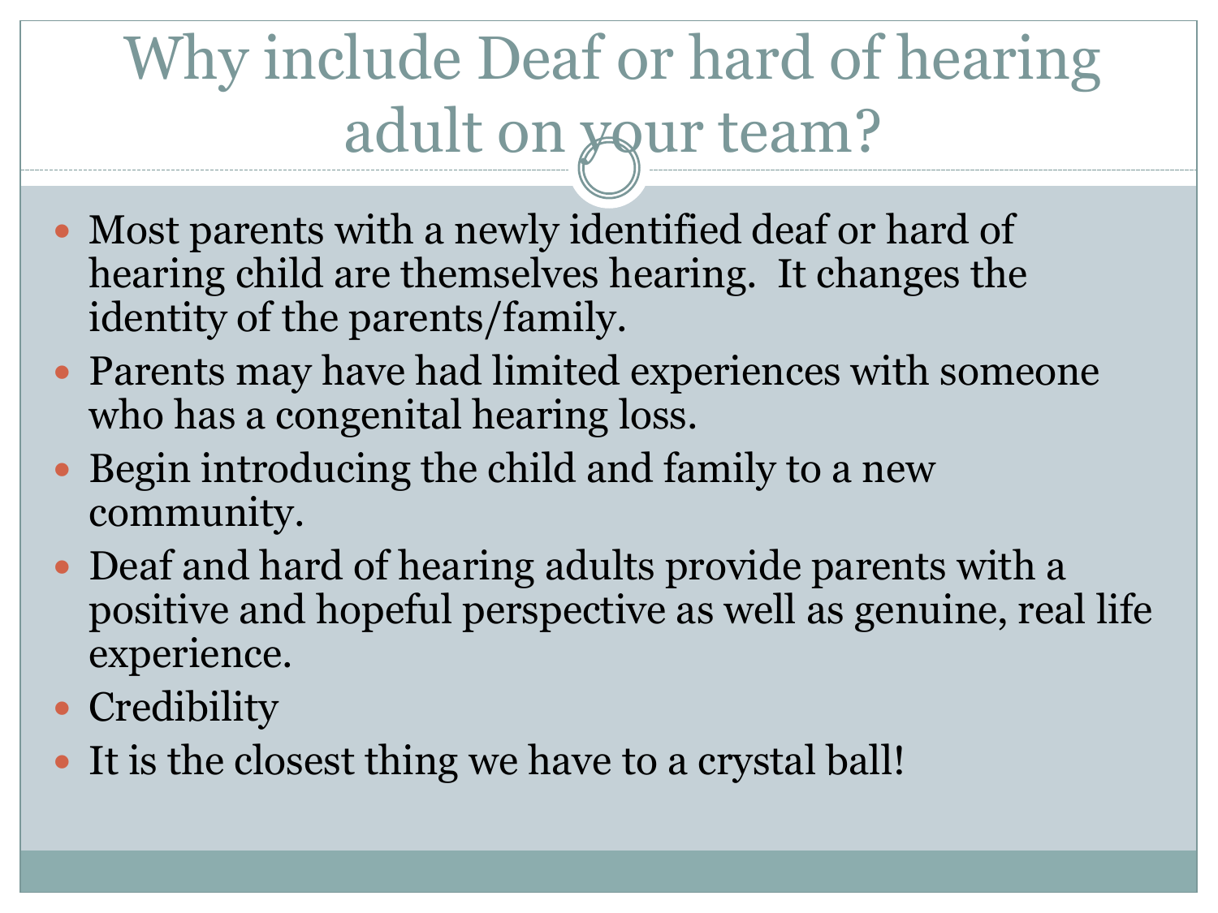# Why include Deaf or hard of hearing adult on your team?

- Most parents with a newly identified deaf or hard of hearing child are themselves hearing. It changes the identity of the parents/family.
- Parents may have had limited experiences with someone who has a congenital hearing loss.
- Begin introducing the child and family to a new community.
- Deaf and hard of hearing adults provide parents with a positive and hopeful perspective as well as genuine, real life experience.
- Credibility
- It is the closest thing we have to a crystal ball!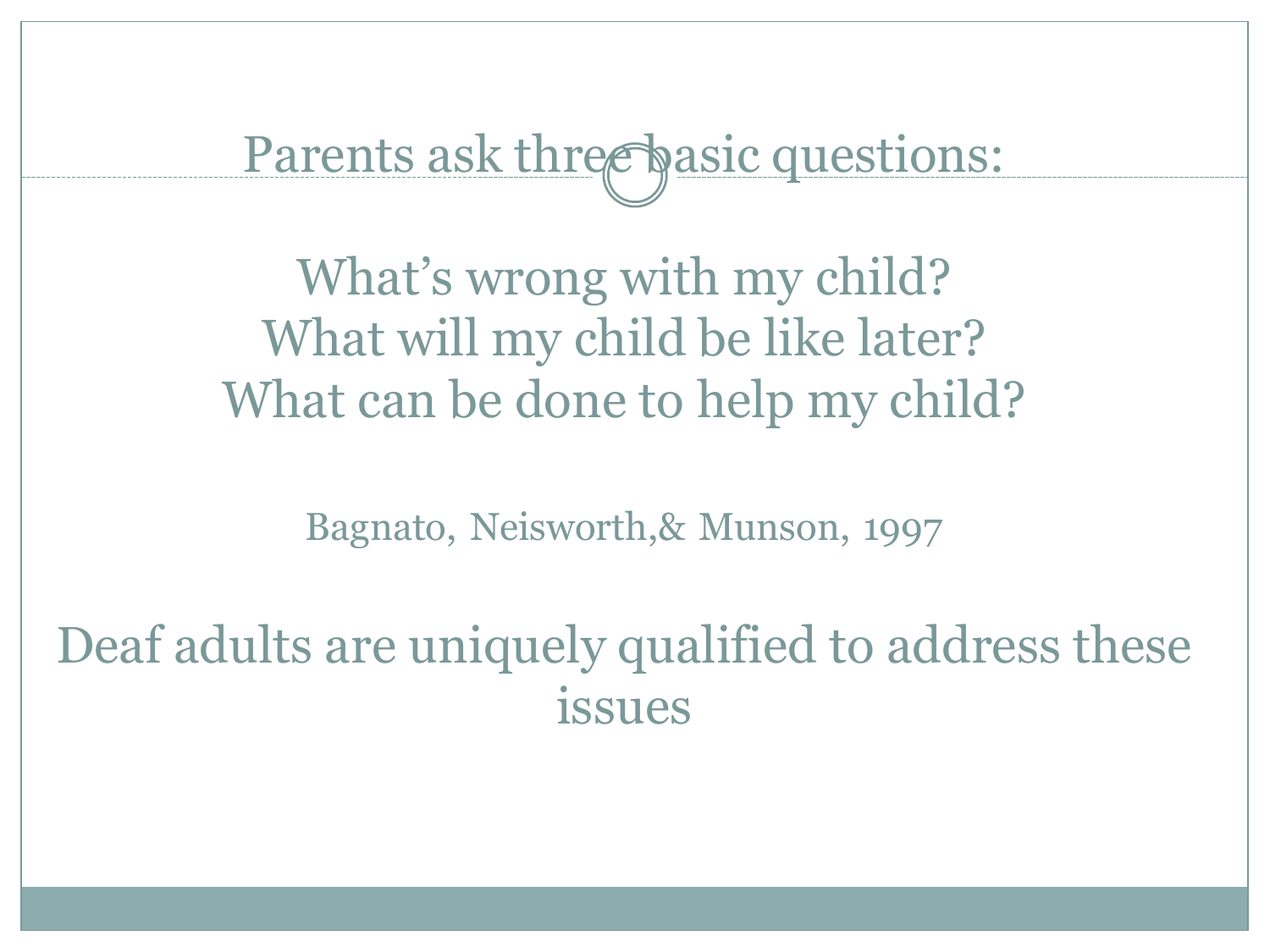# Parents ask three basic questions:

What's wrong with my child?
What will my child be like later?
What can be done to help my child?

Bagnato, Neisworth,& Munson, 1997

Deaf adults are uniquely qualified to address these issues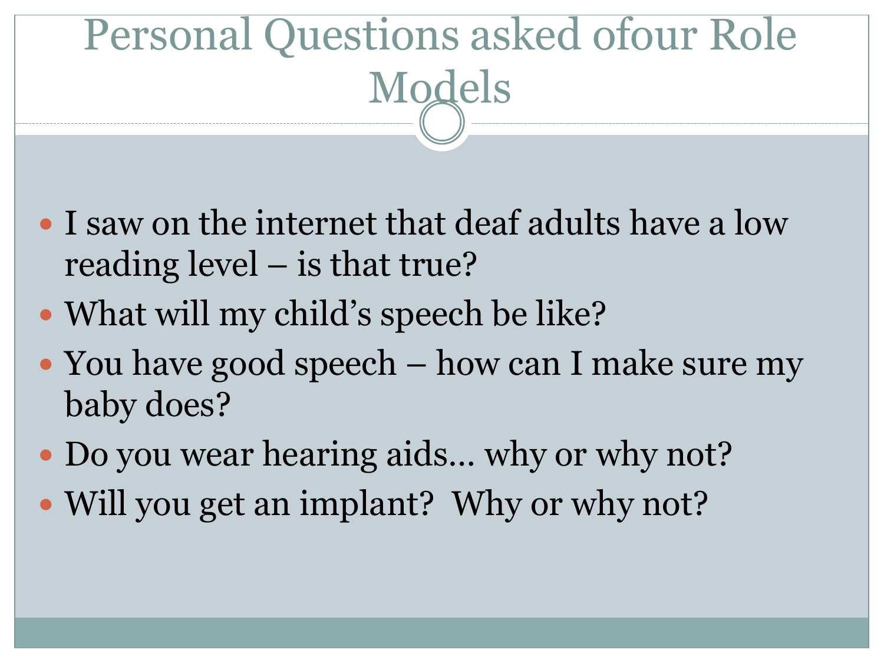# Personal Questions asked ofour Role Models

- I saw on the internet that deaf adults have a low reading level – is that true?
- What will my child's speech be like?
- You have good speech – how can I make sure my baby does?
- Do you wear hearing aids… why or why not?
- Will you get an implant?  Why or why not?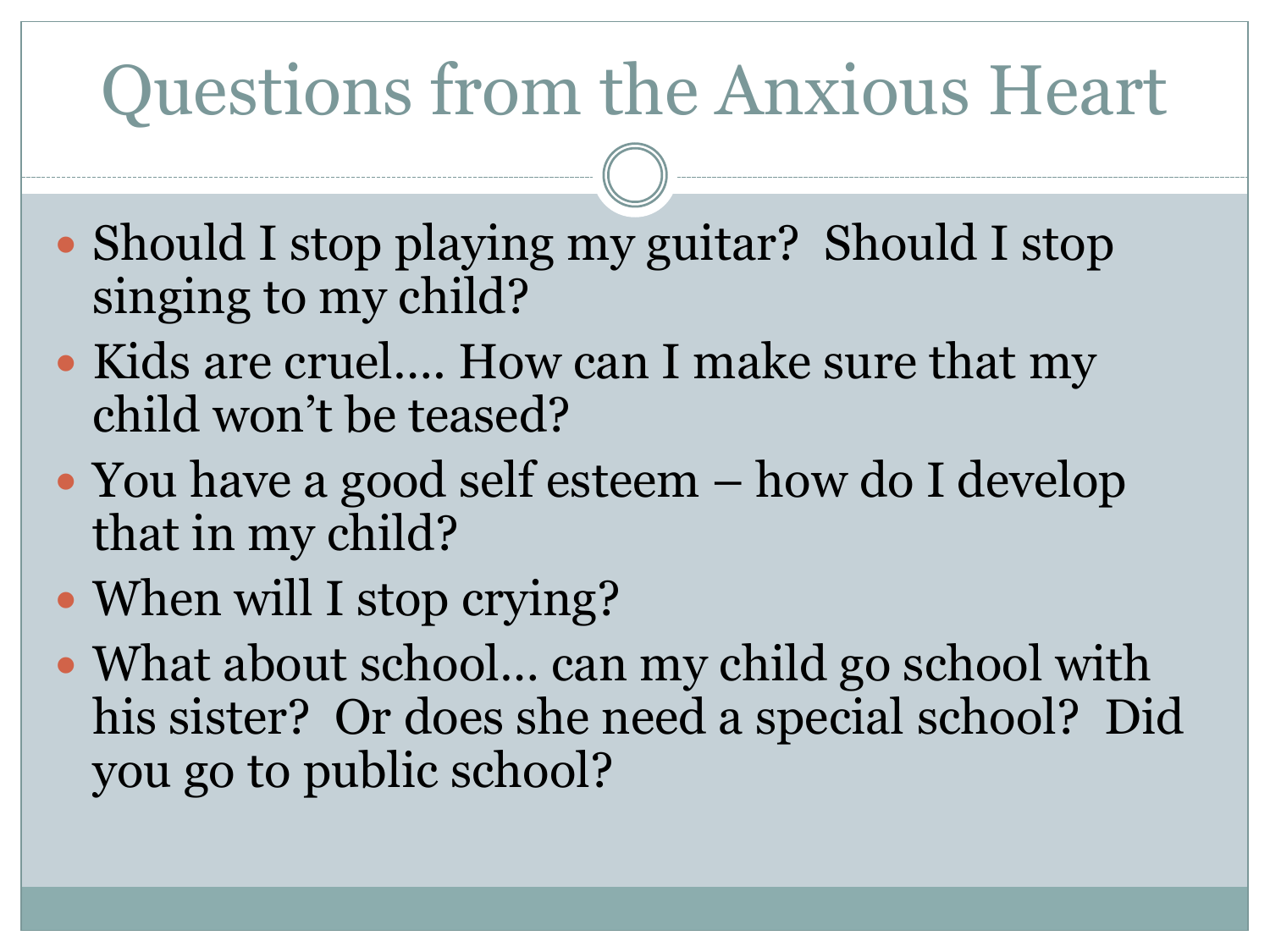# Questions from the Anxious Heart

- Should I stop playing my guitar? Should I stop singing to my child?
- Kids are cruel…. How can I make sure that my child won't be teased?
- You have a good self esteem – how do I develop that in my child?
- When will I stop crying?
- What about school… can my child go school with his sister? Or does she need a special school? Did you go to public school?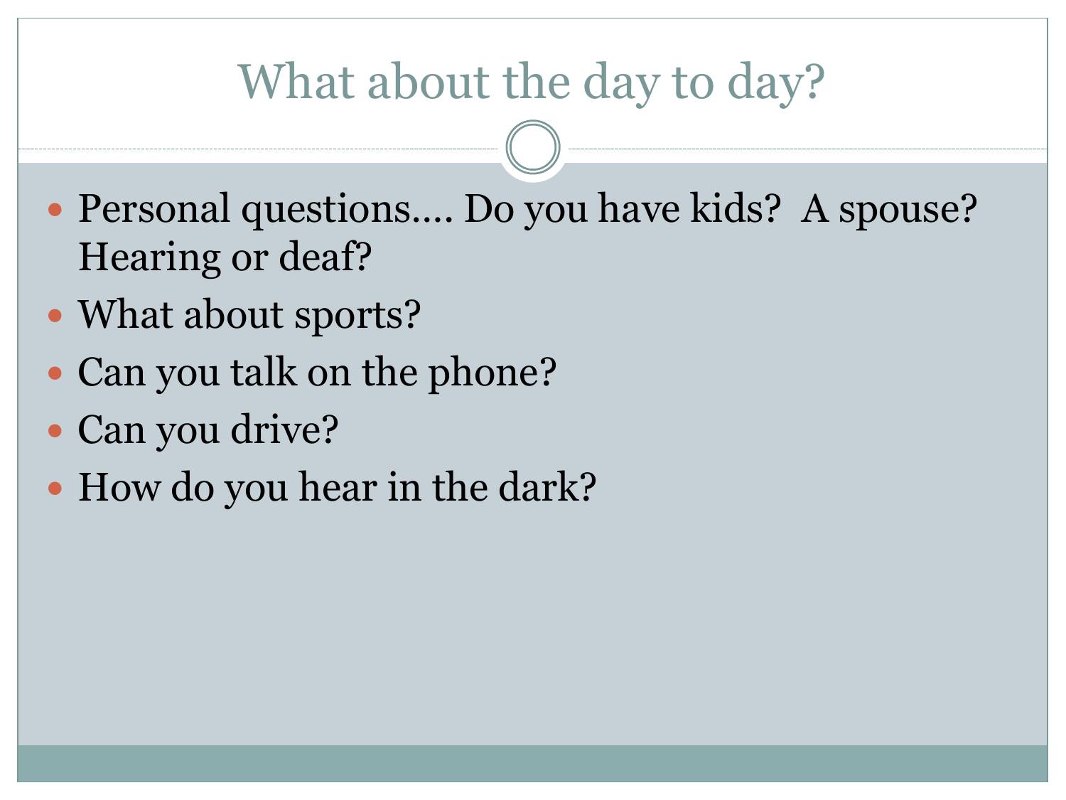# What about the day to day?

- Personal questions…. Do you have kids? A spouse? Hearing or deaf?
- What about sports?
- Can you talk on the phone?
- Can you drive?
- How do you hear in the dark?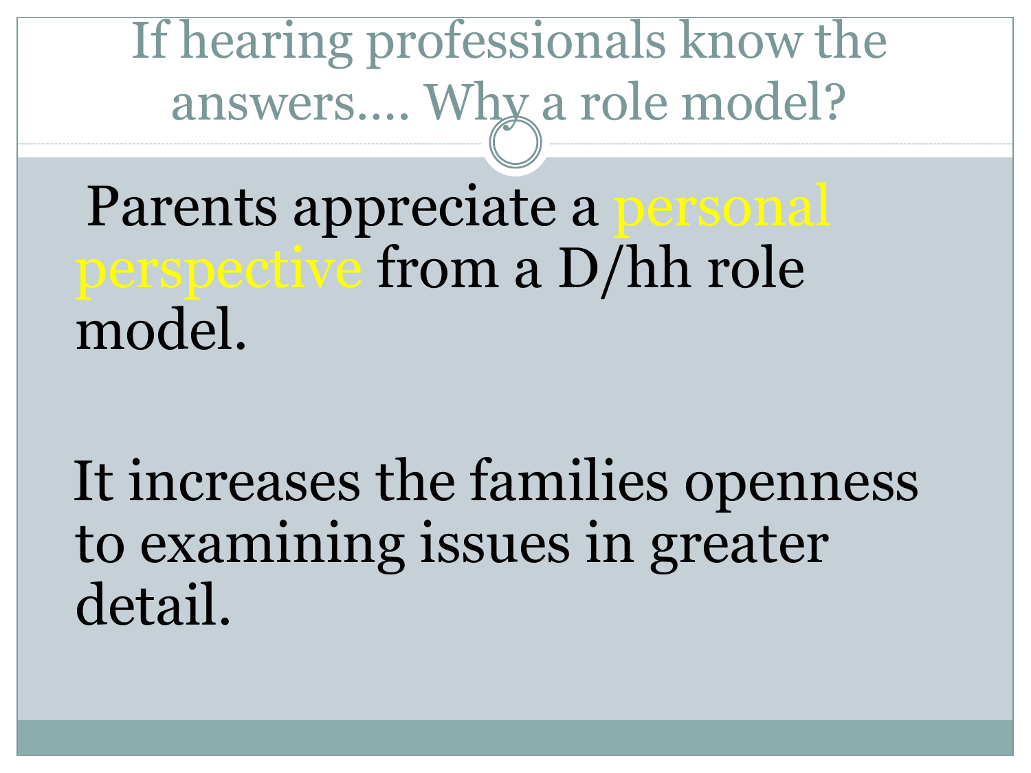# If hearing professionals know the answers…. Why a role model?

Parents appreciate a personal perspective from a D/hh role model.

It increases the families openness to examining issues in greater detail.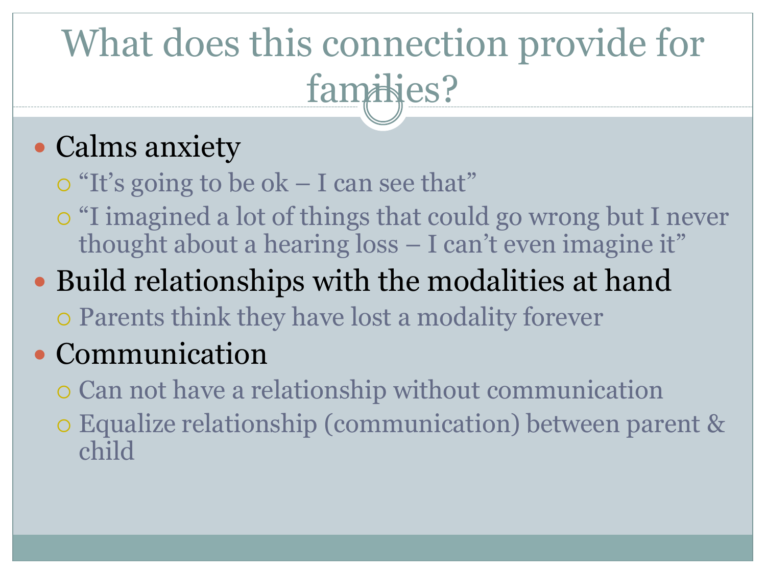# What does this connection provide for families?

- Calms anxiety
  - "It's going to be ok – I can see that"
  - "I imagined a lot of things that could go wrong but I never thought about a hearing loss – I can't even imagine it"
- Build relationships with the modalities at hand
  - Parents think they have lost a modality forever
- Communication
  - Can not have a relationship without communication
  - Equalize relationship (communication) between parent & child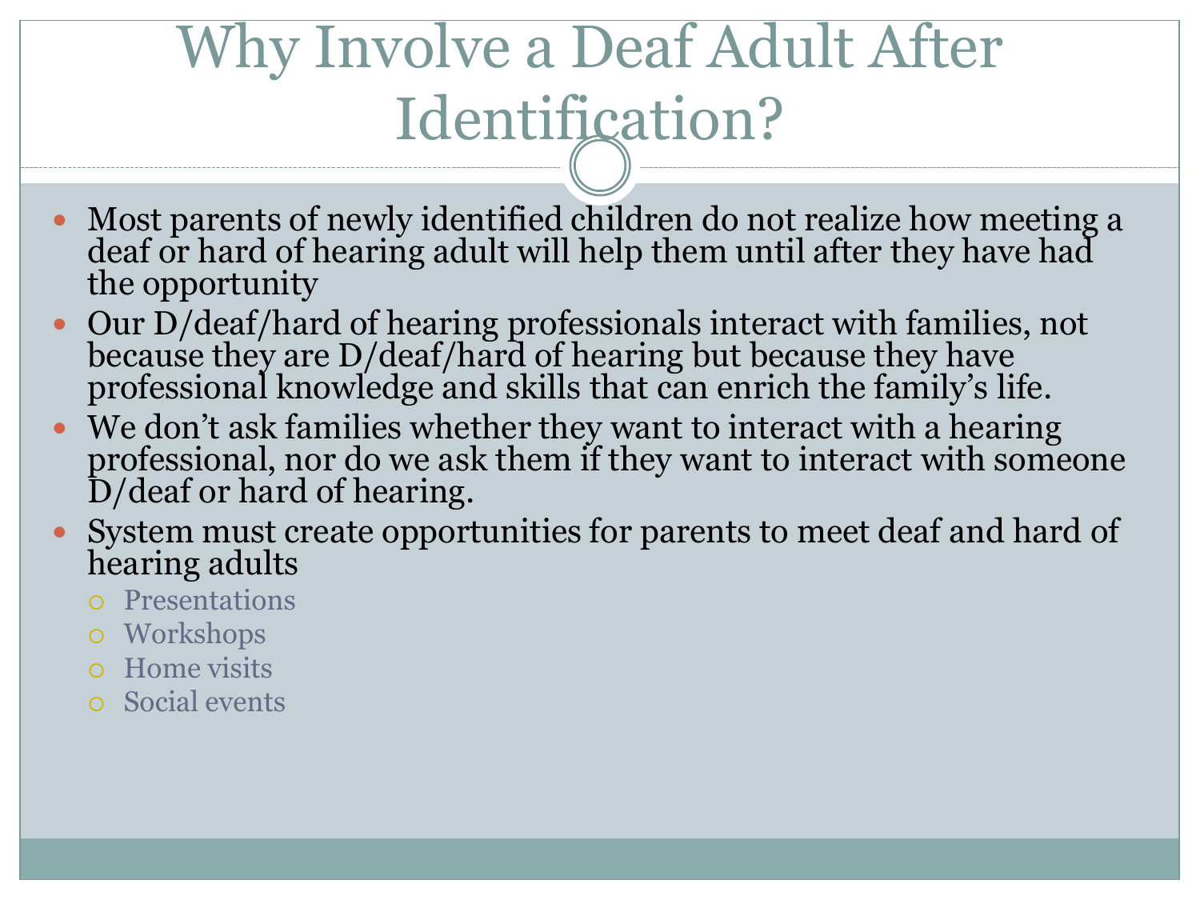# Why Involve a Deaf Adult After Identification?

- Most parents of newly identified children do not realize how meeting a deaf or hard of hearing adult will help them until after they have had the opportunity
- Our D/deaf/hard of hearing professionals interact with families, not because they are D/deaf/hard of hearing but because they have professional knowledge and skills that can enrich the family's life.
- We don't ask families whether they want to interact with a hearing professional, nor do we ask them if they want to interact with someone D/deaf or hard of hearing.
- System must create opportunities for parents to meet deaf and hard of hearing adults
  - Presentations
  - Workshops
  - Home visits
  - Social events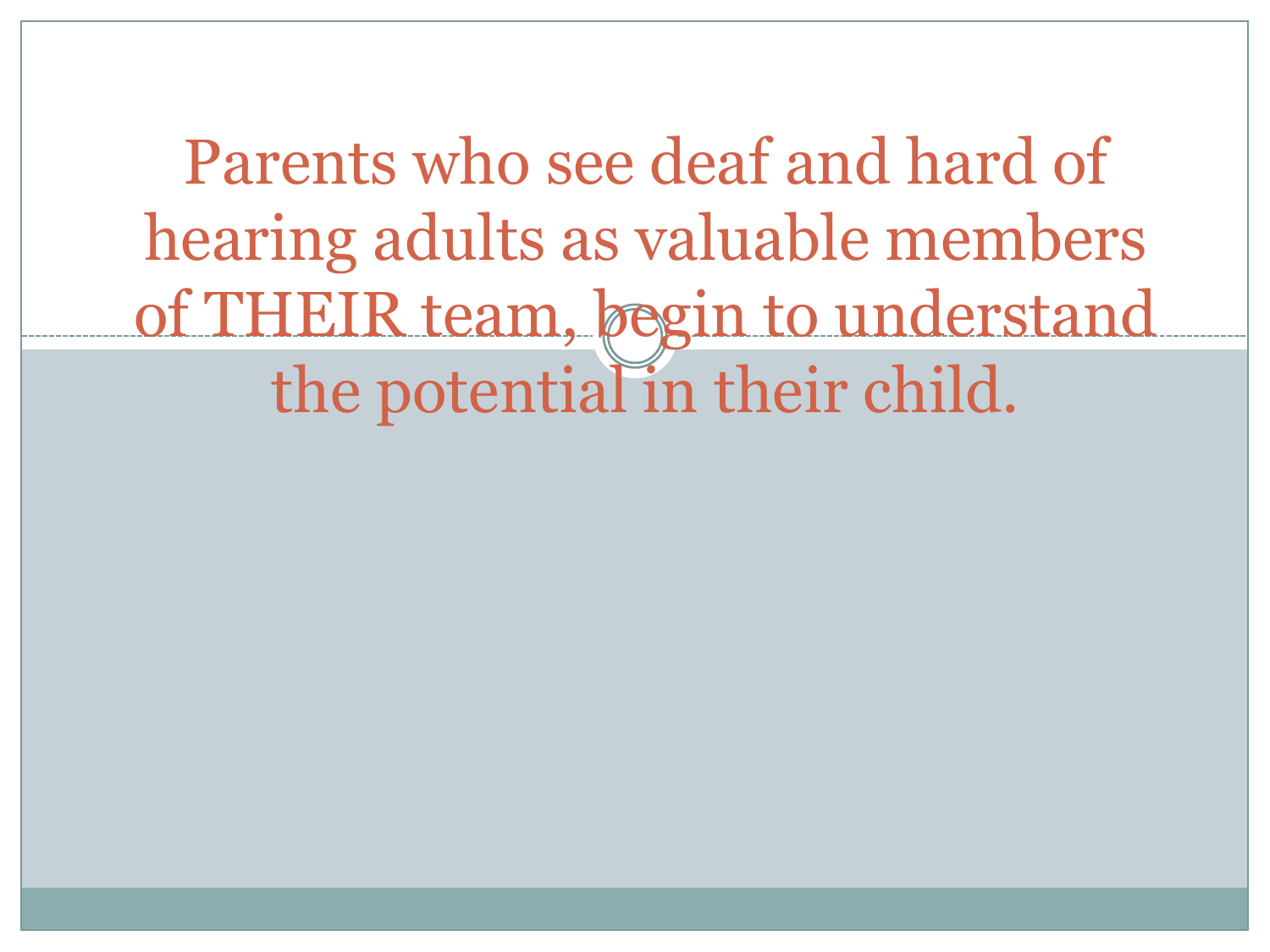# Parents who see deaf and hard of hearing adults as valuable members of THEIR team, begin to understand the potential in their child.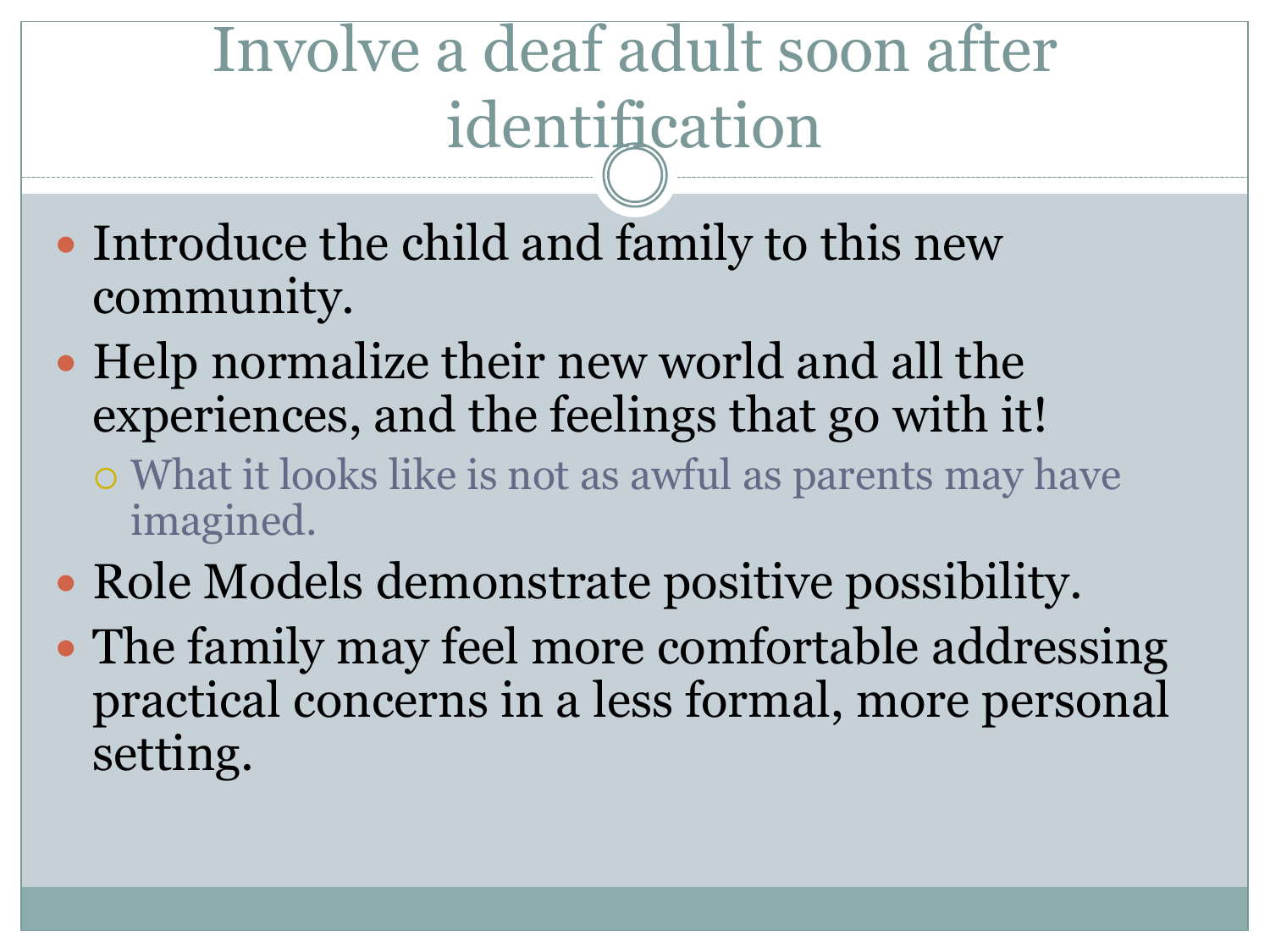# Involve a deaf adult soon after identification

- Introduce the child and family to this new community.
- Help normalize their new world and all the experiences, and the feelings that go with it!
  - What it looks like is not as awful as parents may have imagined.
- Role Models demonstrate positive possibility.
- The family may feel more comfortable addressing practical concerns in a less formal, more personal setting.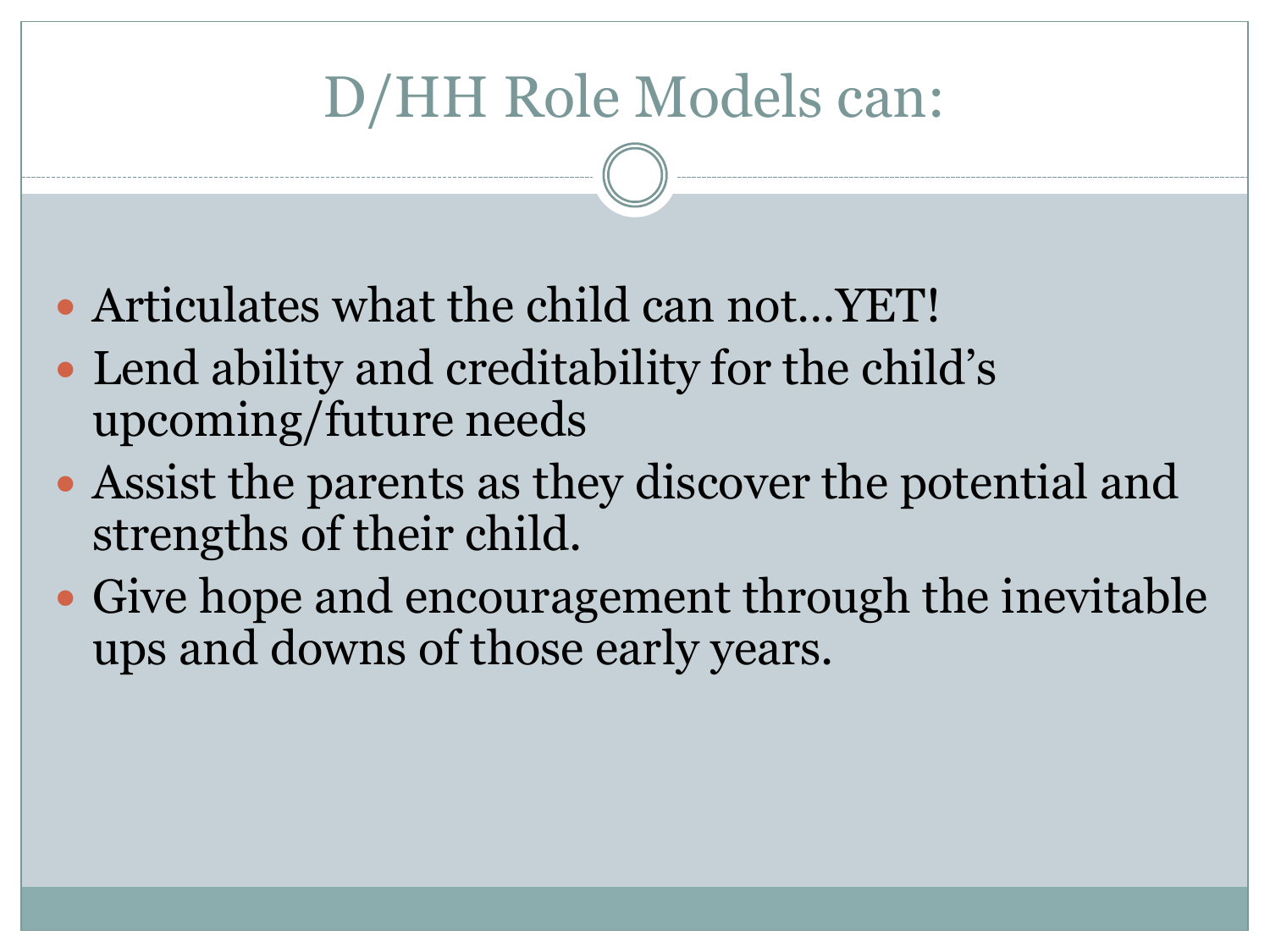# D/HH Role Models can:

- Articulates what the child can not…YET!
- Lend ability and creditability for the child's upcoming/future needs
- Assist the parents as they discover the potential and strengths of their child.
- Give hope and encouragement through the inevitable ups and downs of those early years.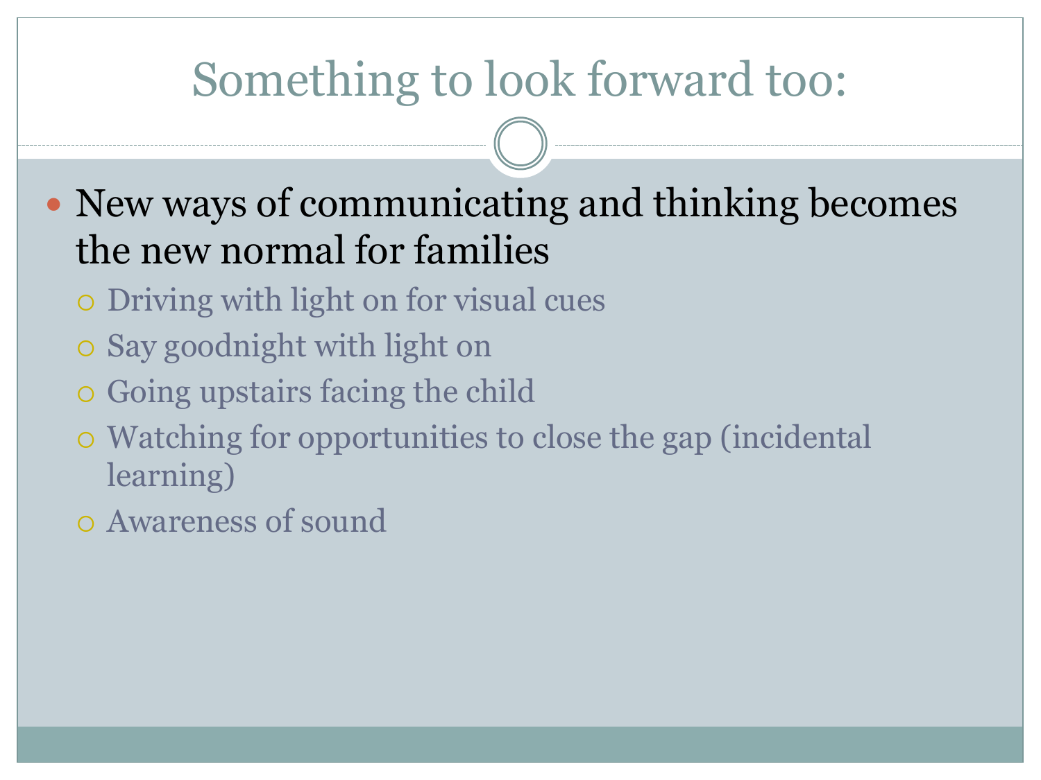# Something to look forward too:

- New ways of communicating and thinking becomes the new normal for families
  - Driving with light on for visual cues
  - Say goodnight with light on
  - Going upstairs facing the child
  - Watching for opportunities to close the gap (incidental learning)
  - Awareness of sound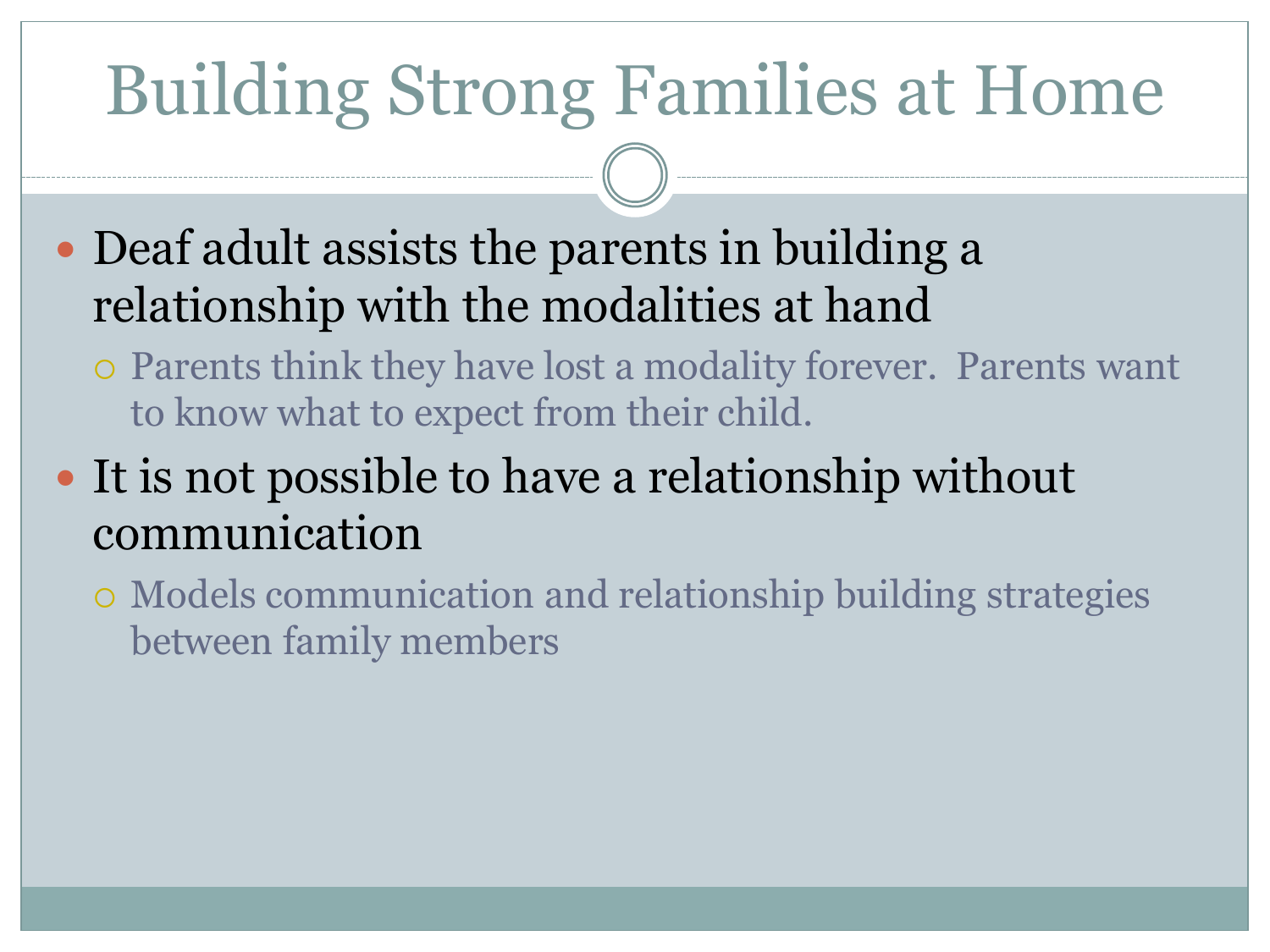# Building Strong Families at Home

- Deaf adult assists the parents in building a relationship with the modalities at hand
  - Parents think they have lost a modality forever. Parents want to know what to expect from their child.
- It is not possible to have a relationship without communication
  - Models communication and relationship building strategies between family members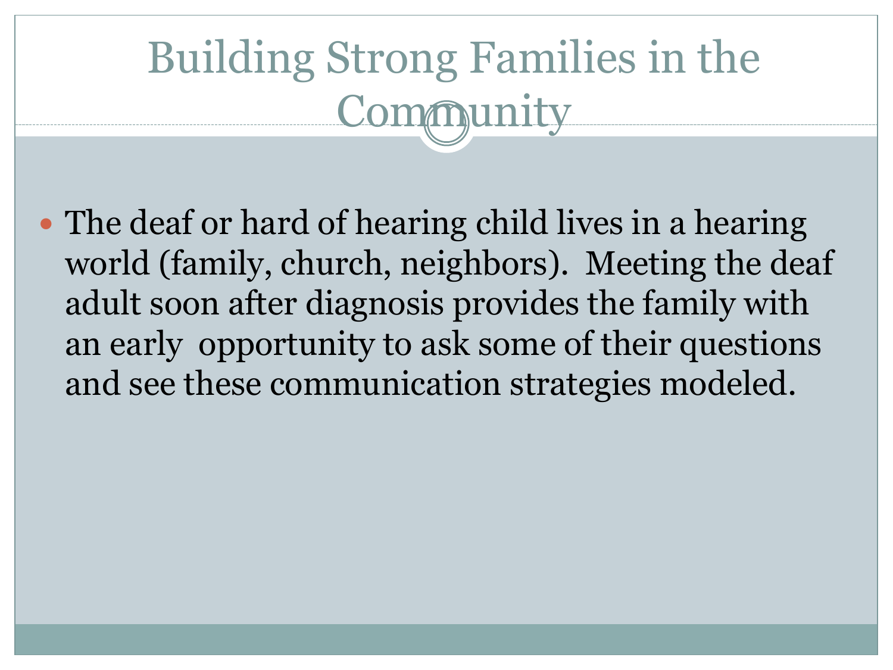# Building Strong Families in the Community

- The deaf or hard of hearing child lives in a hearing world (family, church, neighbors). Meeting the deaf adult soon after diagnosis provides the family with an early opportunity to ask some of their questions and see these communication strategies modeled.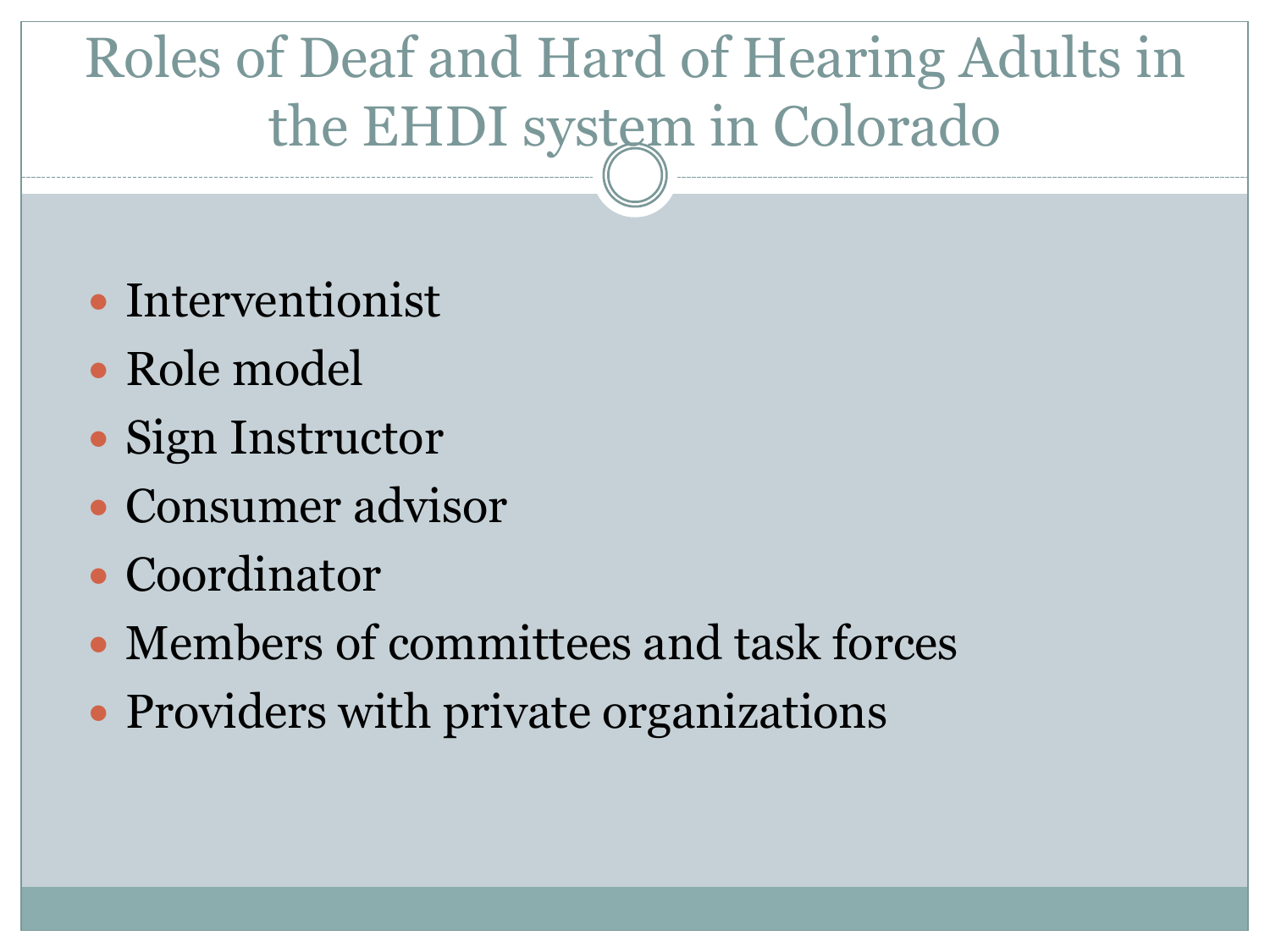# Roles of Deaf and Hard of Hearing Adults in the EHDI system in Colorado

- Interventionist
- Role model
- Sign Instructor
- Consumer advisor
- Coordinator
- Members of committees and task forces
- Providers with private organizations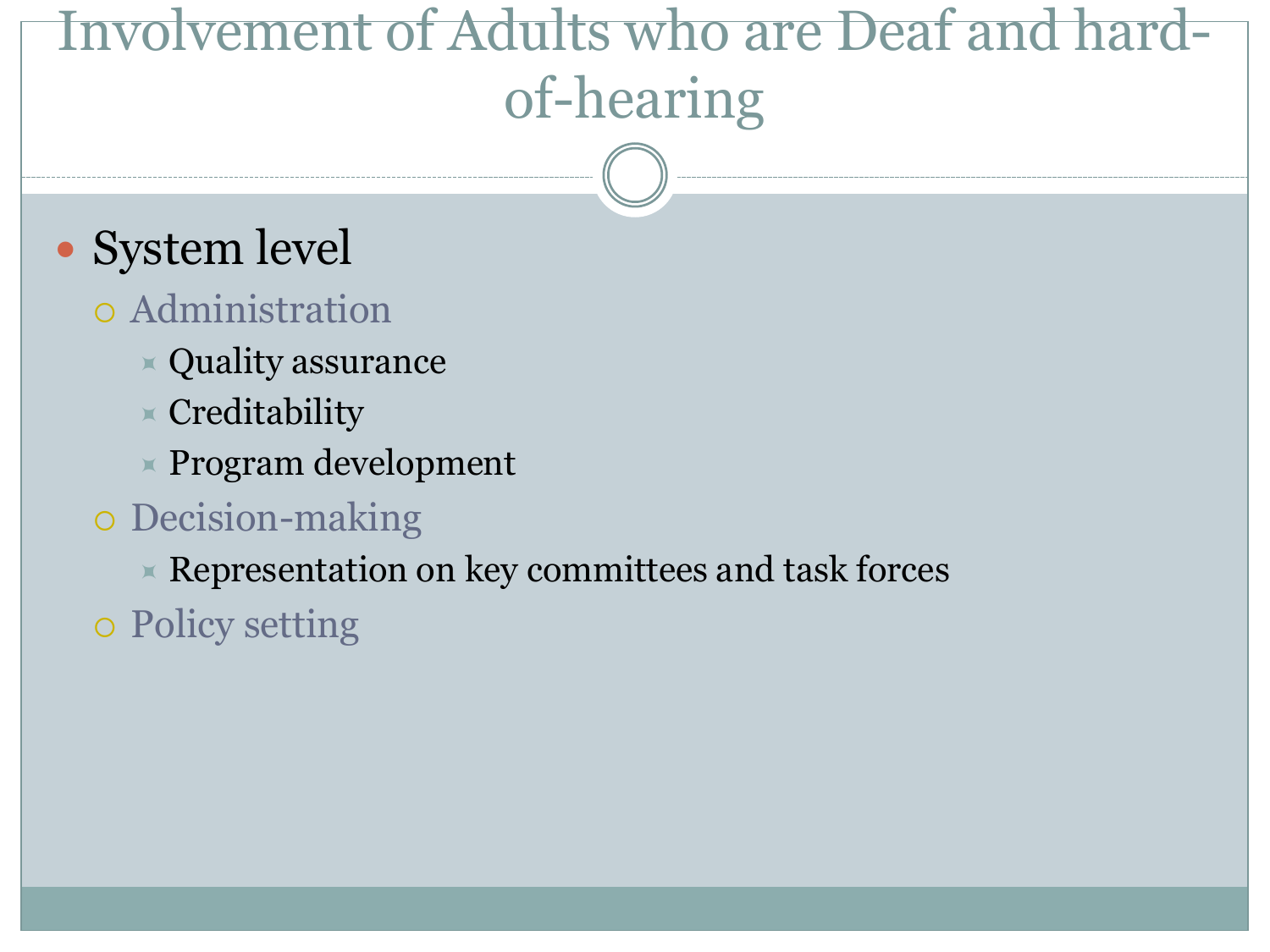# Involvement of Adults who are Deaf and hard-of-hearing

- System level
  - Administration
    - Quality assurance
    - Creditability
    - Program development
  - Decision-making
    - Representation on key committees and task forces
  - Policy setting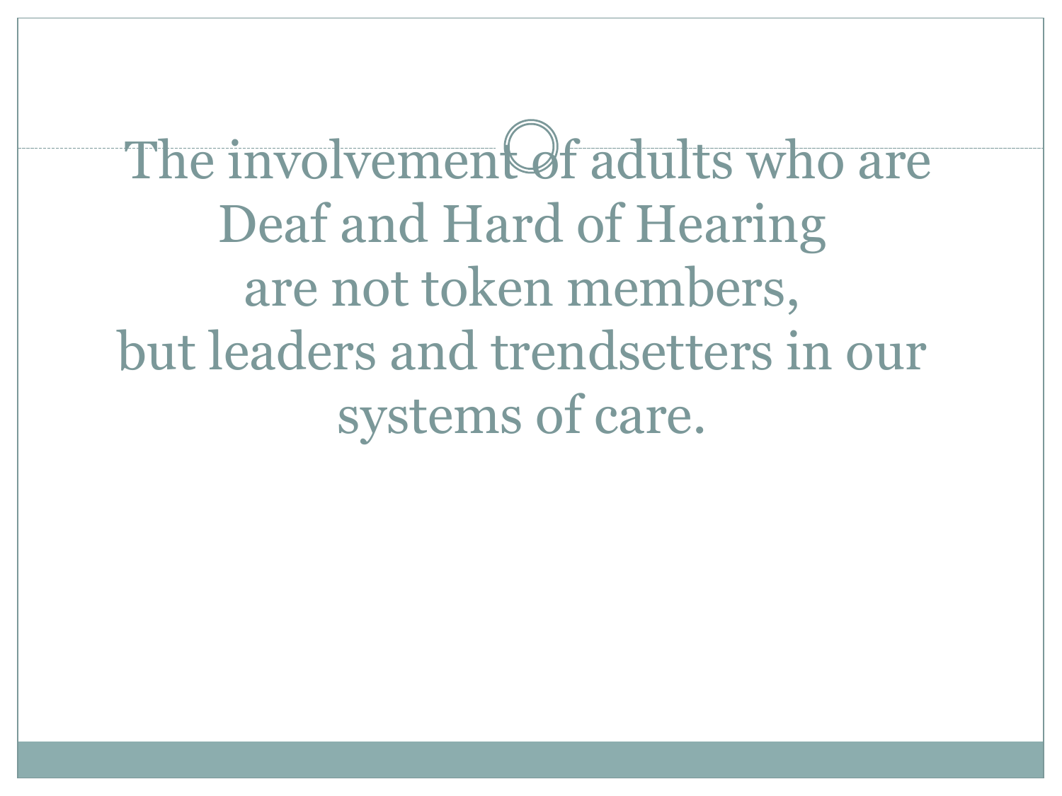The involvement of adults who are Deaf and Hard of Hearing are not token members, but leaders and trendsetters in our systems of care.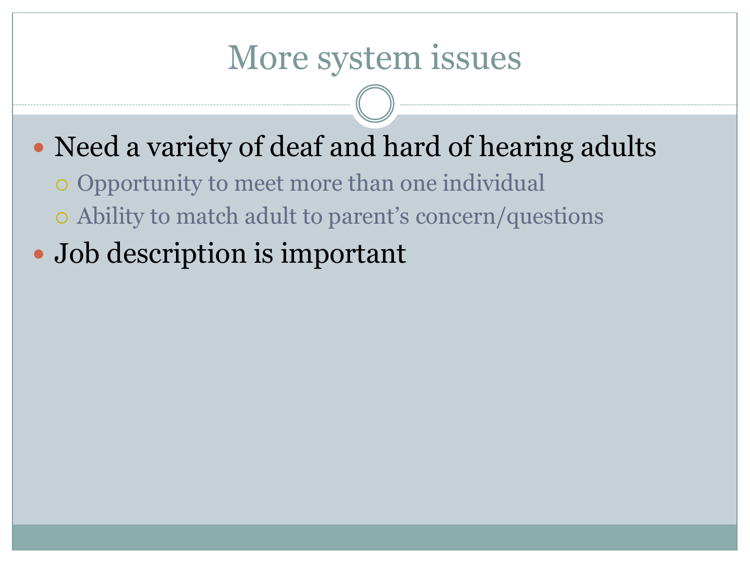# More system issues

- Need a variety of deaf and hard of hearing adults
  - Opportunity to meet more than one individual
  - Ability to match adult to parent’s concern/questions
- Job description is important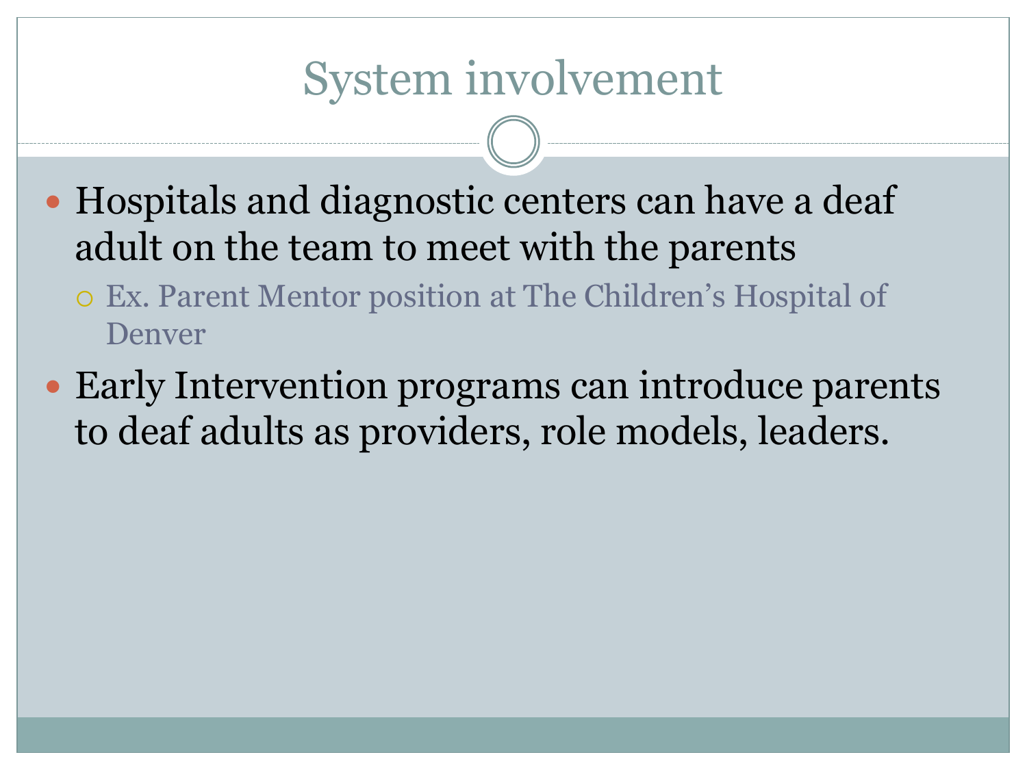# System involvement

- Hospitals and diagnostic centers can have a deaf adult on the team to meet with the parents
  - Ex. Parent Mentor position at The Children's Hospital of Denver
- Early Intervention programs can introduce parents to deaf adults as providers, role models, leaders.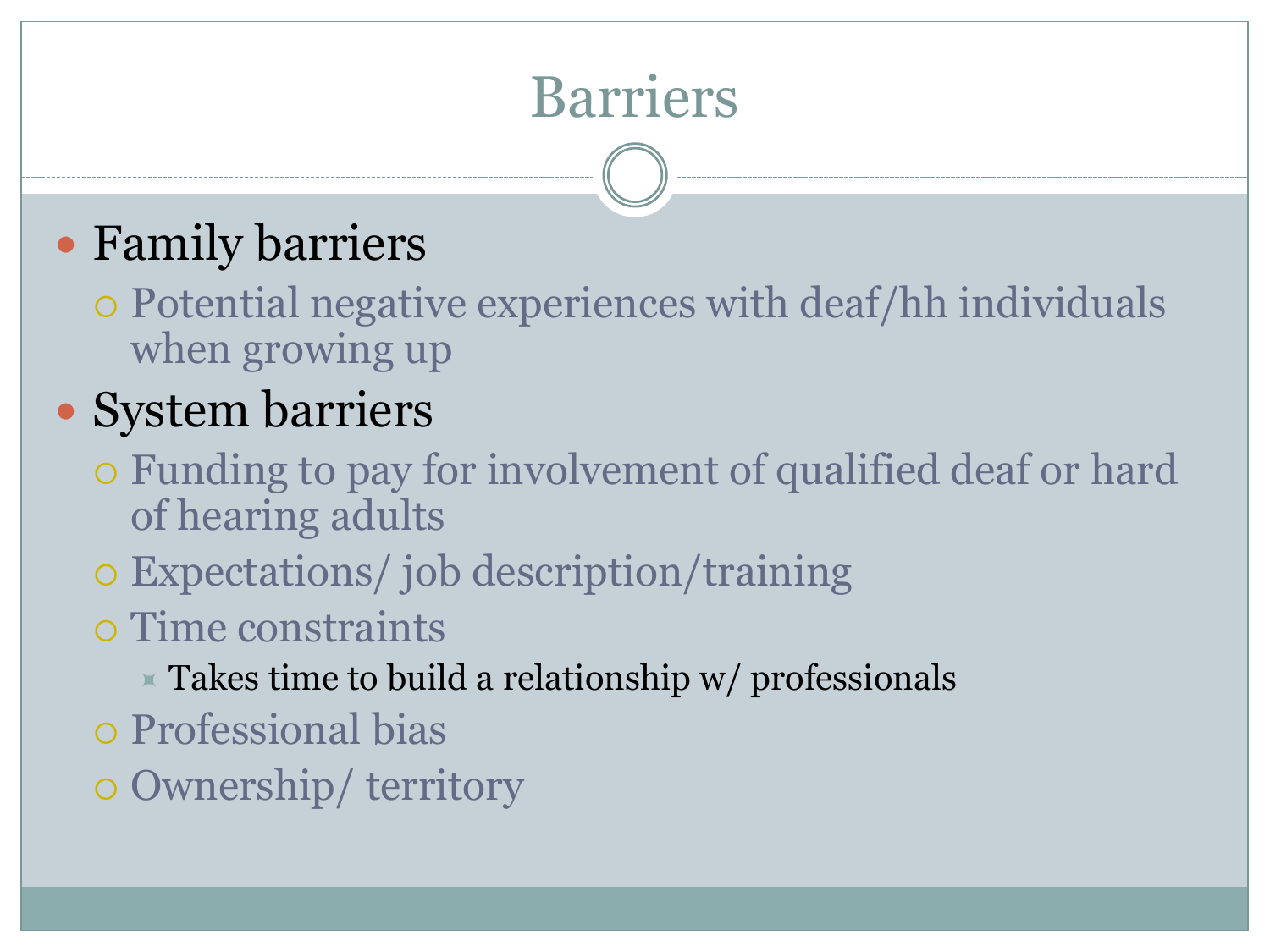# Barriers

- Family barriers
  - Potential negative experiences with deaf/hh individuals when growing up
- System barriers
  - Funding to pay for involvement of qualified deaf or hard of hearing adults
  - Expectations/ job description/training
  - Time constraints
    - Takes time to build a relationship w/ professionals
  - Professional bias
  - Ownership/ territory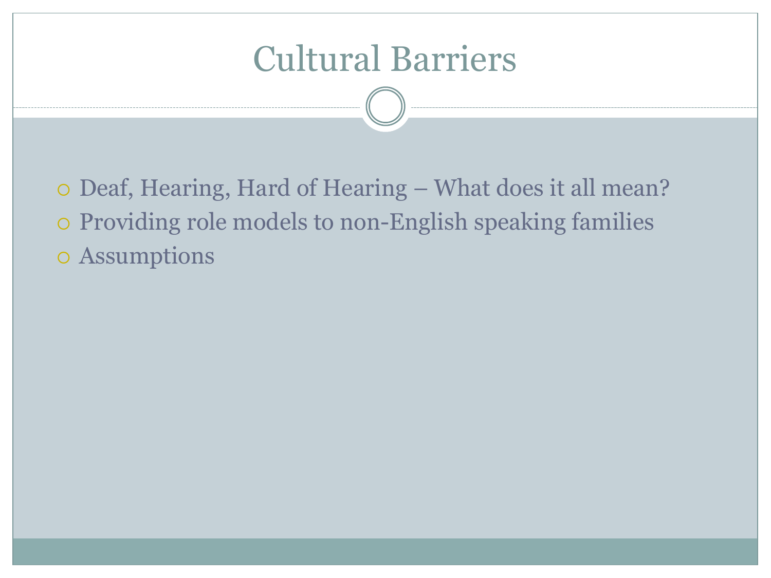# Cultural Barriers

- Deaf, Hearing, Hard of Hearing – What does it all mean?
- Providing role models to non-English speaking families
- Assumptions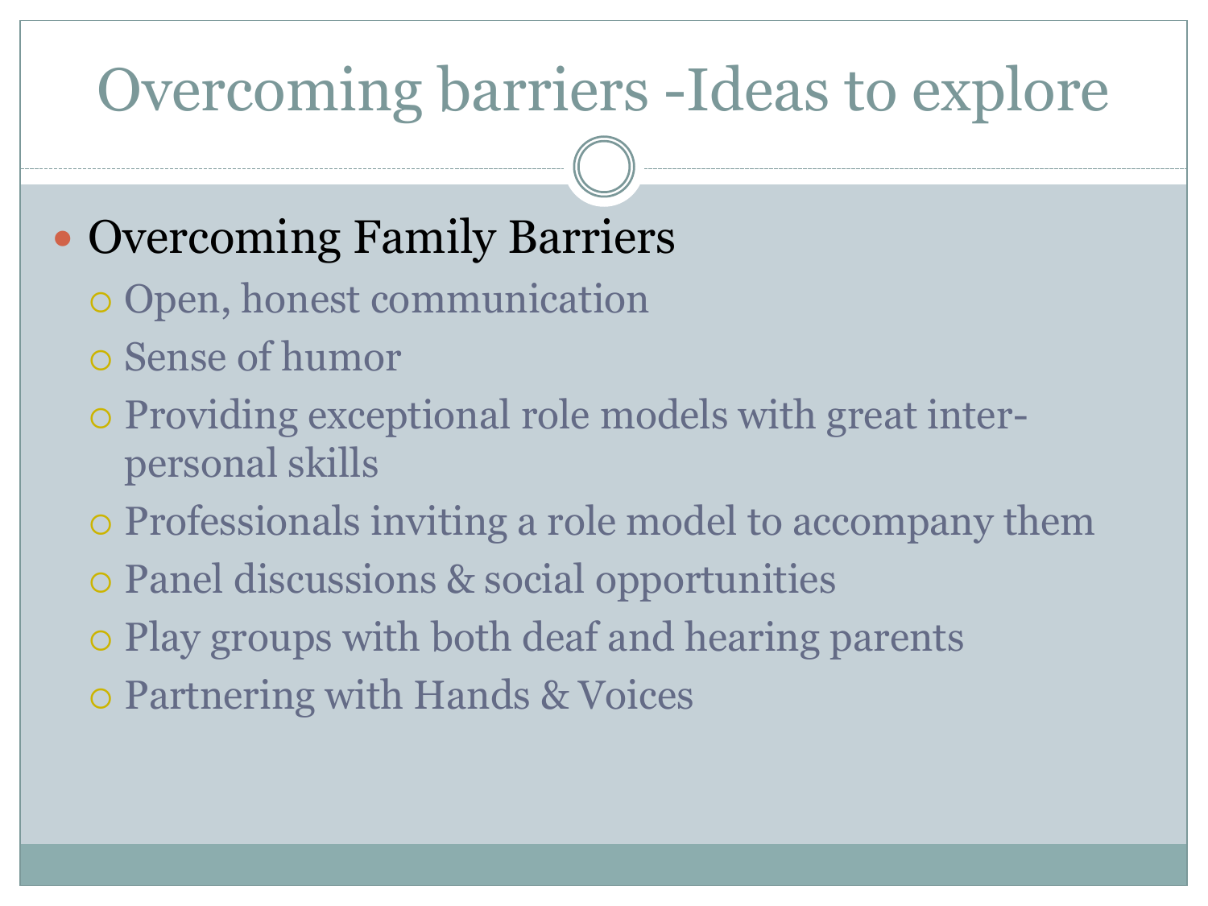# Overcoming barriers -Ideas to explore

- Overcoming Family Barriers
  - Open, honest communication
  - Sense of humor
  - Providing exceptional role models with great inter-personal skills
  - Professionals inviting a role model to accompany them
  - Panel discussions & social opportunities
  - Play groups with both deaf and hearing parents
  - Partnering with Hands & Voices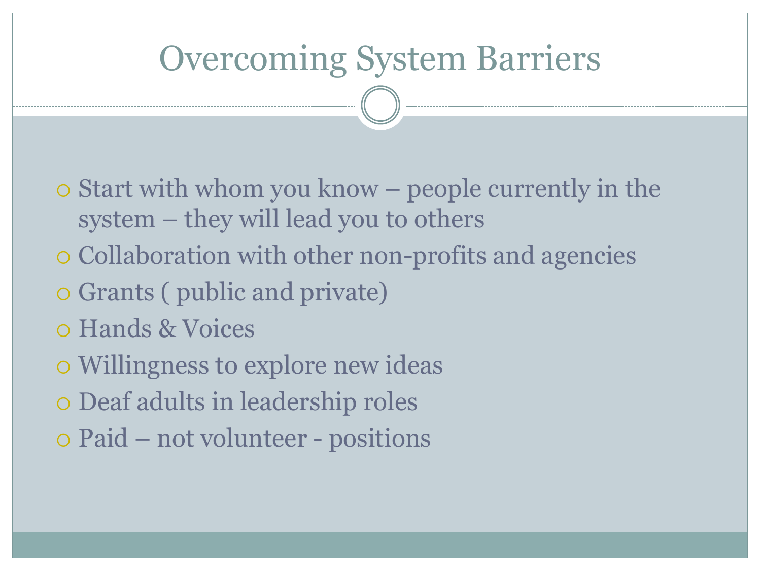# Overcoming System Barriers

- Start with whom you know – people currently in the system – they will lead you to others
- Collaboration with other non-profits and agencies
- Grants ( public and private)
- Hands & Voices
- Willingness to explore new ideas
- Deaf adults in leadership roles
- Paid – not volunteer - positions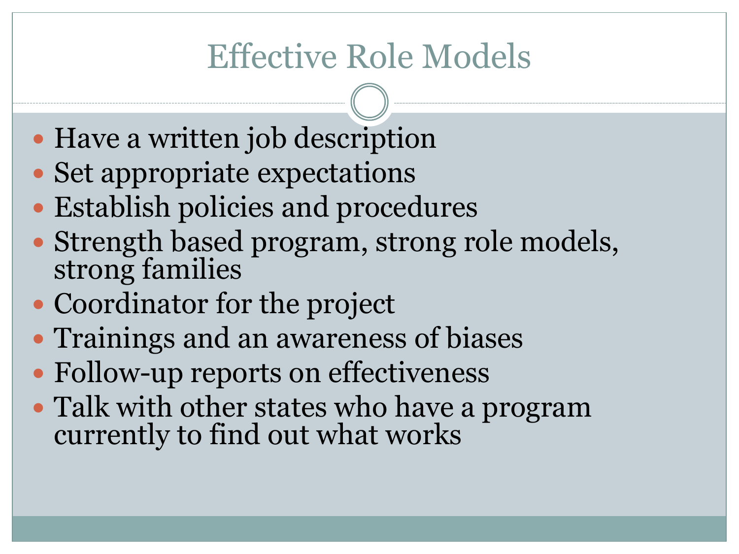# Effective Role Models

- Have a written job description
- Set appropriate expectations
- Establish policies and procedures
- Strength based program, strong role models, strong families
- Coordinator for the project
- Trainings and an awareness of biases
- Follow-up reports on effectiveness
- Talk with other states who have a program currently to find out what works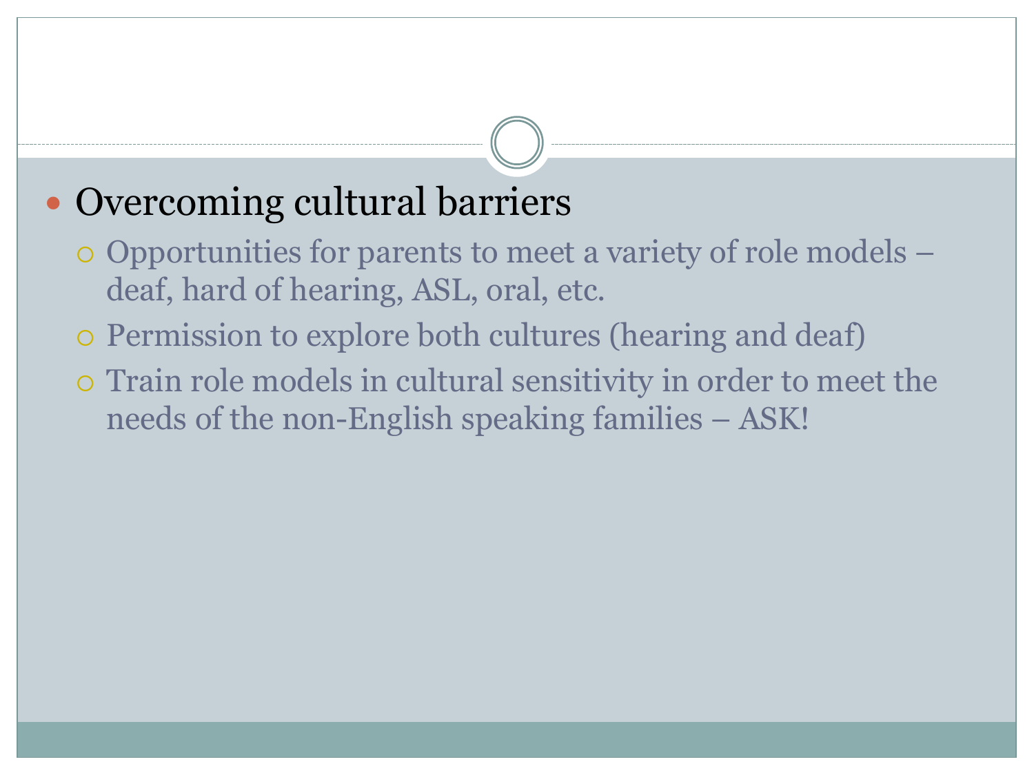- Overcoming cultural barriers
  - Opportunities for parents to meet a variety of role models – deaf, hard of hearing, ASL, oral, etc.
  - Permission to explore both cultures (hearing and deaf)
  - Train role models in cultural sensitivity in order to meet the needs of the non-English speaking families – ASK!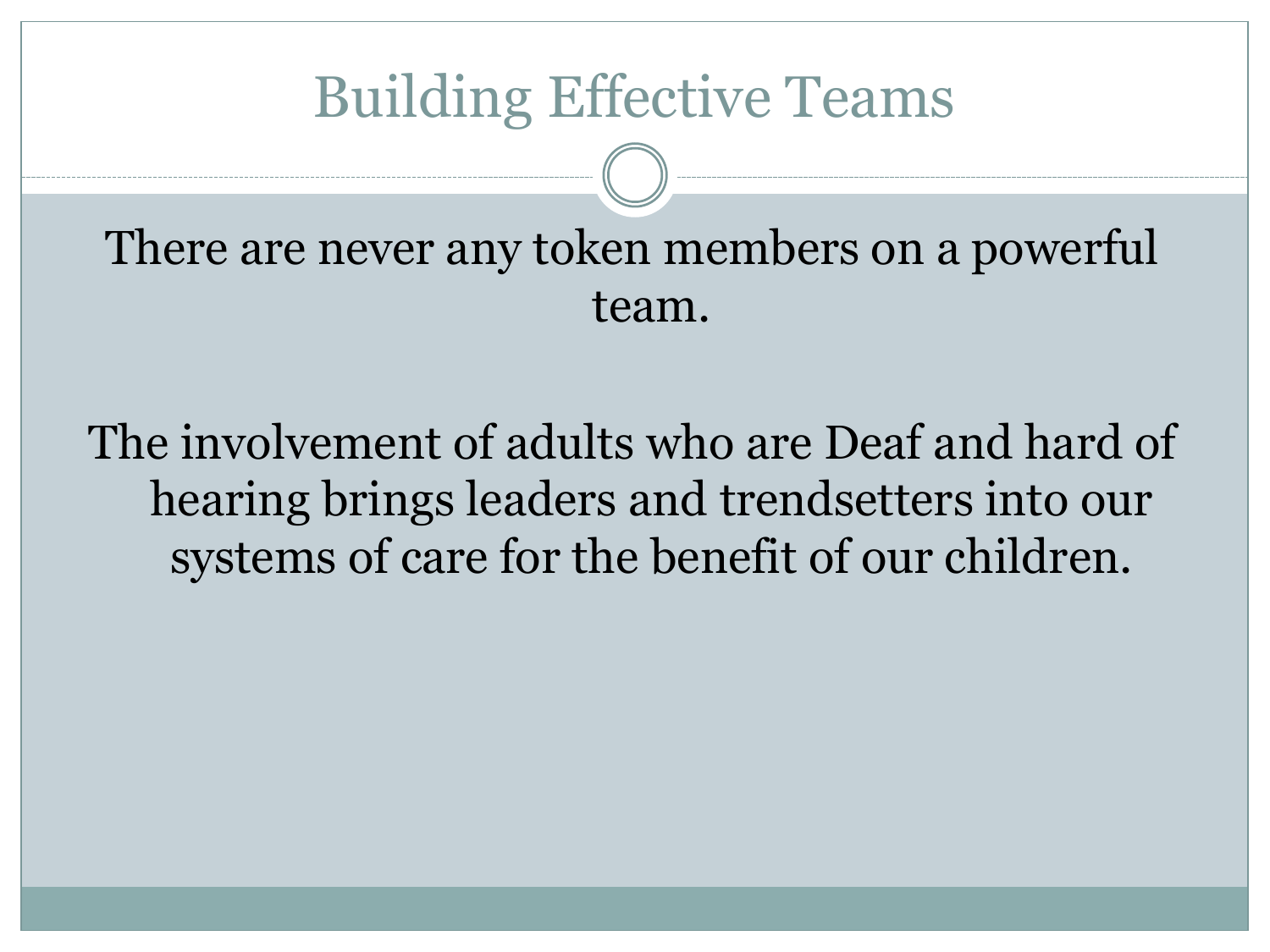# Building Effective Teams

There are never any token members on a powerful team.

The involvement of adults who are Deaf and hard of hearing brings leaders and trendsetters into our systems of care for the benefit of our children.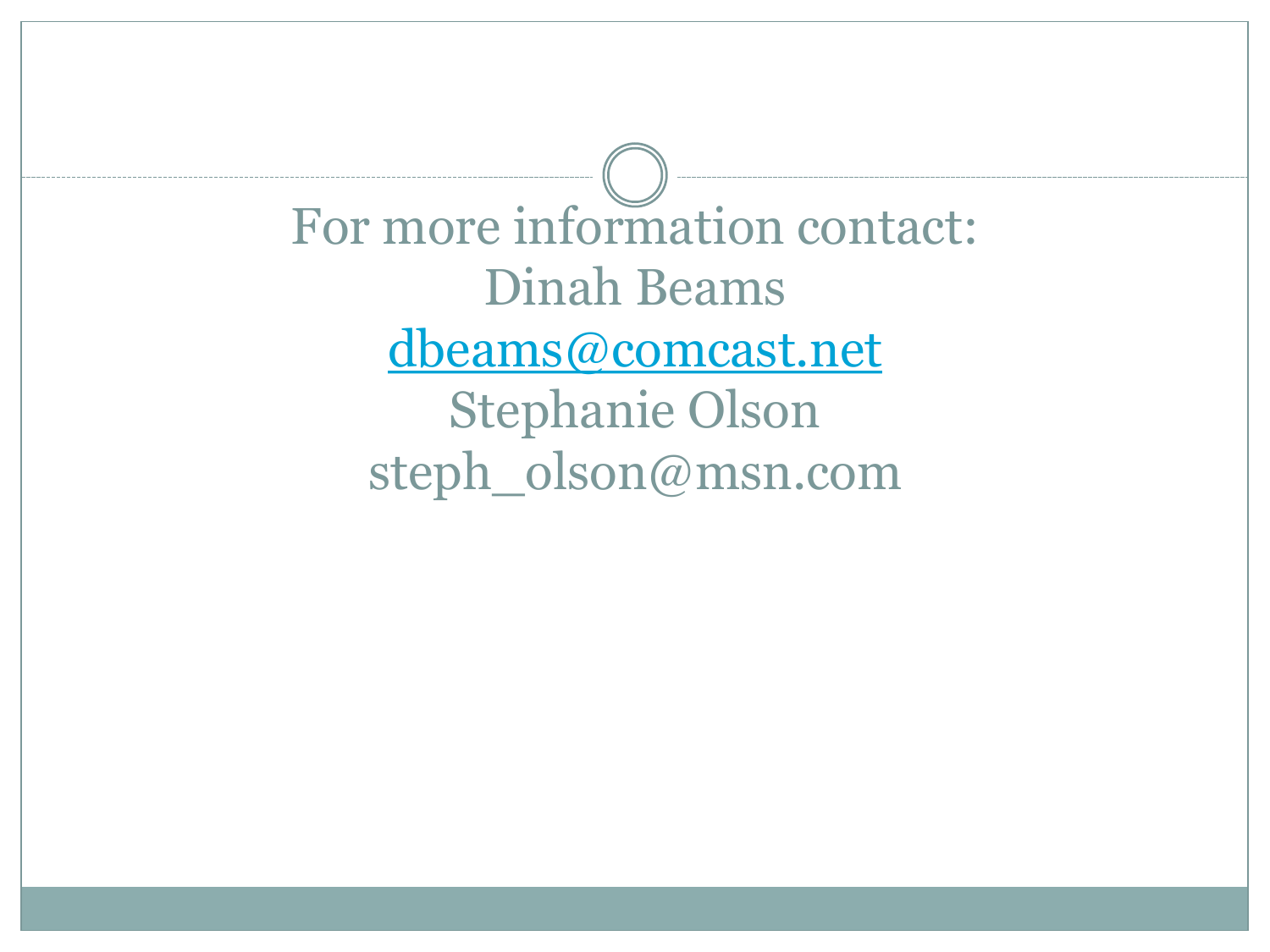For more information contact:

Dinah Beams

dbeams@comcast.net

Stephanie Olson

steph_olson@msn.com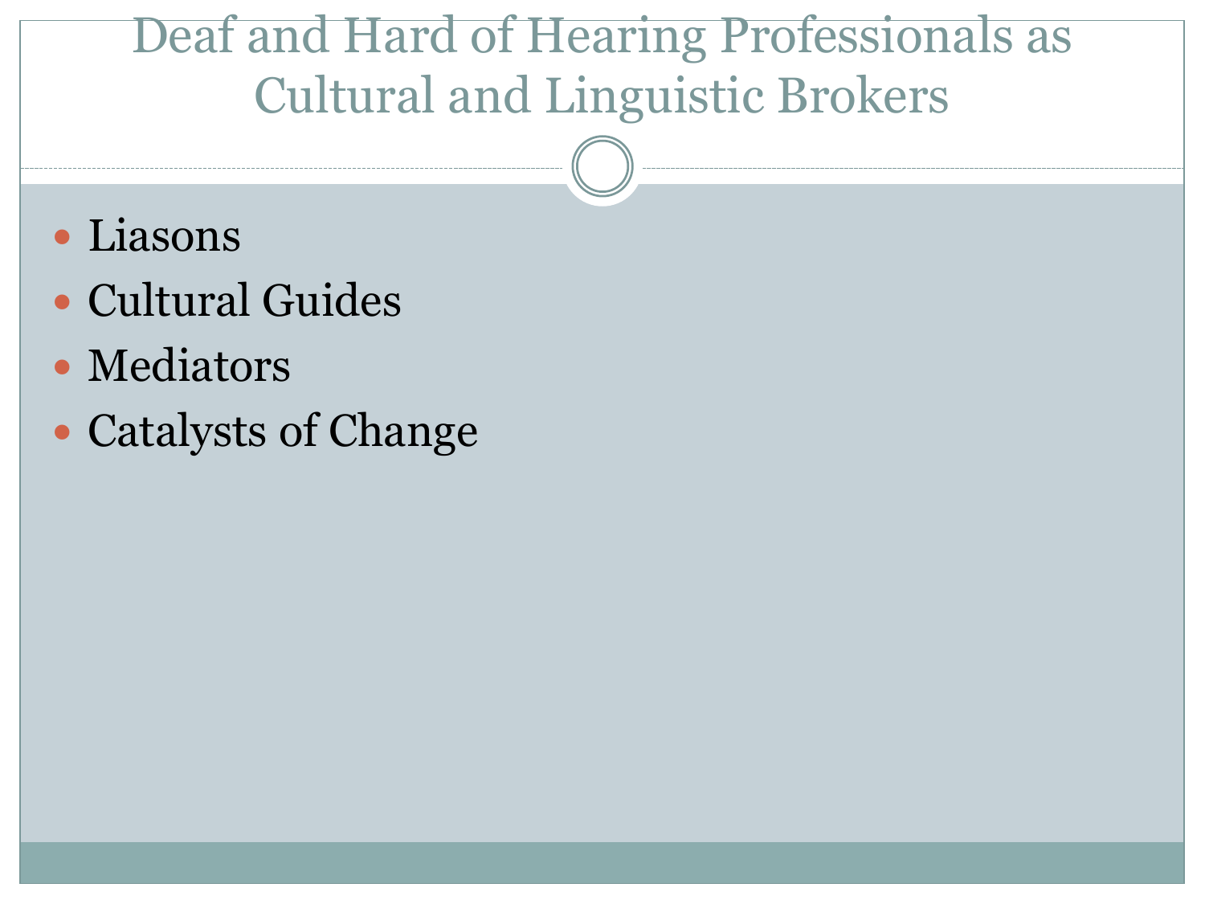# Deaf and Hard of Hearing Professionals as Cultural and Linguistic Brokers

- Liasons
- Cultural Guides
- Mediators
- Catalysts of Change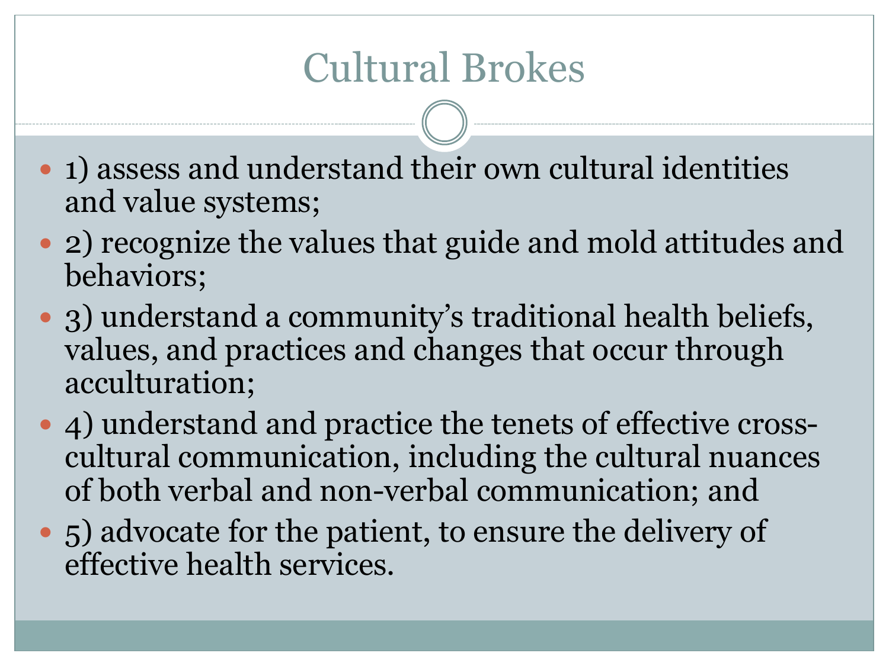# Cultural Brokes

- 1) assess and understand their own cultural identities and value systems;
- 2) recognize the values that guide and mold attitudes and behaviors;
- 3) understand a community's traditional health beliefs, values, and practices and changes that occur through acculturation;
- 4) understand and practice the tenets of effective cross-cultural communication, including the cultural nuances of both verbal and non-verbal communication; and
- 5) advocate for the patient, to ensure the delivery of effective health services.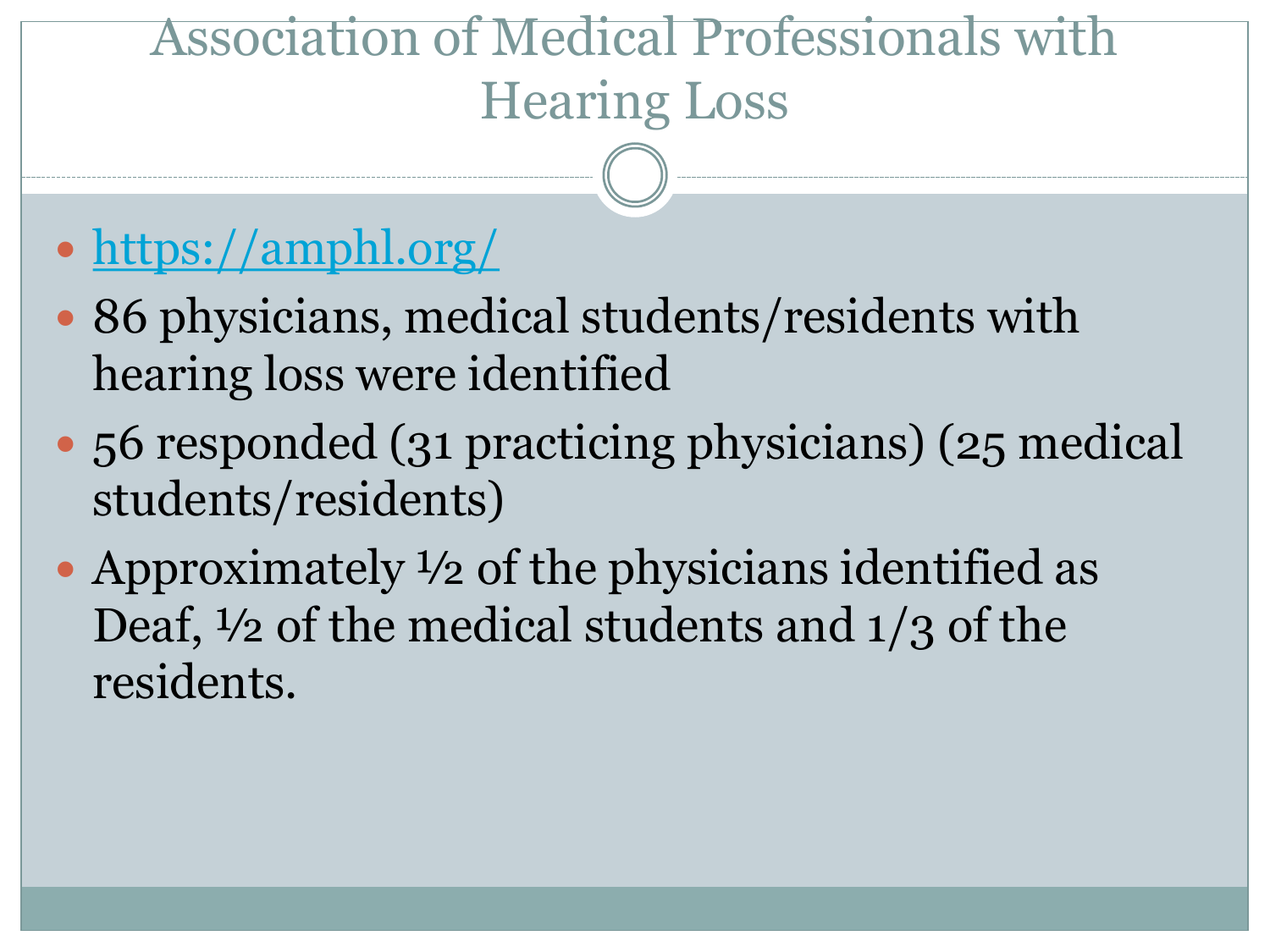# Association of Medical Professionals with Hearing Loss

- https://amphl.org/
- 86 physicians, medical students/residents with hearing loss were identified
- 56 responded (31 practicing physicians) (25 medical students/residents)
- Approximately ½ of the physicians identified as Deaf, ½ of the medical students and 1/3 of the residents.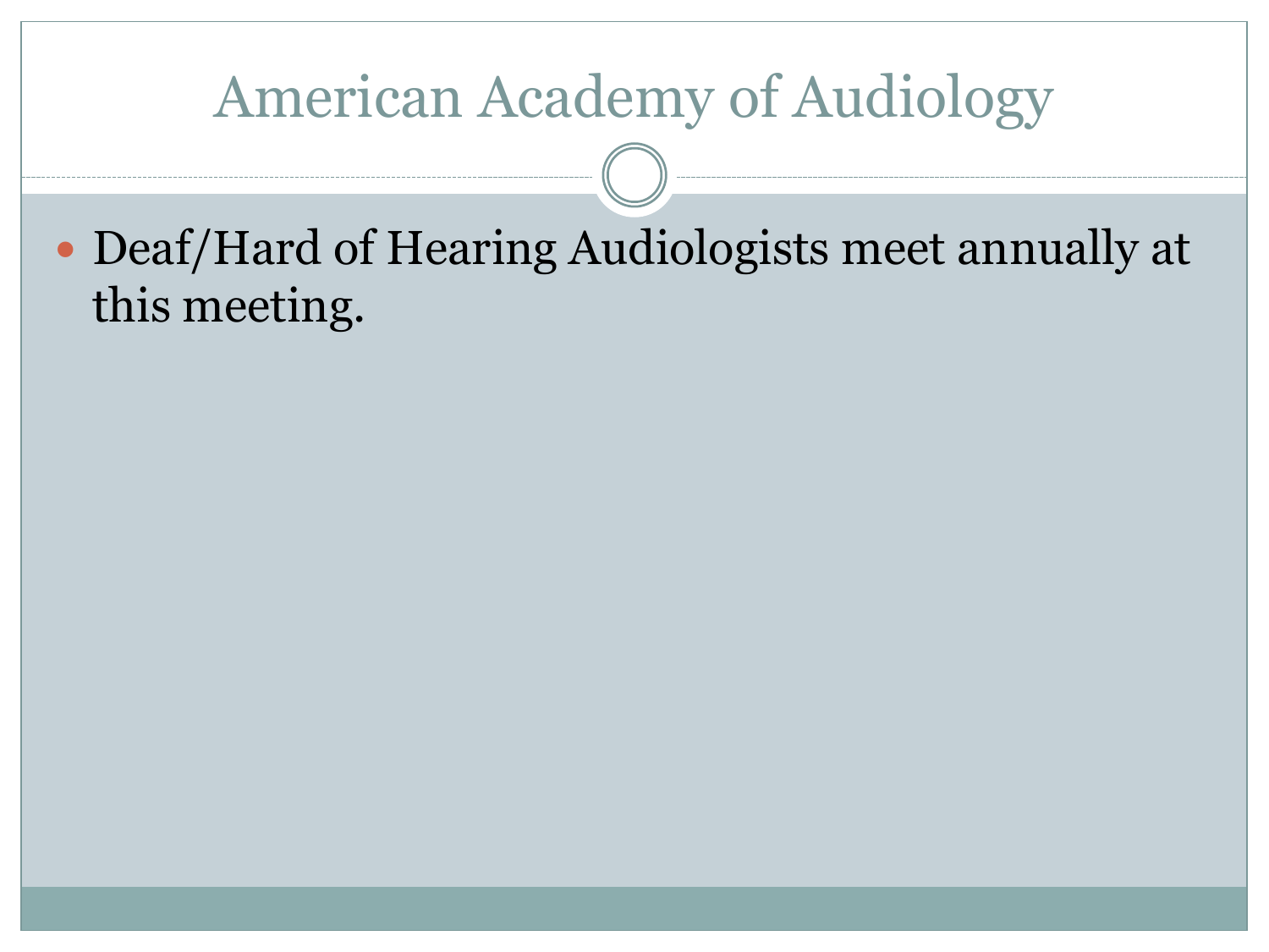# American Academy of Audiology

- Deaf/Hard of Hearing Audiologists meet annually at this meeting.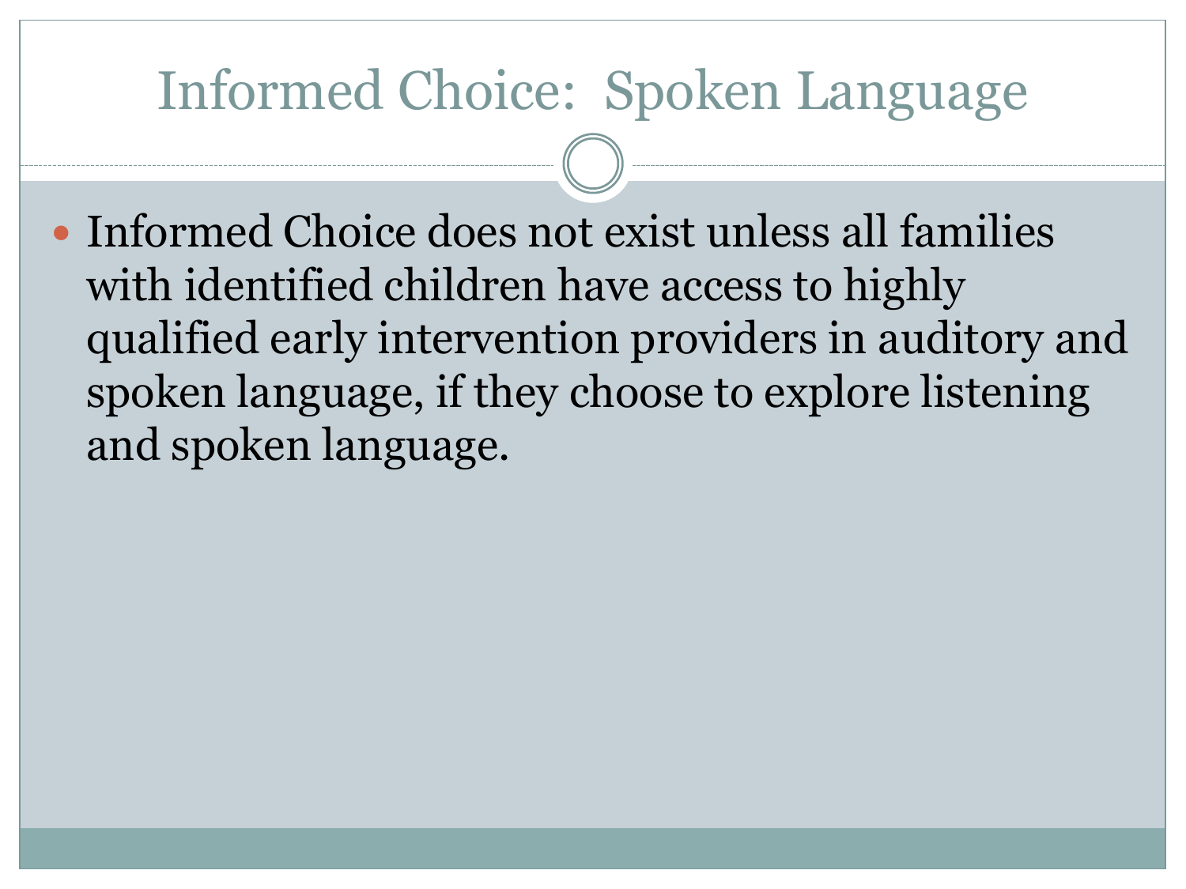# Informed Choice: Spoken Language

- Informed Choice does not exist unless all families with identified children have access to highly qualified early intervention providers in auditory and spoken language, if they choose to explore listening and spoken language.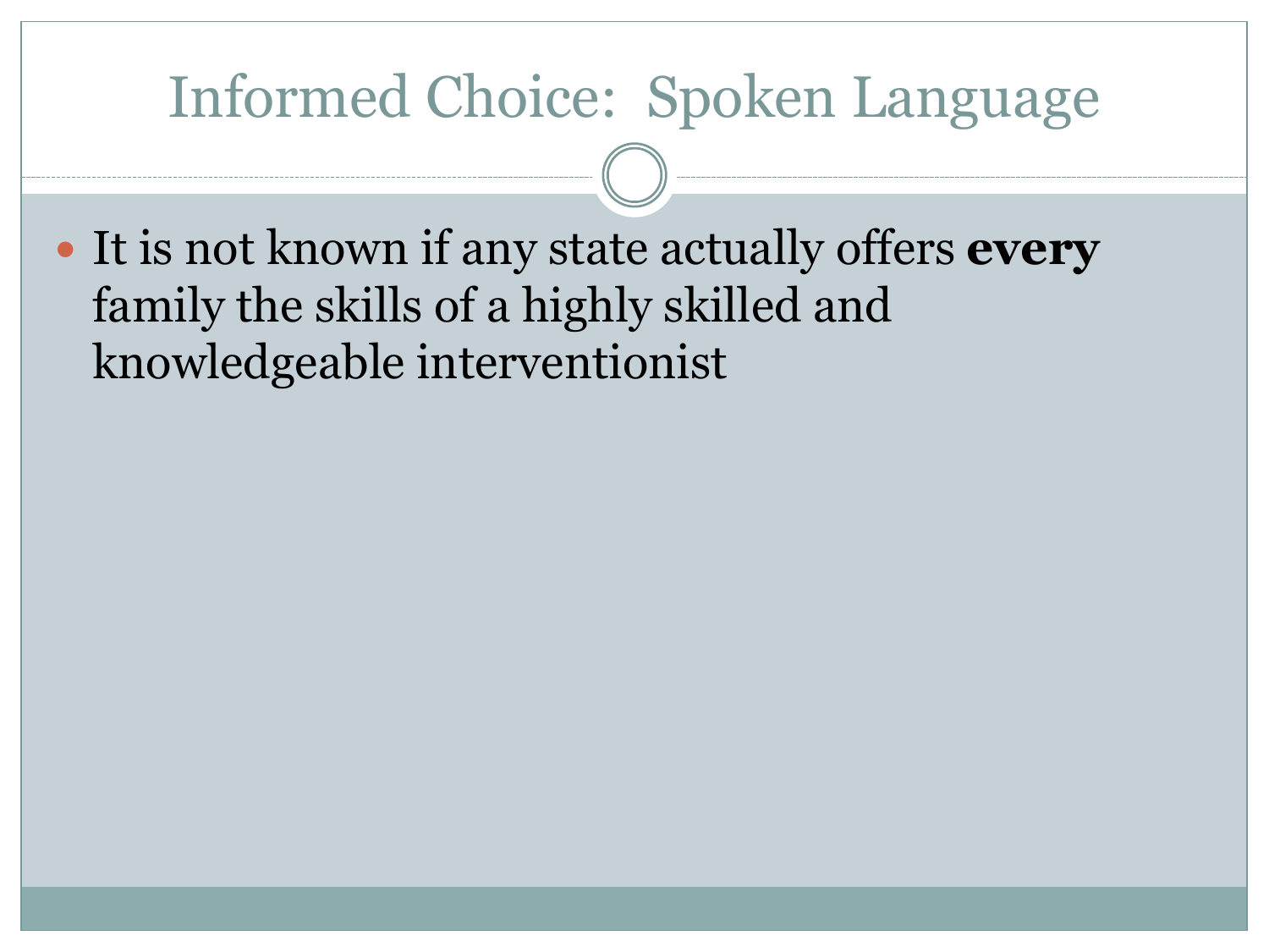# Informed Choice: Spoken Language

- It is not known if any state actually offers **every** family the skills of a highly skilled and knowledgeable interventionist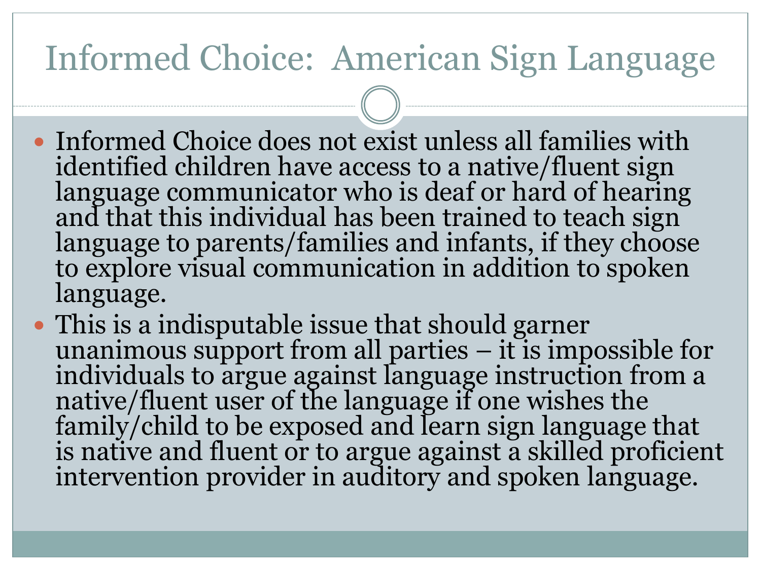# Informed Choice: American Sign Language

- Informed Choice does not exist unless all families with identified children have access to a native/fluent sign language communicator who is deaf or hard of hearing and that this individual has been trained to teach sign language to parents/families and infants, if they choose to explore visual communication in addition to spoken language.
- This is a indisputable issue that should garner unanimous support from all parties – it is impossible for individuals to argue against language instruction from a native/fluent user of the language if one wishes the family/child to be exposed and learn sign language that is native and fluent or to argue against a skilled proficient intervention provider in auditory and spoken language.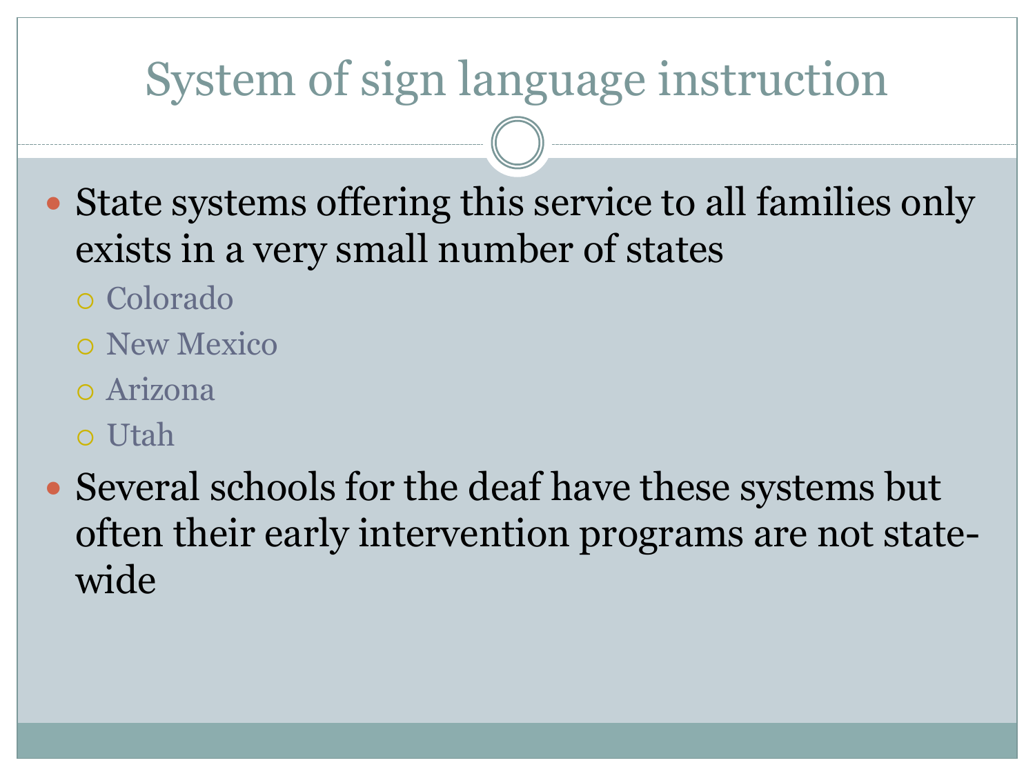# System of sign language instruction

- State systems offering this service to all families only exists in a very small number of states
  - Colorado
  - New Mexico
  - Arizona
  - Utah
- Several schools for the deaf have these systems but often their early intervention programs are not state-wide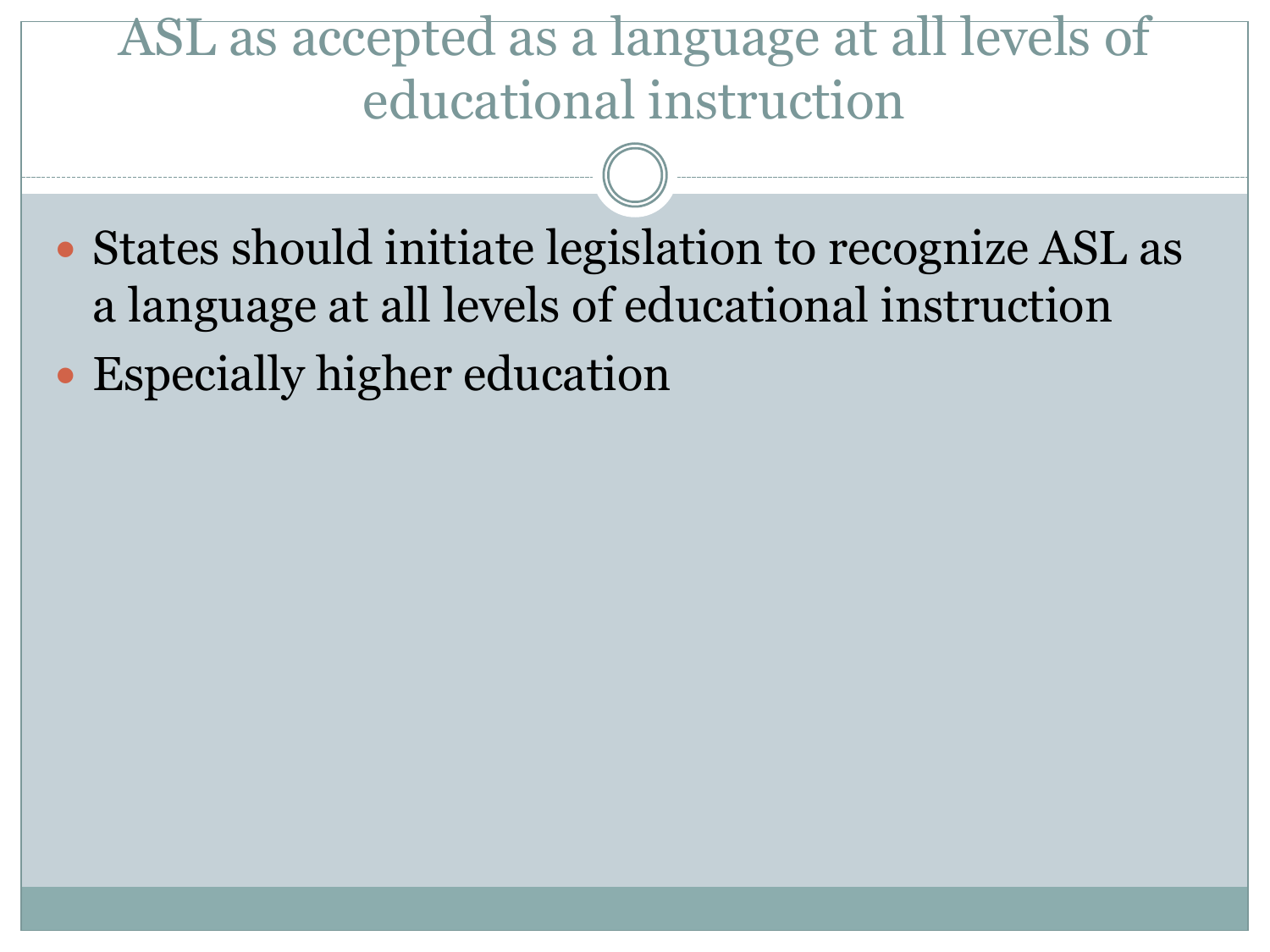# ASL as accepted as a language at all levels of educational instruction

- States should initiate legislation to recognize ASL as a language at all levels of educational instruction
- Especially higher education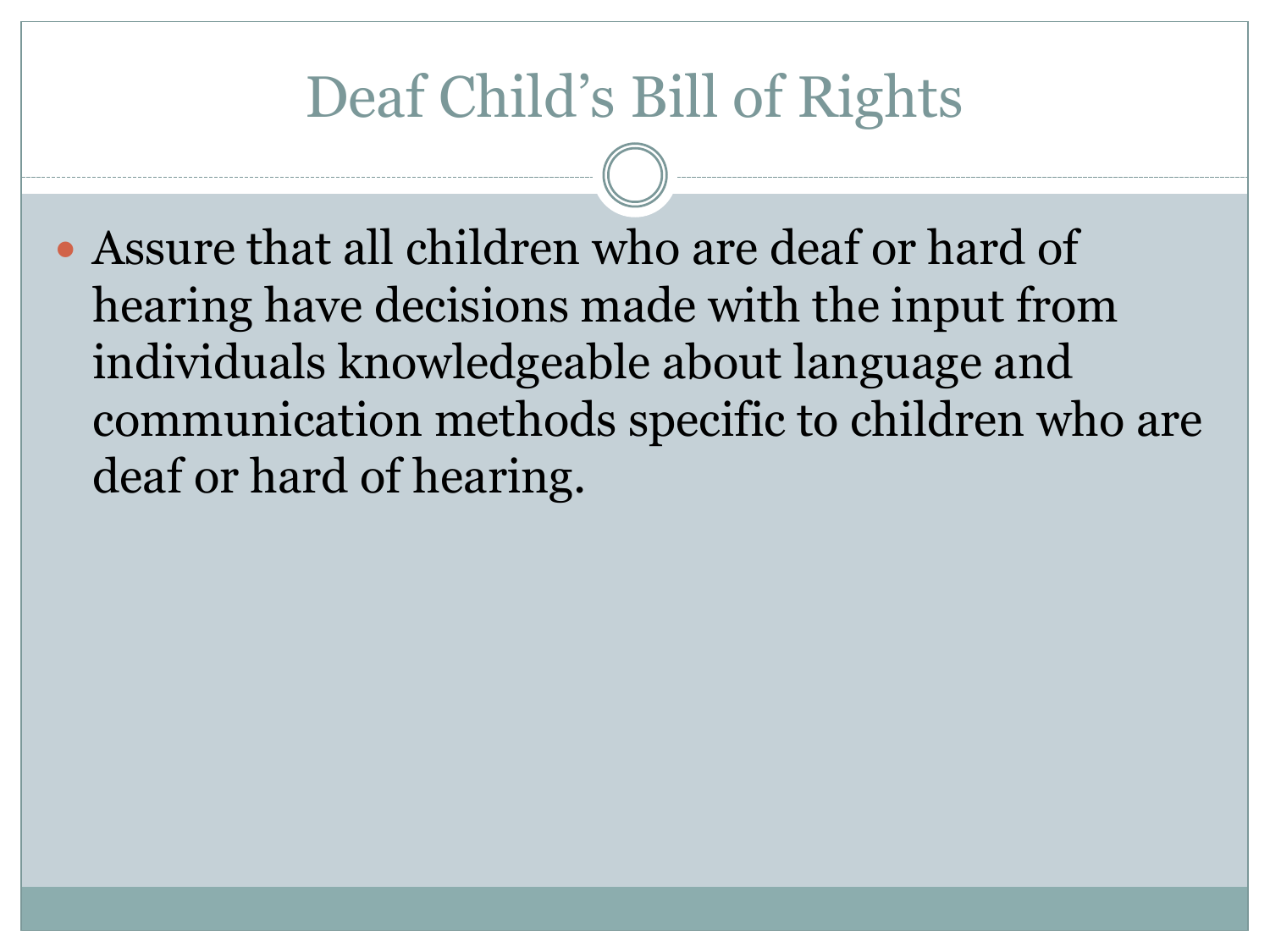# Deaf Child's Bill of Rights

- Assure that all children who are deaf or hard of hearing have decisions made with the input from individuals knowledgeable about language and communication methods specific to children who are deaf or hard of hearing.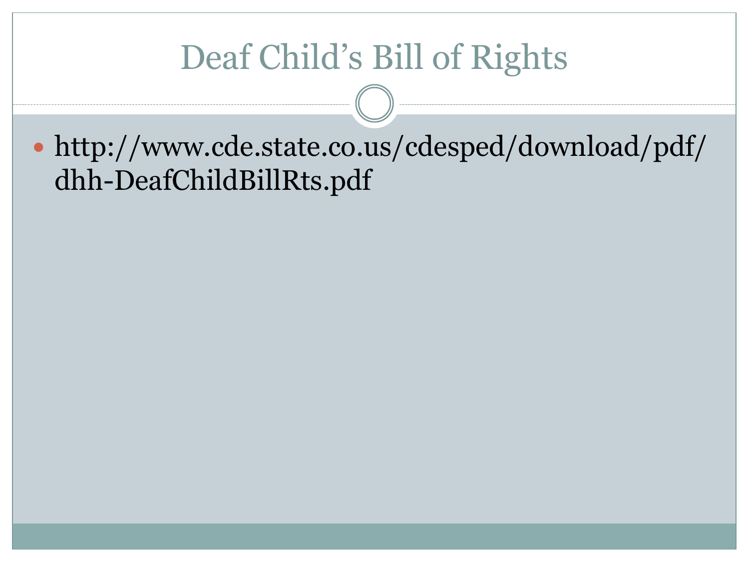# Deaf Child's Bill of Rights

- http://www.cde.state.co.us/cdesped/download/pdf/dhh-DeafChildBillRts.pdf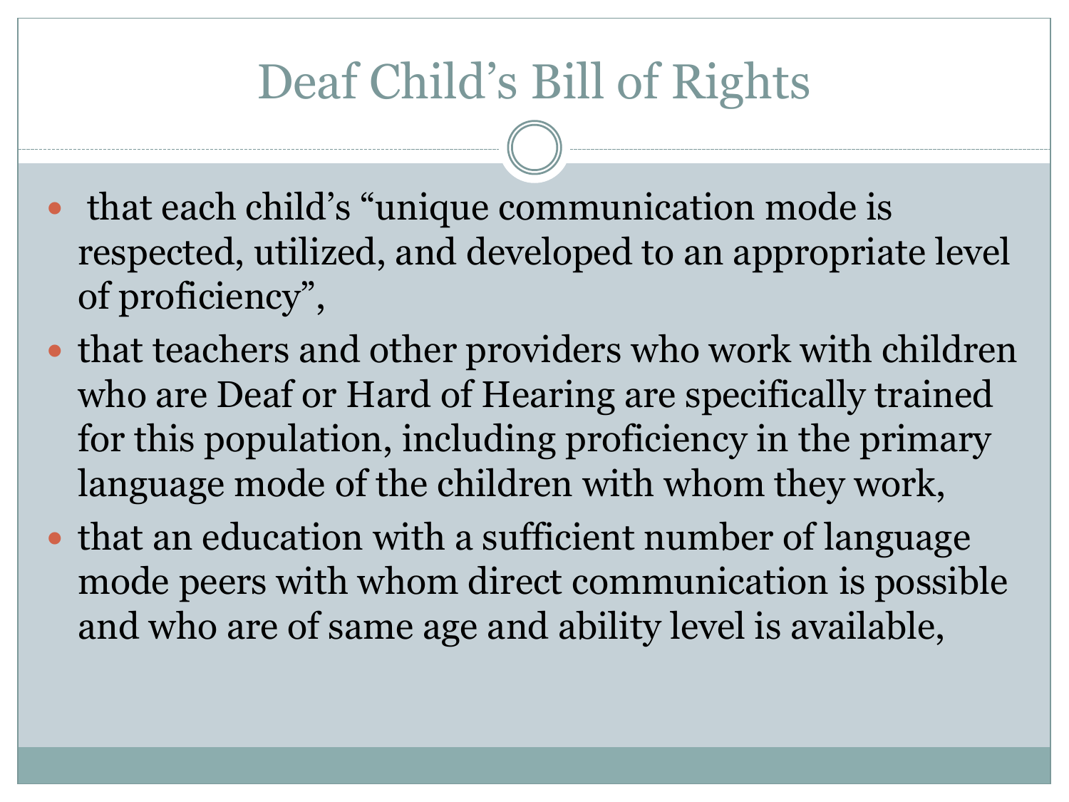# Deaf Child's Bill of Rights

- that each child's "unique communication mode is respected, utilized, and developed to an appropriate level of proficiency",
- that teachers and other providers who work with children who are Deaf or Hard of Hearing are specifically trained for this population, including proficiency in the primary language mode of the children with whom they work,
- that an education with a sufficient number of language mode peers with whom direct communication is possible and who are of same age and ability level is available,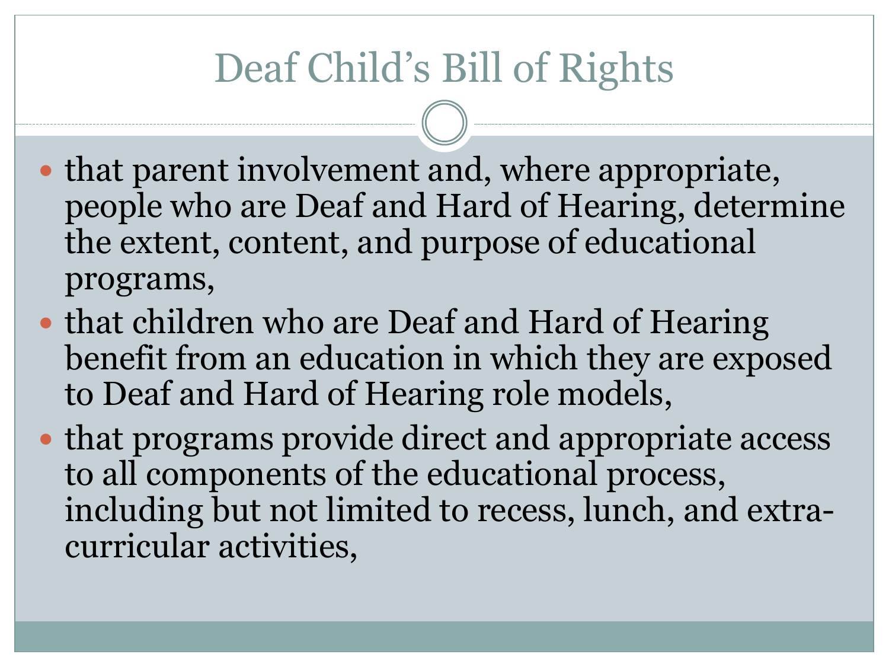# Deaf Child's Bill of Rights

- that parent involvement and, where appropriate, people who are Deaf and Hard of Hearing, determine the extent, content, and purpose of educational programs,
- that children who are Deaf and Hard of Hearing benefit from an education in which they are exposed to Deaf and Hard of Hearing role models,
- that programs provide direct and appropriate access to all components of the educational process, including but not limited to recess, lunch, and extra-curricular activities,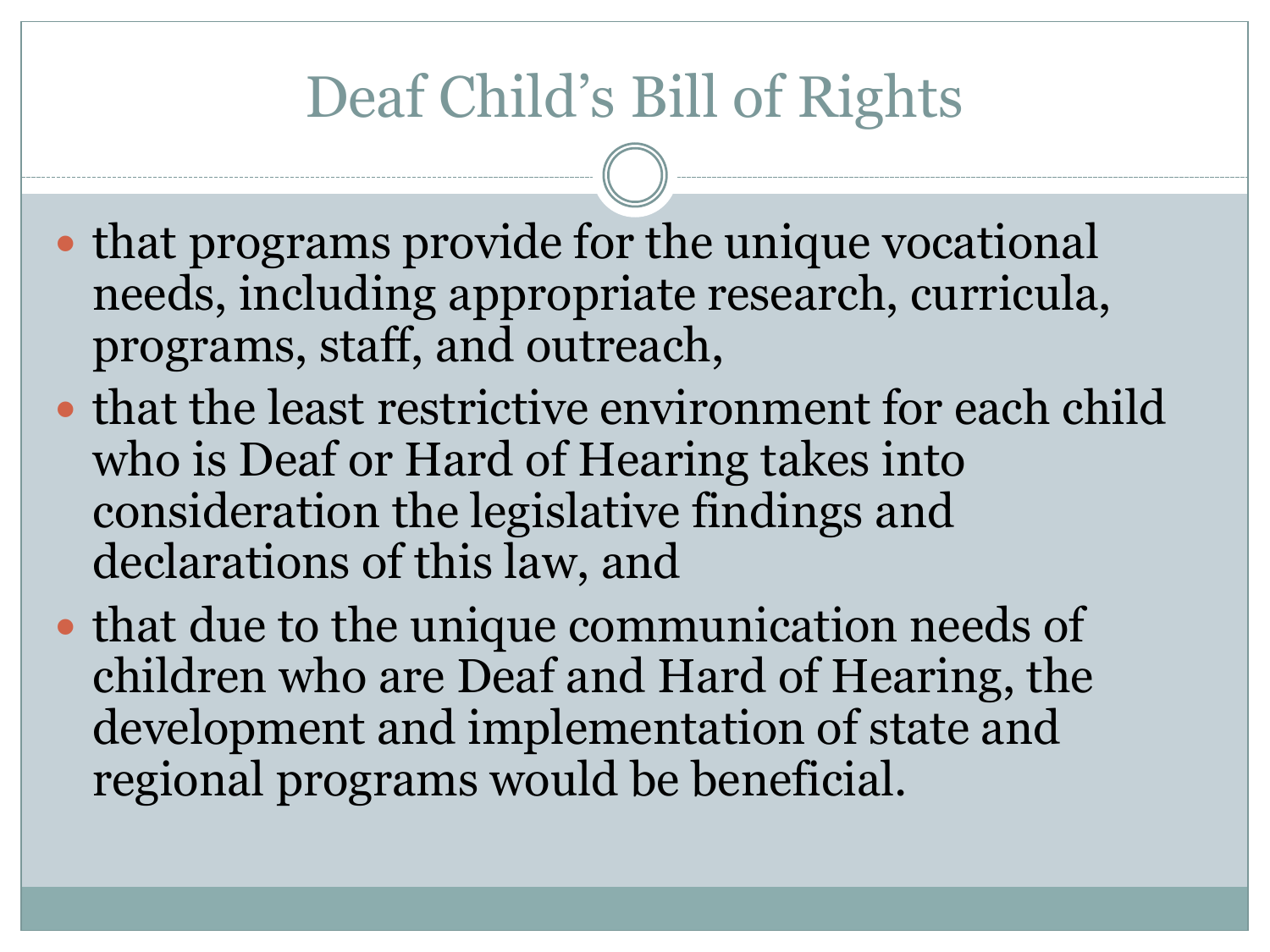# Deaf Child's Bill of Rights

- that programs provide for the unique vocational needs, including appropriate research, curricula, programs, staff, and outreach,
- that the least restrictive environment for each child who is Deaf or Hard of Hearing takes into consideration the legislative findings and declarations of this law, and
- that due to the unique communication needs of children who are Deaf and Hard of Hearing, the development and implementation of state and regional programs would be beneficial.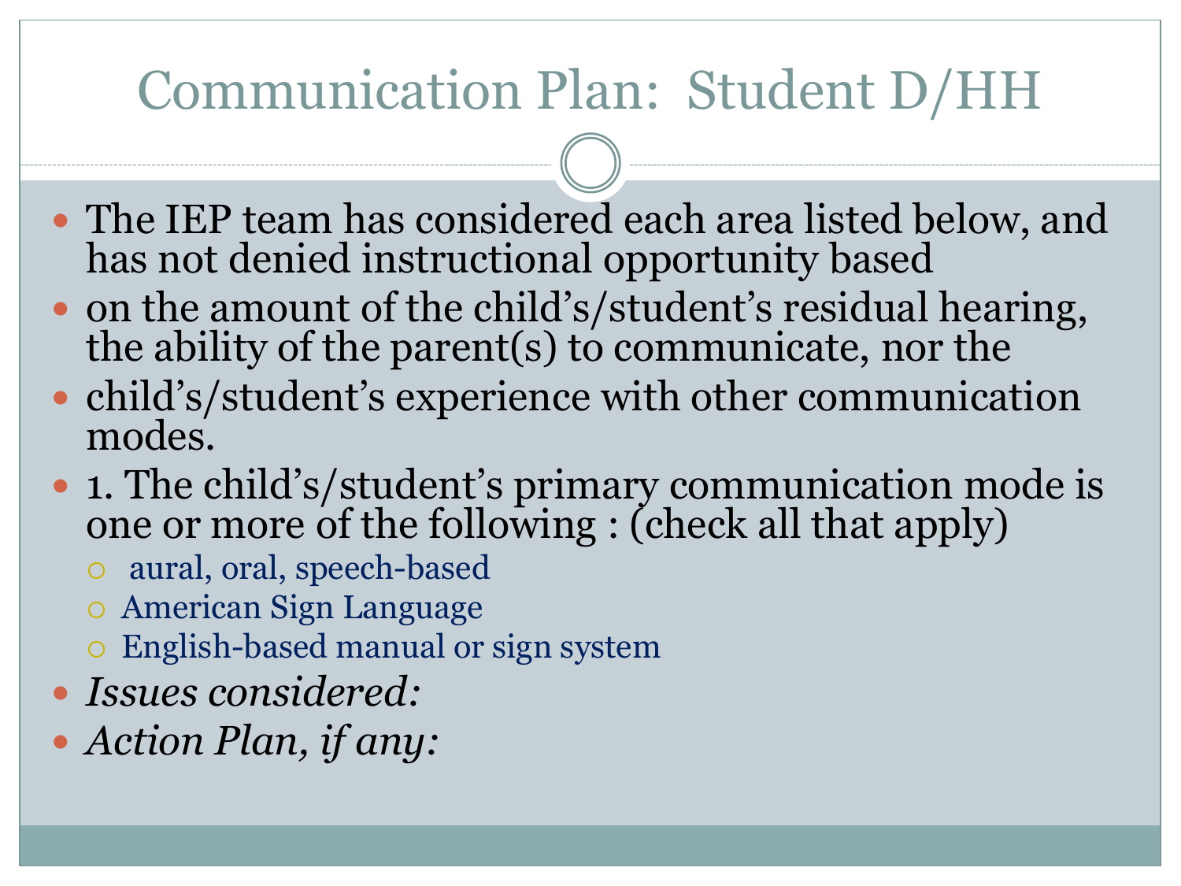# Communication Plan: Student D/HH

- The IEP team has considered each area listed below, and has not denied instructional opportunity based
- on the amount of the child's/student's residual hearing, the ability of the parent(s) to communicate, nor the
- child's/student's experience with other communication modes.
- 1. The child's/student's primary communication mode is one or more of the following : (check all that apply)
  - aural, oral, speech-based
  - American Sign Language
  - English-based manual or sign system
- *Issues considered:*
- *Action Plan, if any:*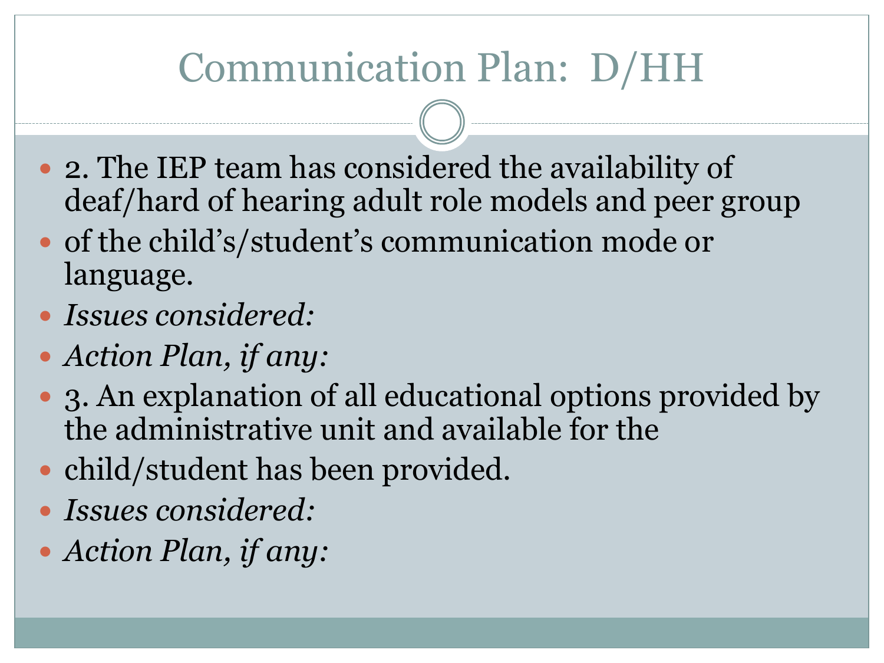# Communication Plan: D/HH

- 2. The IEP team has considered the availability of deaf/hard of hearing adult role models and peer group
- of the child's/student's communication mode or language.
- *Issues considered:*
- *Action Plan, if any:*
- 3. An explanation of all educational options provided by the administrative unit and available for the
- child/student has been provided.
- *Issues considered:*
- *Action Plan, if any:*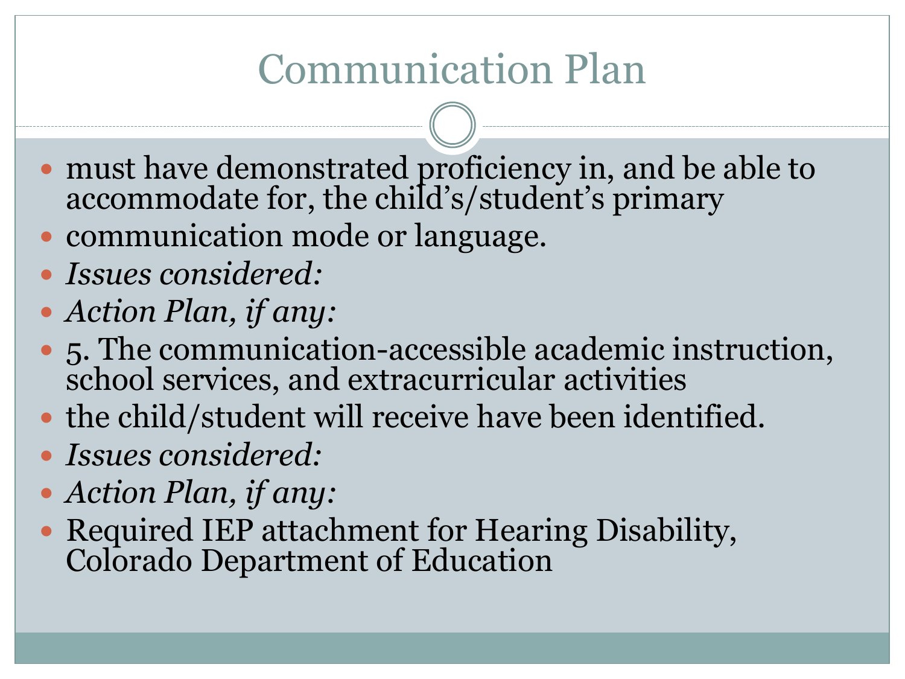# Communication Plan

- must have demonstrated proficiency in, and be able to accommodate for, the child's/student's primary
- communication mode or language.
- *Issues considered:*
- *Action Plan, if any:*
- 5. The communication-accessible academic instruction, school services, and extracurricular activities
- the child/student will receive have been identified.
- *Issues considered:*
- *Action Plan, if any:*
- Required IEP attachment for Hearing Disability, Colorado Department of Education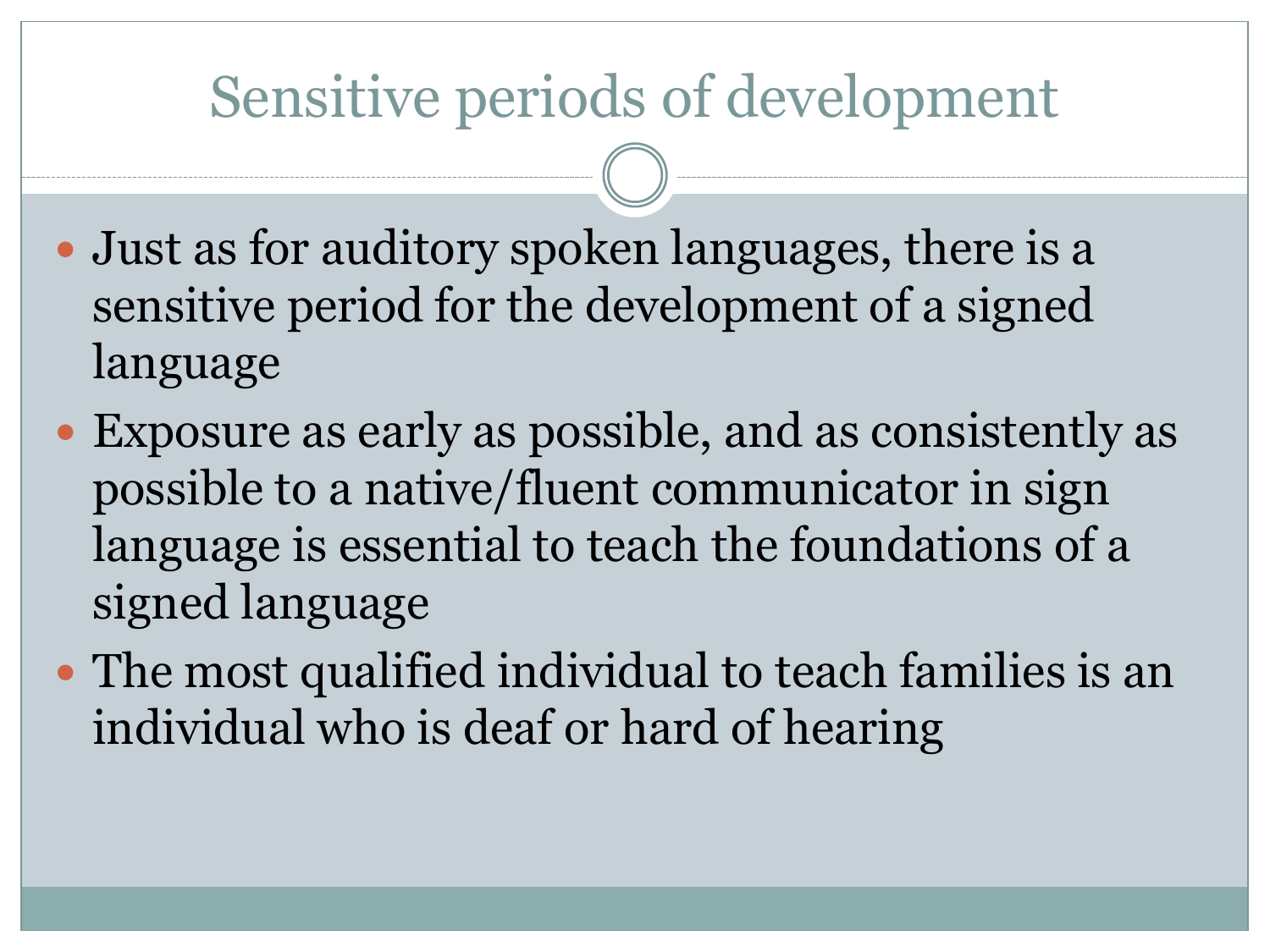# Sensitive periods of development

- Just as for auditory spoken languages, there is a sensitive period for the development of a signed language
- Exposure as early as possible, and as consistently as possible to a native/fluent communicator in sign language is essential to teach the foundations of a signed language
- The most qualified individual to teach families is an individual who is deaf or hard of hearing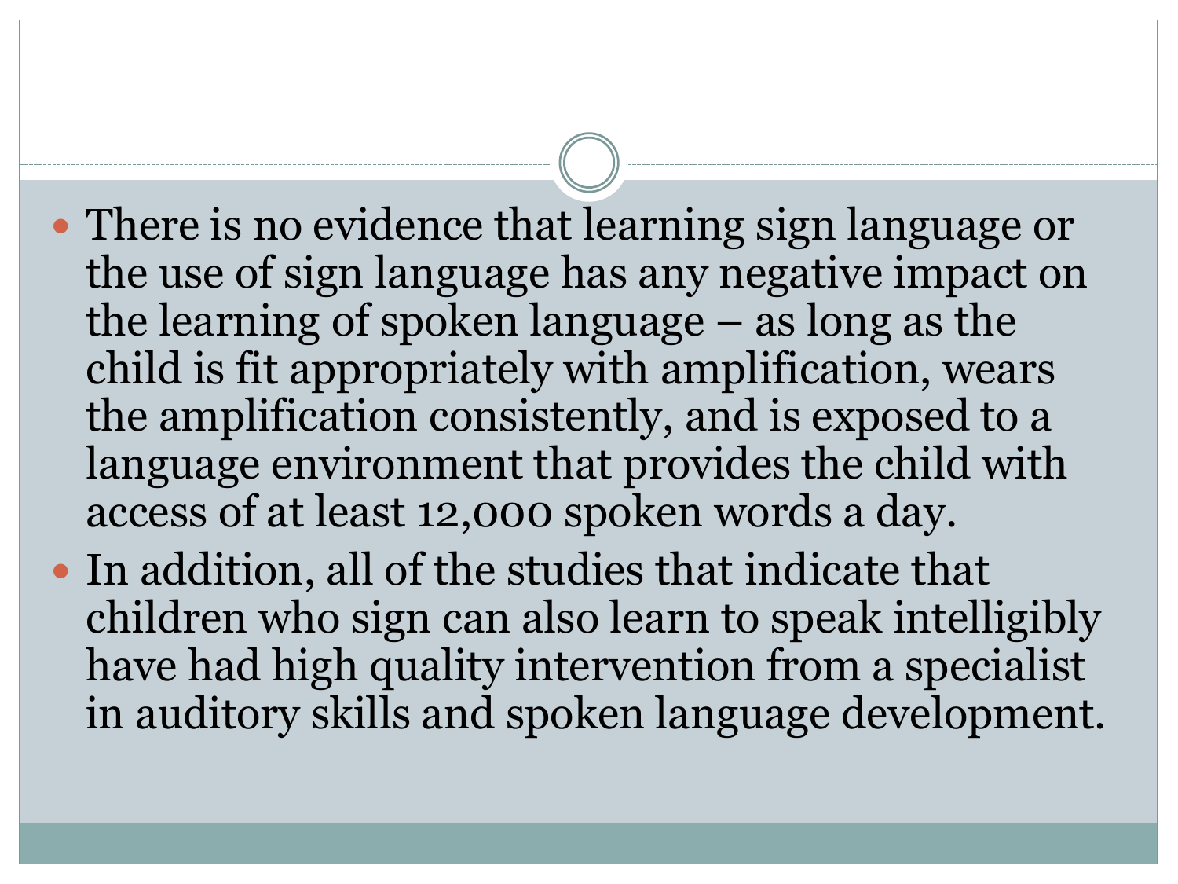- There is no evidence that learning sign language or the use of sign language has any negative impact on the learning of spoken language – as long as the child is fit appropriately with amplification, wears the amplification consistently, and is exposed to a language environment that provides the child with access of at least 12,000 spoken words a day.
- In addition, all of the studies that indicate that children who sign can also learn to speak intelligibly have had high quality intervention from a specialist in auditory skills and spoken language development.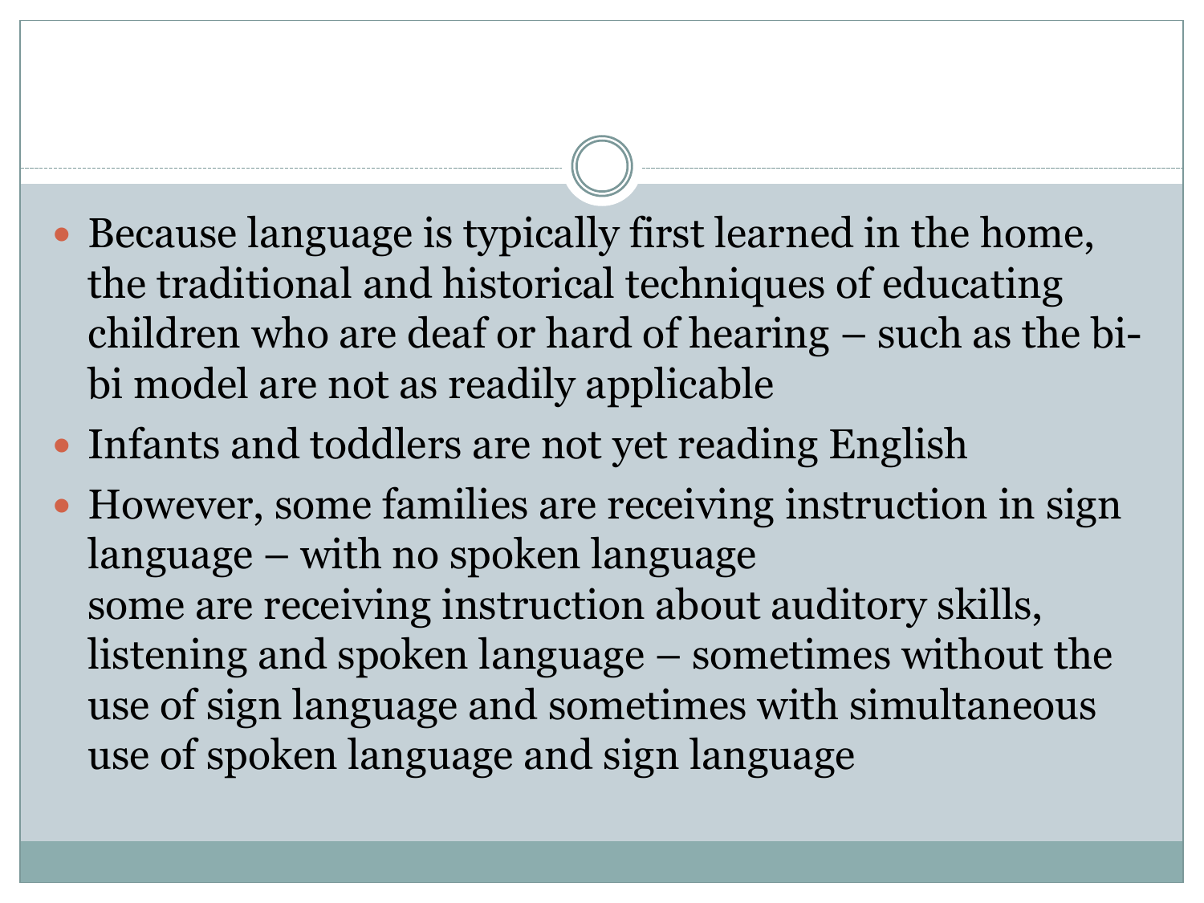- Because language is typically first learned in the home, the traditional and historical techniques of educating children who are deaf or hard of hearing – such as the bi-bi model are not as readily applicable
- Infants and toddlers are not yet reading English
- However, some families are receiving instruction in sign language – with no spoken language
  some are receiving instruction about auditory skills, listening and spoken language – sometimes without the use of sign language and sometimes with simultaneous use of spoken language and sign language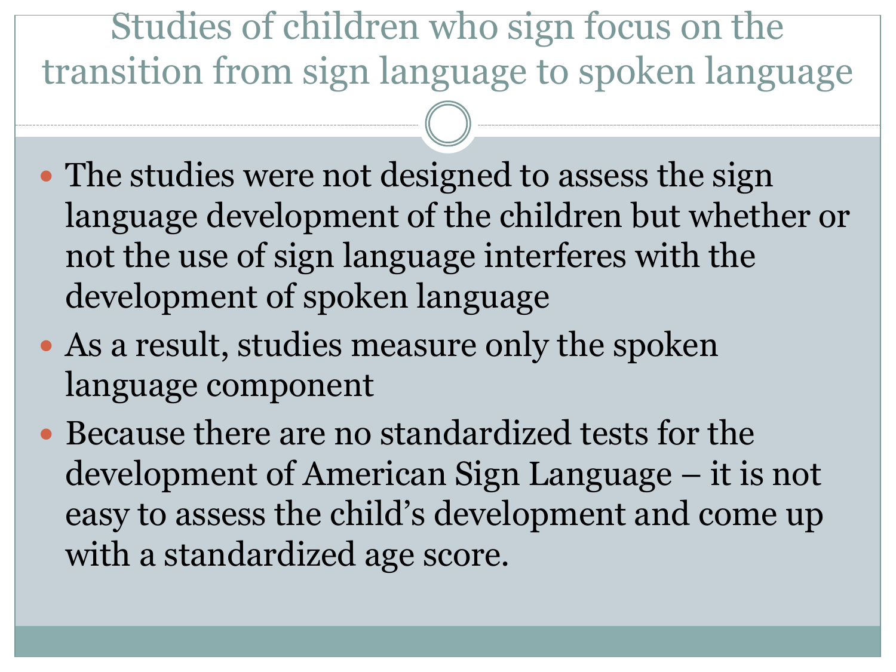# Studies of children who sign focus on the transition from sign language to spoken language

- The studies were not designed to assess the sign language development of the children but whether or not the use of sign language interferes with the development of spoken language
- As a result, studies measure only the spoken language component
- Because there are no standardized tests for the development of American Sign Language – it is not easy to assess the child's development and come up with a standardized age score.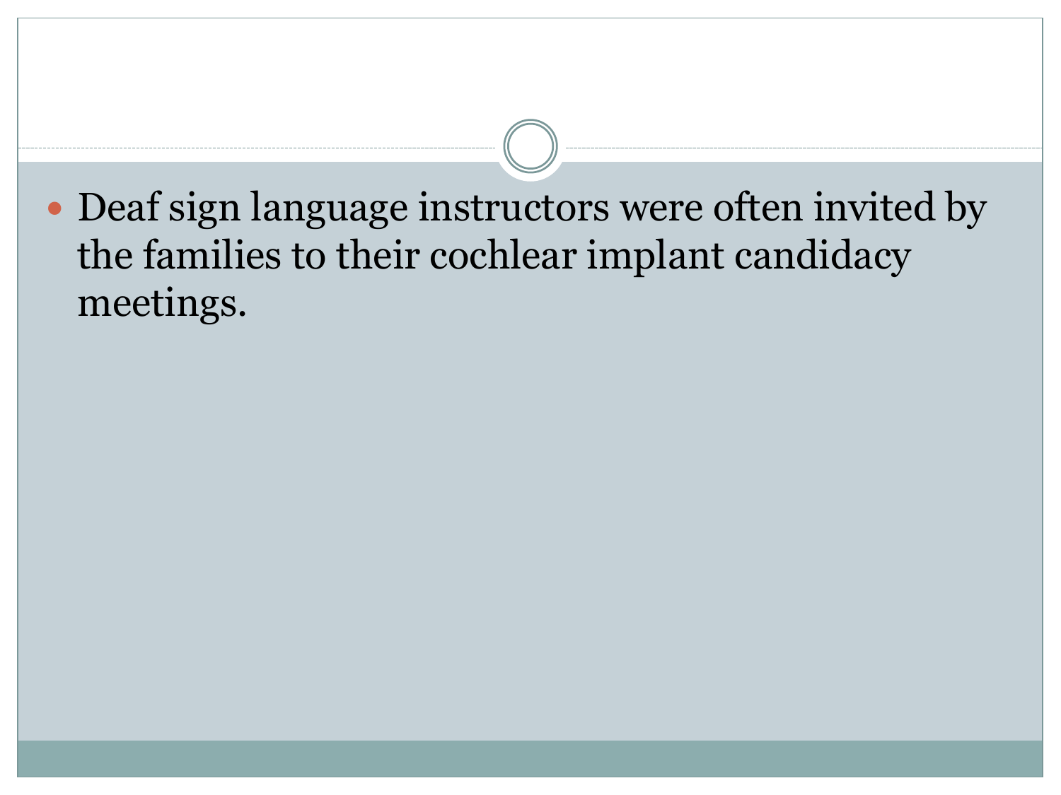- Deaf sign language instructors were often invited by the families to their cochlear implant candidacy meetings.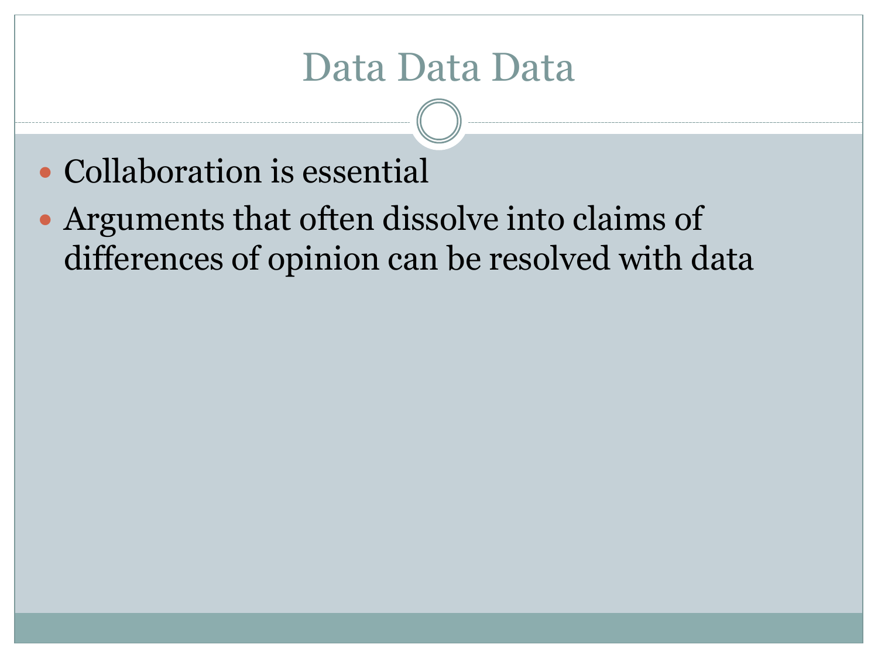# Data Data Data

- Collaboration is essential
- Arguments that often dissolve into claims of differences of opinion can be resolved with data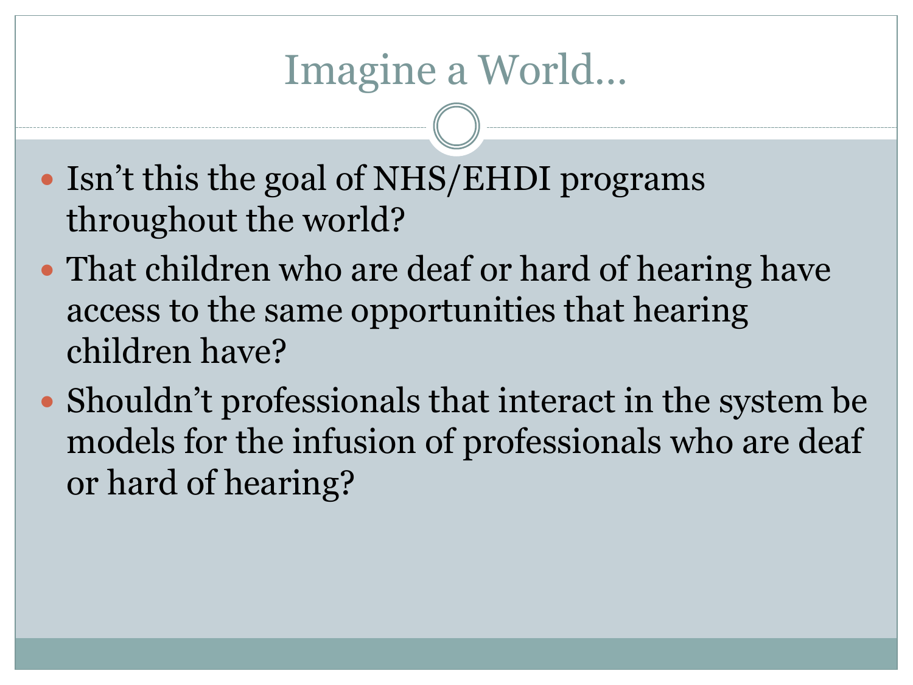# Imagine a World…

- Isn’t this the goal of NHS/EHDI programs throughout the world?
- That children who are deaf or hard of hearing have access to the same opportunities that hearing children have?
- Shouldn’t professionals that interact in the system be models for the infusion of professionals who are deaf or hard of hearing?